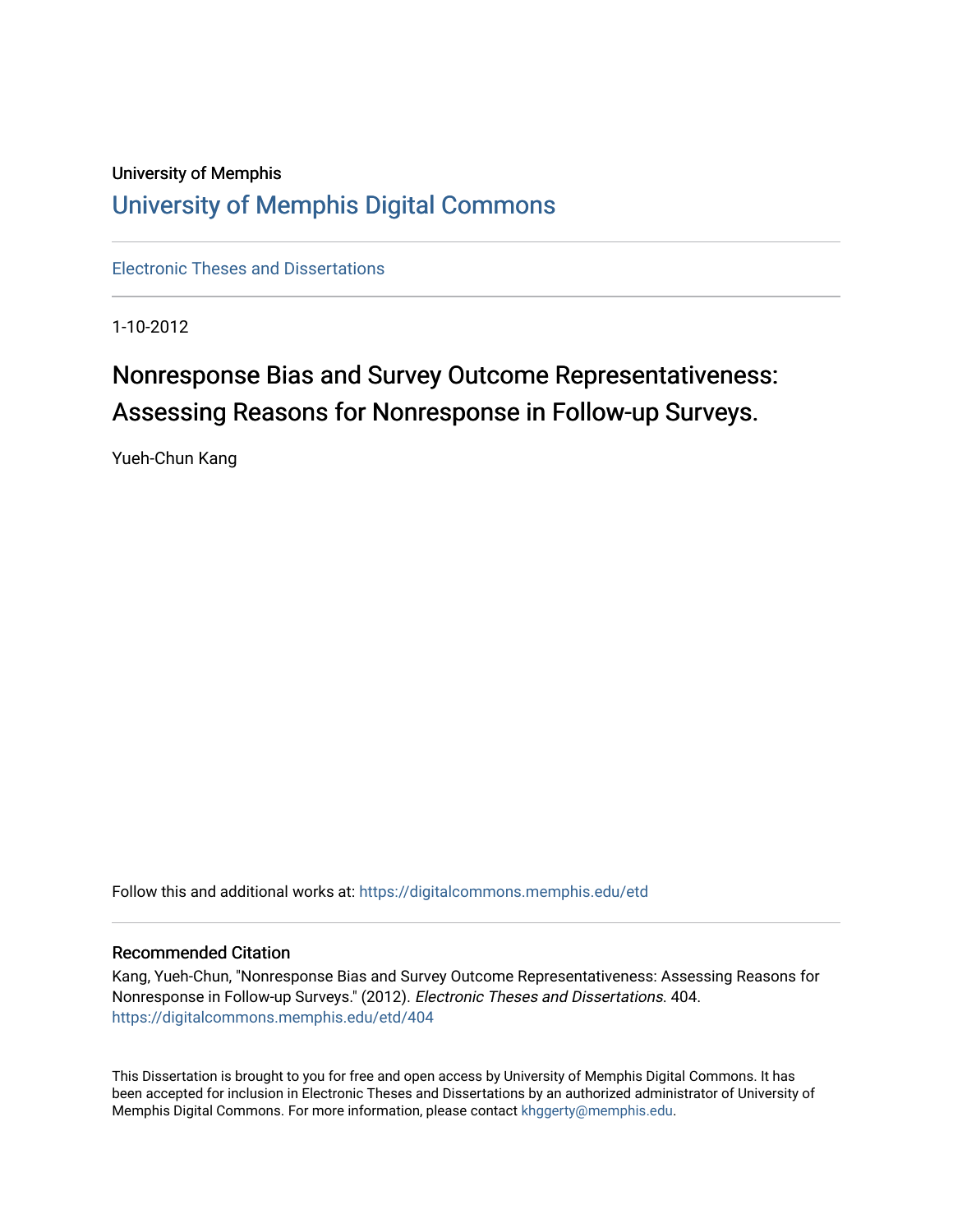University of Memphis

# University of Memphis Digital Commons

Electronic Theses and Dissertations

1-10-2012

## Nonresponse Bias and Survey Outcome Representativeness: Assessing Reasons for Nonresponse in Follow-up Surveys.

Yueh-Chun Kang

Follow this and additional works at: https://digitalcommons.memphis.edu/etd

### Recommended Citation

Kang, Yueh-Chun, "Nonresponse Bias and Survey Outcome Representativeness: Assessing Reasons for Nonresponse in Follow-up Surveys." (2012). *Electronic Theses and Dissertations*. 404.
https://digitalcommons.memphis.edu/etd/404

This Dissertation is brought to you for free and open access by University of Memphis Digital Commons. It has been accepted for inclusion in Electronic Theses and Dissertations by an authorized administrator of University of Memphis Digital Commons. For more information, please contact khggerty@memphis.edu.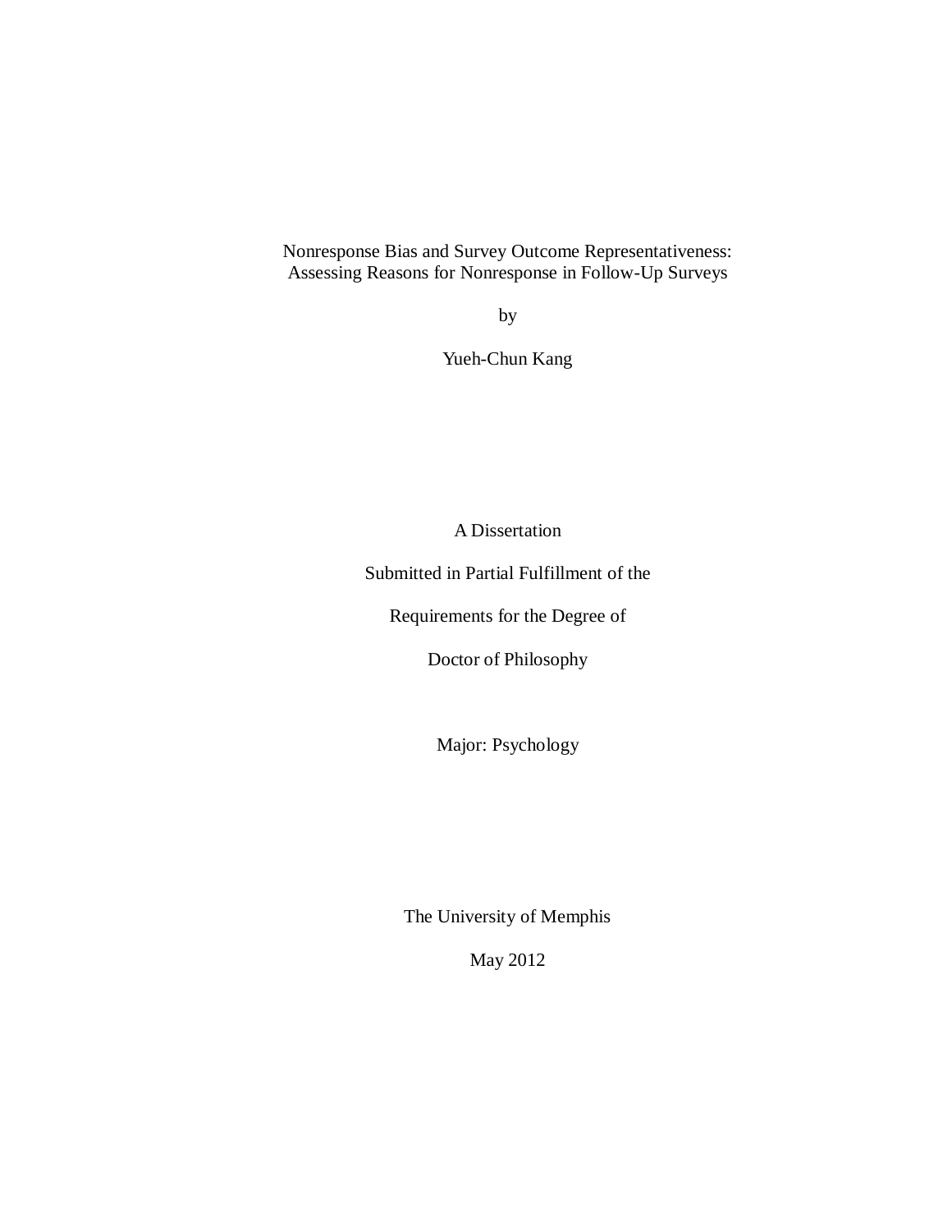# Nonresponse Bias and Survey Outcome Representativeness: Assessing Reasons for Nonresponse in Follow-Up Surveys

by

Yueh-Chun Kang

A Dissertation

Submitted in Partial Fulfillment of the

Requirements for the Degree of

Doctor of Philosophy

Major: Psychology

The University of Memphis

May 2012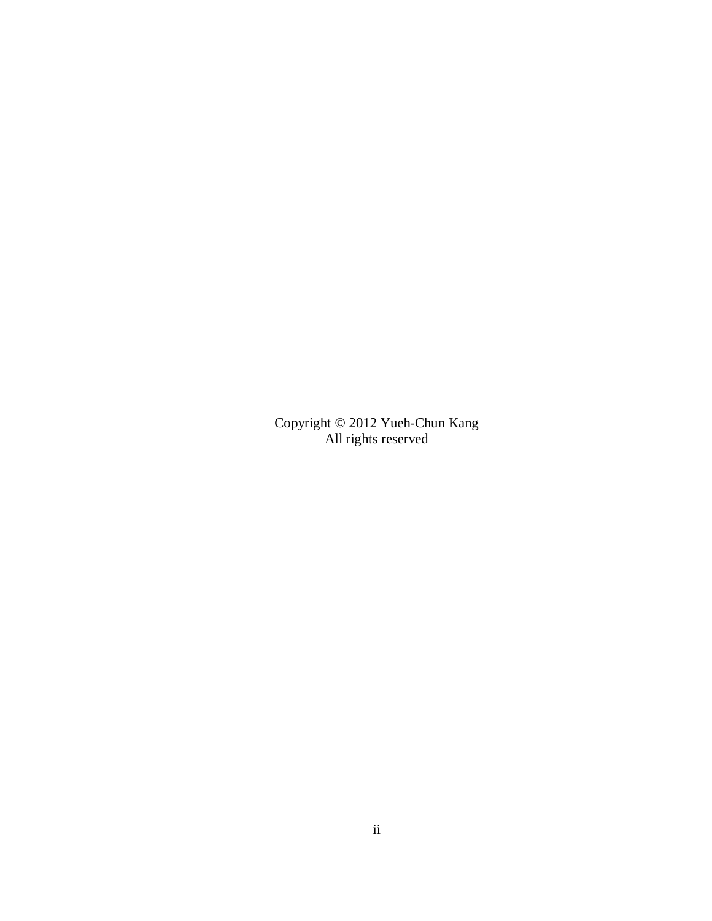Copyright © 2012 Yueh-Chun Kang
All rights reserved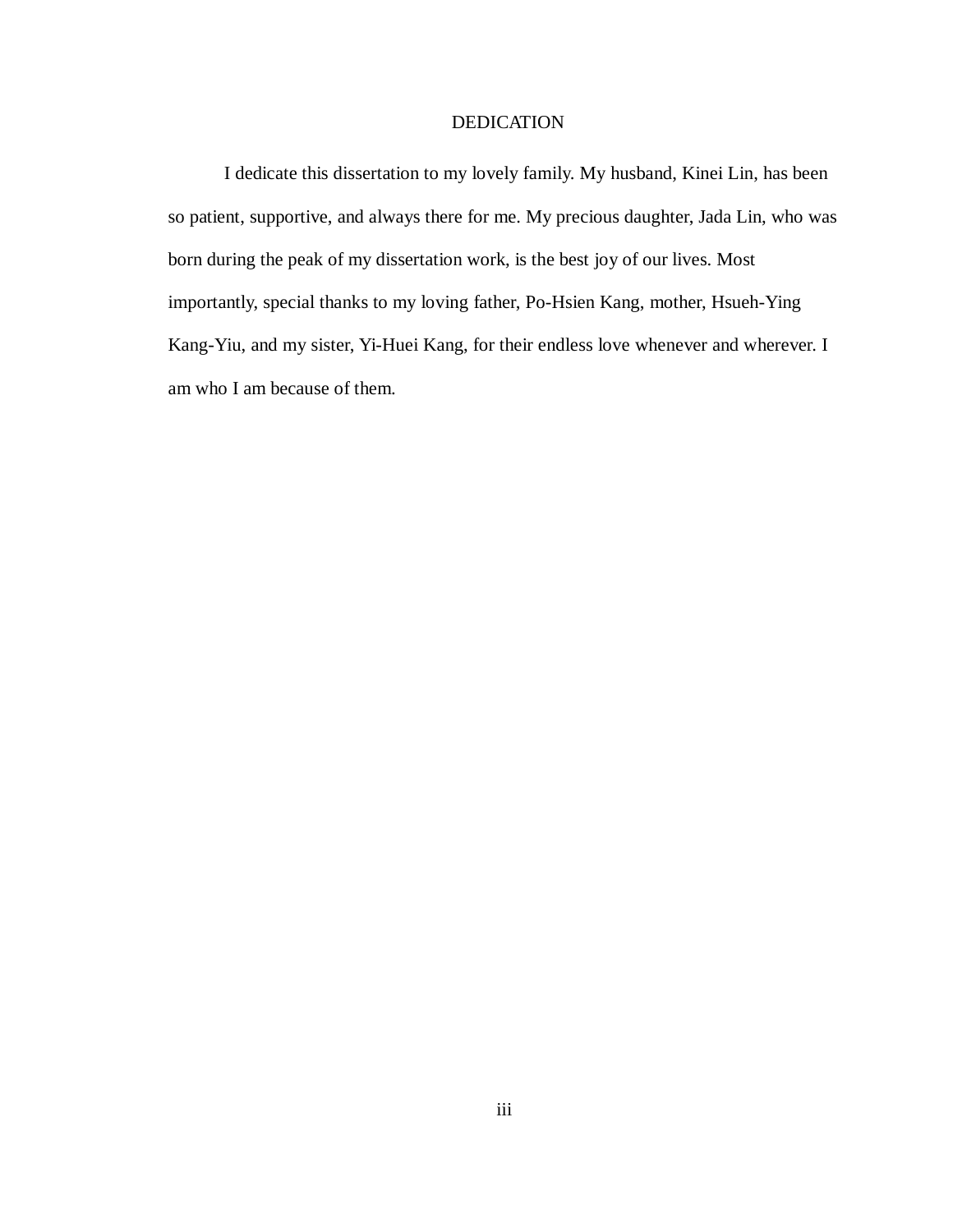# DEDICATION

I dedicate this dissertation to my lovely family. My husband, Kinei Lin, has been so patient, supportive, and always there for me. My precious daughter, Jada Lin, who was born during the peak of my dissertation work, is the best joy of our lives. Most importantly, special thanks to my loving father, Po-Hsien Kang, mother, Hsueh-Ying Kang-Yiu, and my sister, Yi-Huei Kang, for their endless love whenever and wherever. I am who I am because of them.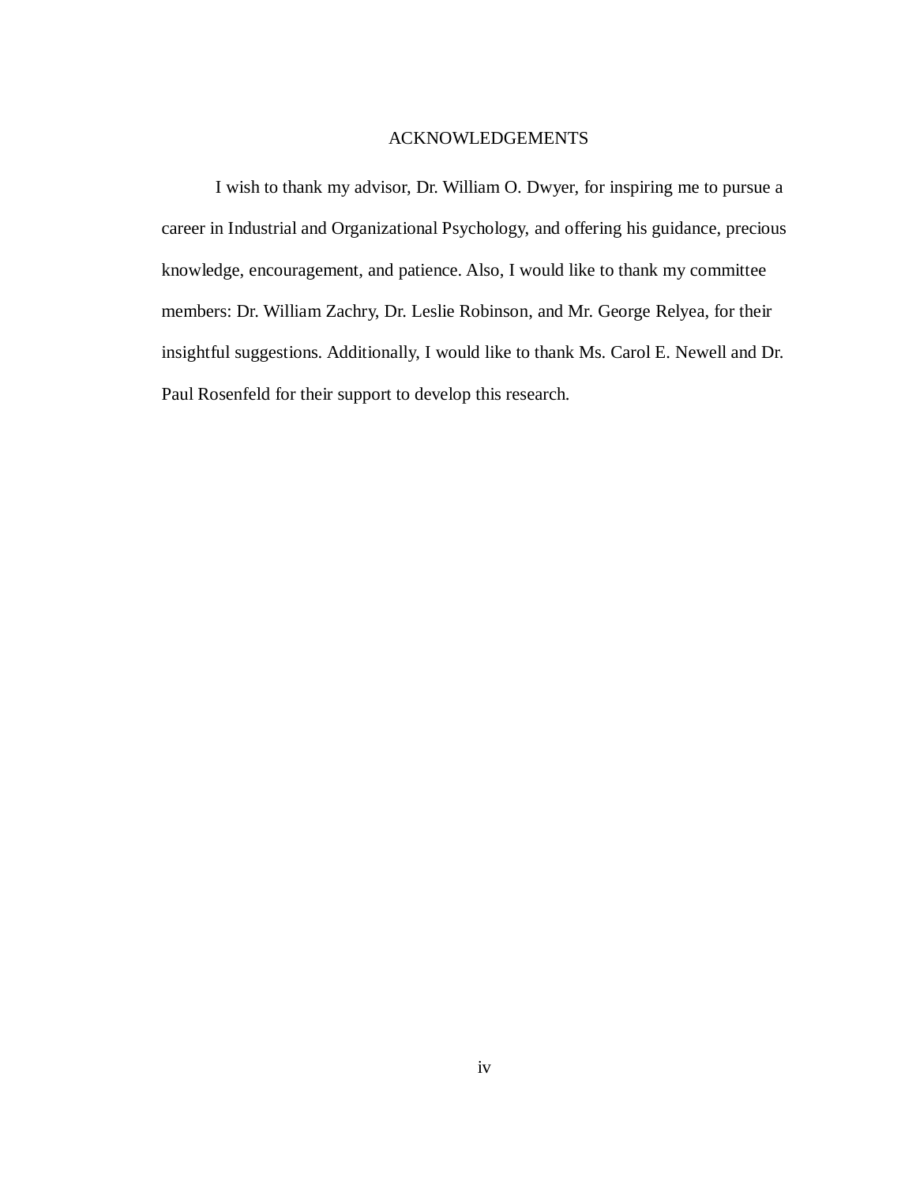# ACKNOWLEDGEMENTS

I wish to thank my advisor, Dr. William O. Dwyer, for inspiring me to pursue a career in Industrial and Organizational Psychology, and offering his guidance, precious knowledge, encouragement, and patience. Also, I would like to thank my committee members: Dr. William Zachry, Dr. Leslie Robinson, and Mr. George Relyea, for their insightful suggestions. Additionally, I would like to thank Ms. Carol E. Newell and Dr. Paul Rosenfeld for their support to develop this research.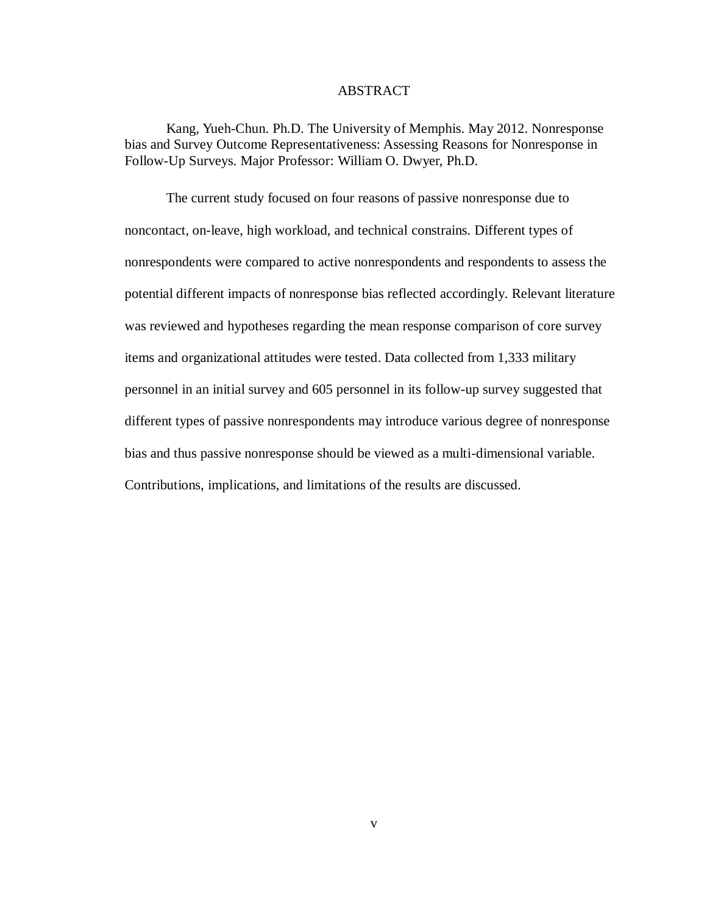# ABSTRACT

Kang, Yueh-Chun. Ph.D. The University of Memphis. May 2012. Nonresponse bias and Survey Outcome Representativeness: Assessing Reasons for Nonresponse in Follow-Up Surveys. Major Professor: William O. Dwyer, Ph.D.

The current study focused on four reasons of passive nonresponse due to noncontact, on-leave, high workload, and technical constrains. Different types of nonrespondents were compared to active nonrespondents and respondents to assess the potential different impacts of nonresponse bias reflected accordingly. Relevant literature was reviewed and hypotheses regarding the mean response comparison of core survey items and organizational attitudes were tested. Data collected from 1,333 military personnel in an initial survey and 605 personnel in its follow-up survey suggested that different types of passive nonrespondents may introduce various degree of nonresponse bias and thus passive nonresponse should be viewed as a multi-dimensional variable. Contributions, implications, and limitations of the results are discussed.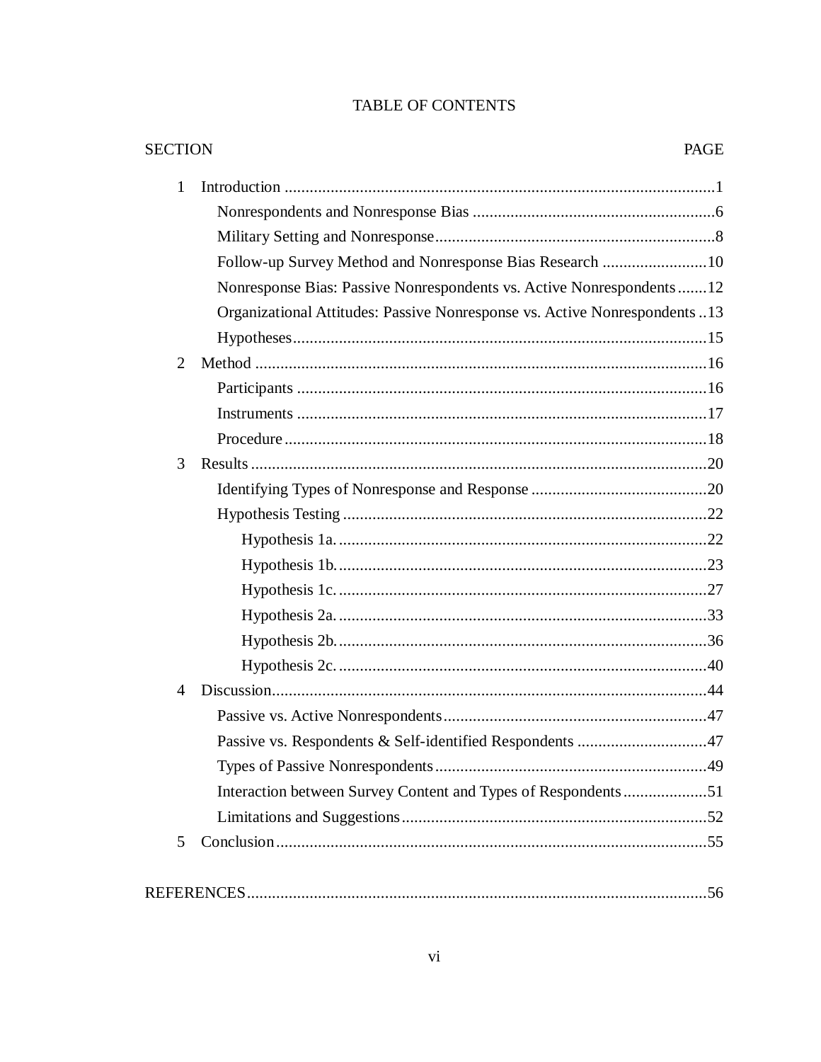# TABLE OF CONTENTS

| SECTION | | PAGE |
|---|---|---|
| 1 | Introduction | 1 |
| | Nonrespondents and Nonresponse Bias | 6 |
| | Military Setting and Nonresponse | 8 |
| | Follow-up Survey Method and Nonresponse Bias Research | 10 |
| | Nonresponse Bias: Passive Nonrespondents vs. Active Nonrespondents | 12 |
| | Organizational Attitudes: Passive Nonresponse vs. Active Nonrespondents | 13 |
| | Hypotheses | 15 |
| 2 | Method | 16 |
| | Participants | 16 |
| | Instruments | 17 |
| | Procedure | 18 |
| 3 | Results | 20 |
| | Identifying Types of Nonresponse and Response | 20 |
| | Hypothesis Testing | 22 |
| | Hypothesis 1a. | 22 |
| | Hypothesis 1b. | 23 |
| | Hypothesis 1c. | 27 |
| | Hypothesis 2a. | 33 |
| | Hypothesis 2b. | 36 |
| | Hypothesis 2c. | 40 |
| 4 | Discussion | 44 |
| | Passive vs. Active Nonrespondents | 47 |
| | Passive vs. Respondents & Self-identified Respondents | 47 |
| | Types of Passive Nonrespondents | 49 |
| | Interaction between Survey Content and Types of Respondents | 51 |
| | Limitations and Suggestions | 52 |
| 5 | Conclusion | 55 |
| REFERENCES | | 56 |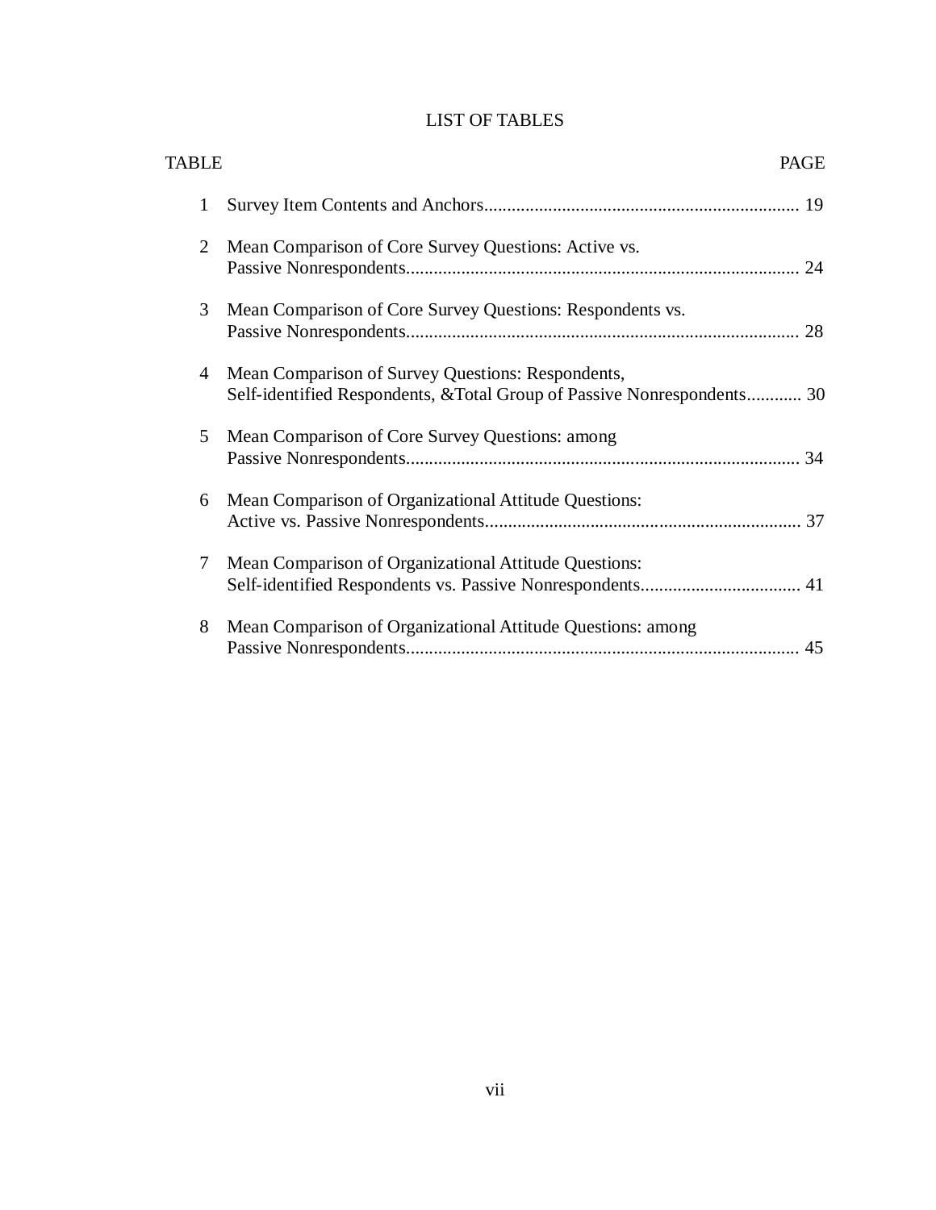# LIST OF TABLES

| TABLE | | PAGE |
|---|---|---|
| 1 | Survey Item Contents and Anchors | 19 |
| 2 | Mean Comparison of Core Survey Questions: Active vs. Passive Nonrespondents | 24 |
| 3 | Mean Comparison of Core Survey Questions: Respondents vs. Passive Nonrespondents | 28 |
| 4 | Mean Comparison of Survey Questions: Respondents, Self-identified Respondents, &Total Group of Passive Nonrespondents | 30 |
| 5 | Mean Comparison of Core Survey Questions: among Passive Nonrespondents | 34 |
| 6 | Mean Comparison of Organizational Attitude Questions: Active vs. Passive Nonrespondents | 37 |
| 7 | Mean Comparison of Organizational Attitude Questions: Self-identified Respondents vs. Passive Nonrespondents | 41 |
| 8 | Mean Comparison of Organizational Attitude Questions: among Passive Nonrespondents | 45 |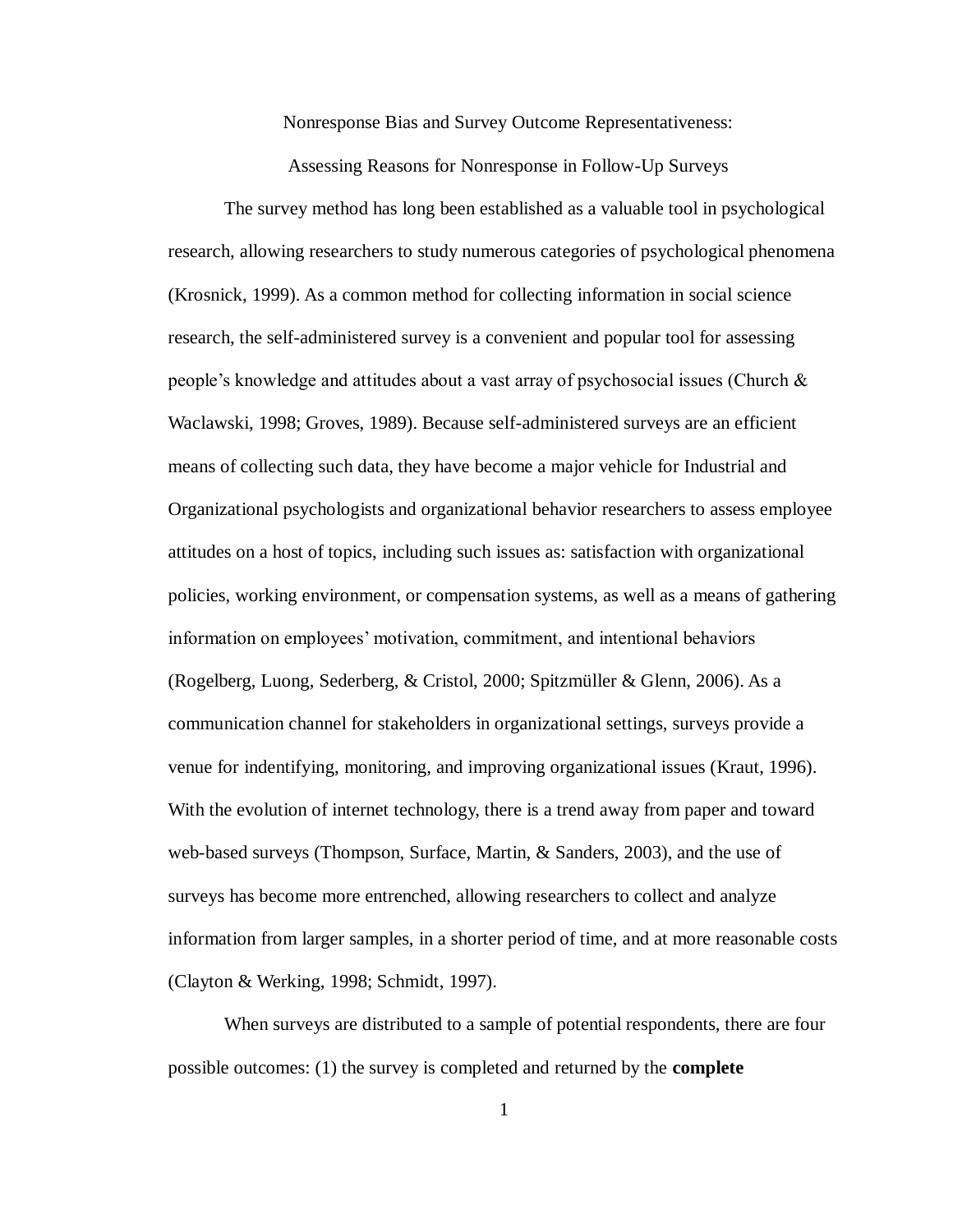# Nonresponse Bias and Survey Outcome Representativeness:

## Assessing Reasons for Nonresponse in Follow-Up Surveys

The survey method has long been established as a valuable tool in psychological research, allowing researchers to study numerous categories of psychological phenomena (Krosnick, 1999). As a common method for collecting information in social science research, the self-administered survey is a convenient and popular tool for assessing people's knowledge and attitudes about a vast array of psychosocial issues (Church & Waclawski, 1998; Groves, 1989). Because self-administered surveys are an efficient means of collecting such data, they have become a major vehicle for Industrial and Organizational psychologists and organizational behavior researchers to assess employee attitudes on a host of topics, including such issues as: satisfaction with organizational policies, working environment, or compensation systems, as well as a means of gathering information on employees' motivation, commitment, and intentional behaviors (Rogelberg, Luong, Sederberg, & Cristol, 2000; Spitzmüller & Glenn, 2006). As a communication channel for stakeholders in organizational settings, surveys provide a venue for indentifying, monitoring, and improving organizational issues (Kraut, 1996). With the evolution of internet technology, there is a trend away from paper and toward web-based surveys (Thompson, Surface, Martin, & Sanders, 2003), and the use of surveys has become more entrenched, allowing researchers to collect and analyze information from larger samples, in a shorter period of time, and at more reasonable costs (Clayton & Werking, 1998; Schmidt, 1997).

When surveys are distributed to a sample of potential respondents, there are four possible outcomes: (1) the survey is completed and returned by the **complete**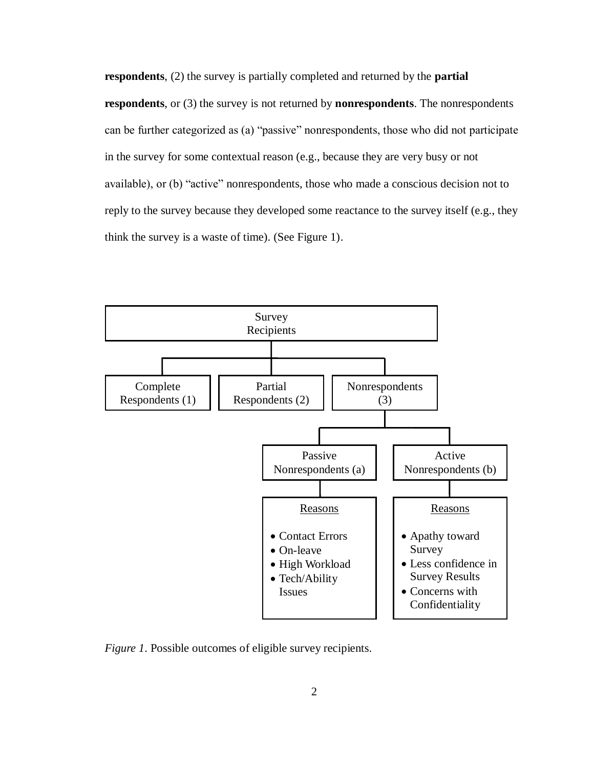**respondents**, (2) the survey is partially completed and returned by the **partial respondents**, or (3) the survey is not returned by **nonrespondents**. The nonrespondents can be further categorized as (a) "passive" nonrespondents, those who did not participate in the survey for some contextual reason (e.g., because they are very busy or not available), or (b) "active" nonrespondents, those who made a conscious decision not to reply to the survey because they developed some reactance to the survey itself (e.g., they think the survey is a waste of time). (See Figure 1).

Survey Recipients

- Complete Respondents (1)
- Partial Respondents (2)
- Nonrespondents (3)
  - Passive Nonrespondents (a)
    - Reasons
      - Contact Errors
      - On-leave
      - High Workload
      - Tech/Ability Issues
  - Active Nonrespondents (b)
    - Reasons
      - Apathy toward Survey
      - Less confidence in Survey Results
      - Concerns with Confidentiality

*Figure 1.* Possible outcomes of eligible survey recipients.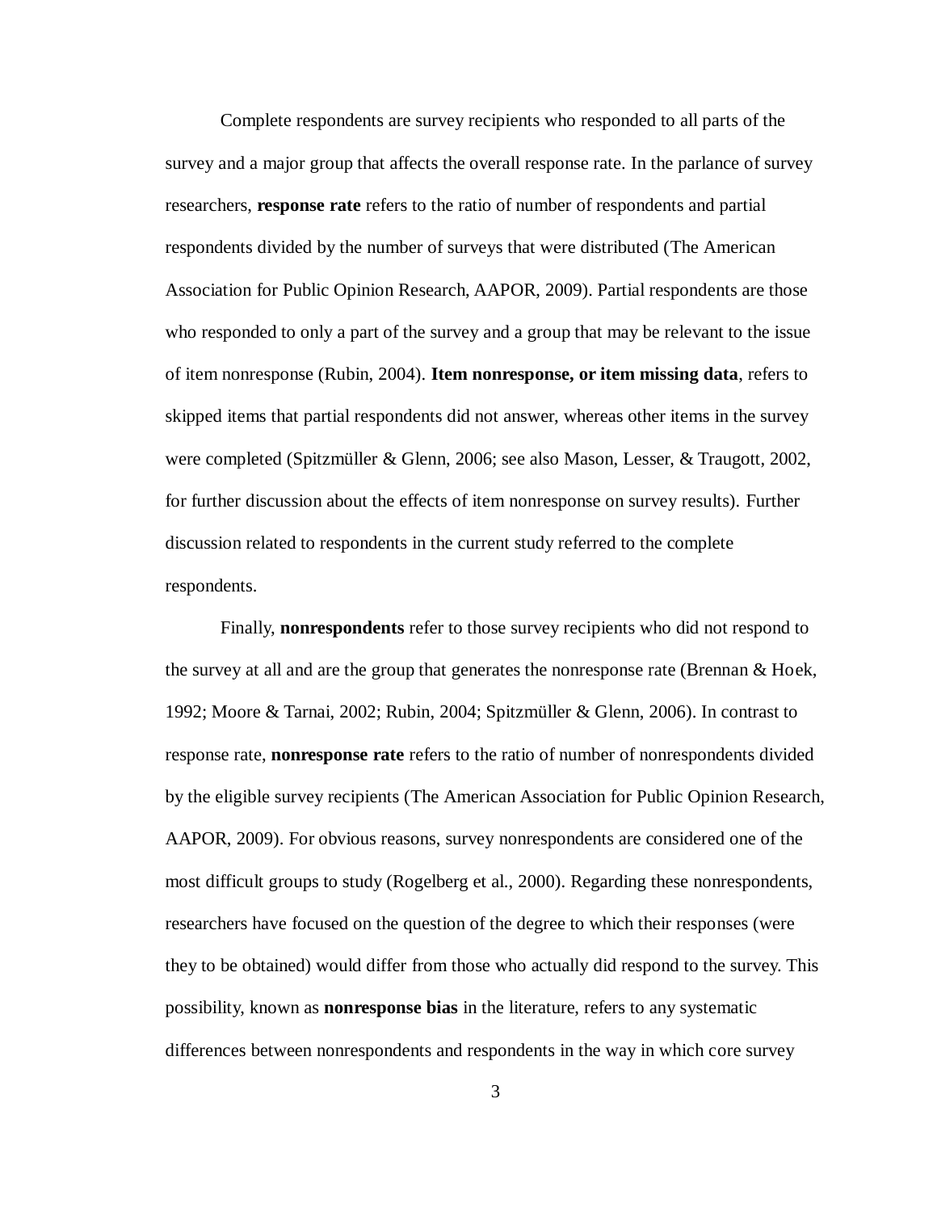Complete respondents are survey recipients who responded to all parts of the survey and a major group that affects the overall response rate. In the parlance of survey researchers, **response rate** refers to the ratio of number of respondents and partial respondents divided by the number of surveys that were distributed (The American Association for Public Opinion Research, AAPOR, 2009). Partial respondents are those who responded to only a part of the survey and a group that may be relevant to the issue of item nonresponse (Rubin, 2004). **Item nonresponse, or item missing data**, refers to skipped items that partial respondents did not answer, whereas other items in the survey were completed (Spitzmüller & Glenn, 2006; see also Mason, Lesser, & Traugott, 2002, for further discussion about the effects of item nonresponse on survey results). Further discussion related to respondents in the current study referred to the complete respondents.

Finally, **nonrespondents** refer to those survey recipients who did not respond to the survey at all and are the group that generates the nonresponse rate (Brennan & Hoek, 1992; Moore & Tarnai, 2002; Rubin, 2004; Spitzmüller & Glenn, 2006). In contrast to response rate, **nonresponse rate** refers to the ratio of number of nonrespondents divided by the eligible survey recipients (The American Association for Public Opinion Research, AAPOR, 2009). For obvious reasons, survey nonrespondents are considered one of the most difficult groups to study (Rogelberg et al., 2000). Regarding these nonrespondents, researchers have focused on the question of the degree to which their responses (were they to be obtained) would differ from those who actually did respond to the survey. This possibility, known as **nonresponse bias** in the literature, refers to any systematic differences between nonrespondents and respondents in the way in which core survey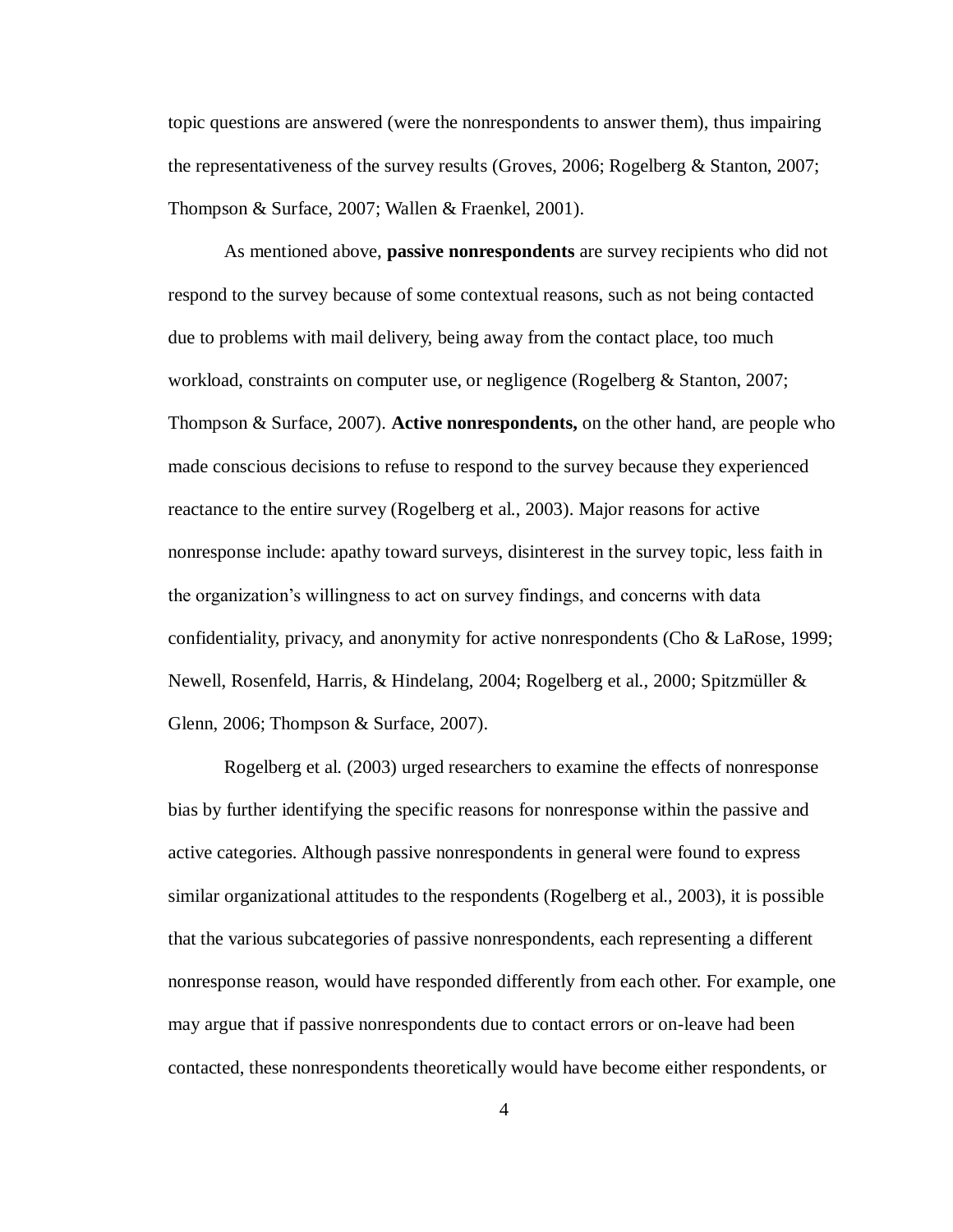topic questions are answered (were the nonrespondents to answer them), thus impairing the representativeness of the survey results (Groves, 2006; Rogelberg & Stanton, 2007; Thompson & Surface, 2007; Wallen & Fraenkel, 2001).

As mentioned above, **passive nonrespondents** are survey recipients who did not respond to the survey because of some contextual reasons, such as not being contacted due to problems with mail delivery, being away from the contact place, too much workload, constraints on computer use, or negligence (Rogelberg & Stanton, 2007; Thompson & Surface, 2007). **Active nonrespondents,** on the other hand, are people who made conscious decisions to refuse to respond to the survey because they experienced reactance to the entire survey (Rogelberg et al., 2003). Major reasons for active nonresponse include: apathy toward surveys, disinterest in the survey topic, less faith in the organization's willingness to act on survey findings, and concerns with data confidentiality, privacy, and anonymity for active nonrespondents (Cho & LaRose, 1999; Newell, Rosenfeld, Harris, & Hindelang, 2004; Rogelberg et al., 2000; Spitzmüller & Glenn, 2006; Thompson & Surface, 2007).

Rogelberg et al. (2003) urged researchers to examine the effects of nonresponse bias by further identifying the specific reasons for nonresponse within the passive and active categories. Although passive nonrespondents in general were found to express similar organizational attitudes to the respondents (Rogelberg et al., 2003), it is possible that the various subcategories of passive nonrespondents, each representing a different nonresponse reason, would have responded differently from each other. For example, one may argue that if passive nonrespondents due to contact errors or on-leave had been contacted, these nonrespondents theoretically would have become either respondents, or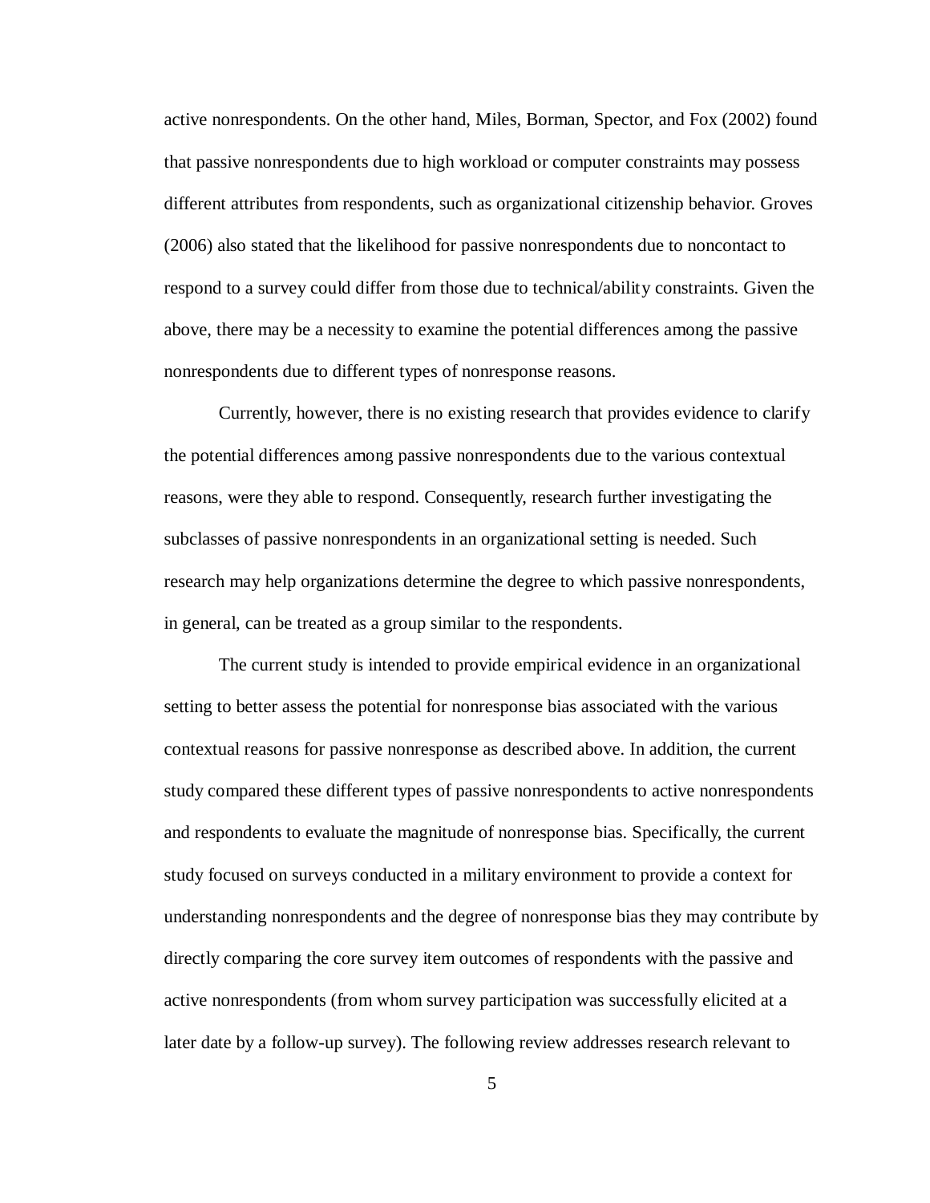active nonrespondents. On the other hand, Miles, Borman, Spector, and Fox (2002) found that passive nonrespondents due to high workload or computer constraints may possess different attributes from respondents, such as organizational citizenship behavior. Groves (2006) also stated that the likelihood for passive nonrespondents due to noncontact to respond to a survey could differ from those due to technical/ability constraints. Given the above, there may be a necessity to examine the potential differences among the passive nonrespondents due to different types of nonresponse reasons.

Currently, however, there is no existing research that provides evidence to clarify the potential differences among passive nonrespondents due to the various contextual reasons, were they able to respond. Consequently, research further investigating the subclasses of passive nonrespondents in an organizational setting is needed. Such research may help organizations determine the degree to which passive nonrespondents, in general, can be treated as a group similar to the respondents.

The current study is intended to provide empirical evidence in an organizational setting to better assess the potential for nonresponse bias associated with the various contextual reasons for passive nonresponse as described above. In addition, the current study compared these different types of passive nonrespondents to active nonrespondents and respondents to evaluate the magnitude of nonresponse bias. Specifically, the current study focused on surveys conducted in a military environment to provide a context for understanding nonrespondents and the degree of nonresponse bias they may contribute by directly comparing the core survey item outcomes of respondents with the passive and active nonrespondents (from whom survey participation was successfully elicited at a later date by a follow-up survey). The following review addresses research relevant to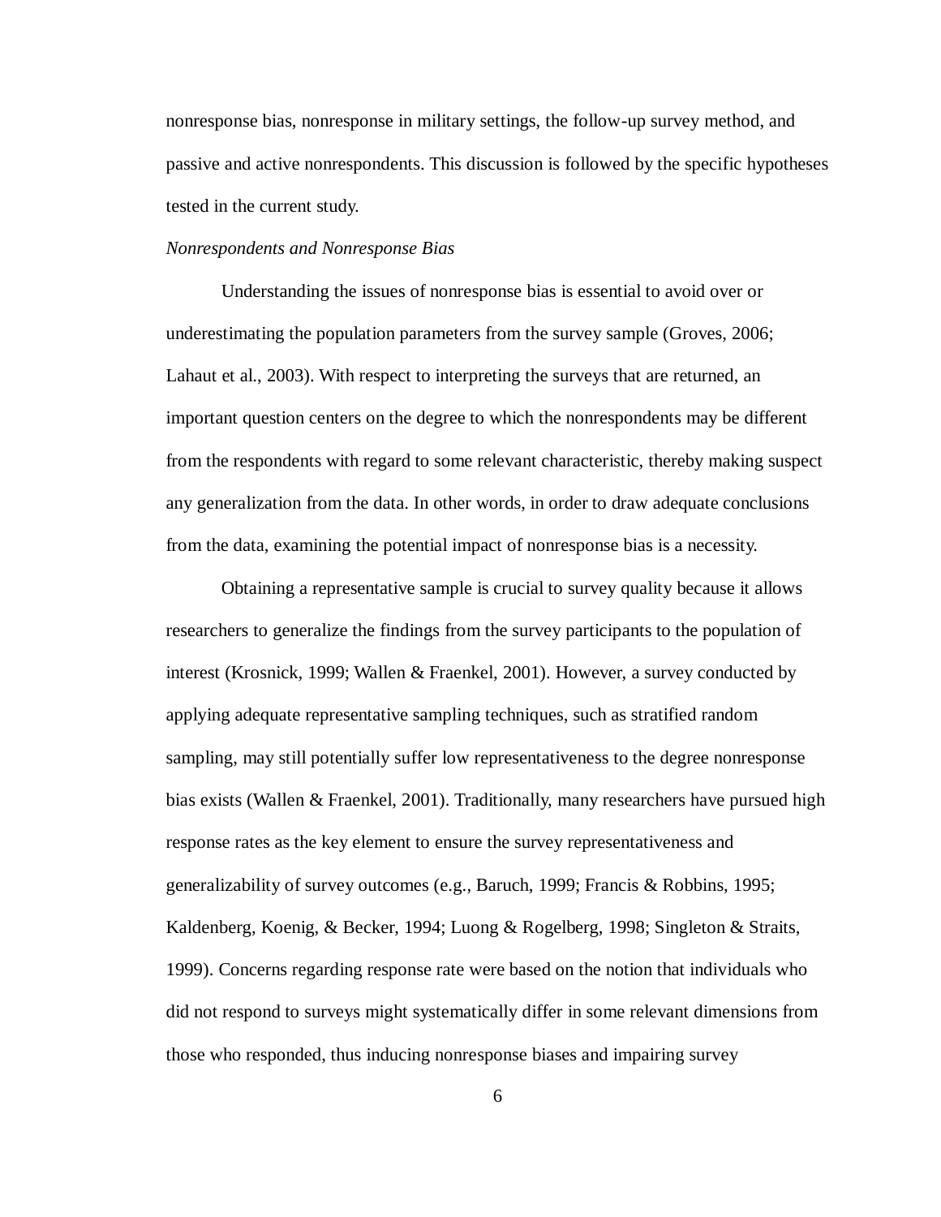nonresponse bias, nonresponse in military settings, the follow-up survey method, and passive and active nonrespondents. This discussion is followed by the specific hypotheses tested in the current study.

*Nonrespondents and Nonresponse Bias*

Understanding the issues of nonresponse bias is essential to avoid over or underestimating the population parameters from the survey sample (Groves, 2006; Lahaut et al., 2003). With respect to interpreting the surveys that are returned, an important question centers on the degree to which the nonrespondents may be different from the respondents with regard to some relevant characteristic, thereby making suspect any generalization from the data. In other words, in order to draw adequate conclusions from the data, examining the potential impact of nonresponse bias is a necessity.

Obtaining a representative sample is crucial to survey quality because it allows researchers to generalize the findings from the survey participants to the population of interest (Krosnick, 1999; Wallen & Fraenkel, 2001). However, a survey conducted by applying adequate representative sampling techniques, such as stratified random sampling, may still potentially suffer low representativeness to the degree nonresponse bias exists (Wallen & Fraenkel, 2001). Traditionally, many researchers have pursued high response rates as the key element to ensure the survey representativeness and generalizability of survey outcomes (e.g., Baruch, 1999; Francis & Robbins, 1995; Kaldenberg, Koenig, & Becker, 1994; Luong & Rogelberg, 1998; Singleton & Straits, 1999). Concerns regarding response rate were based on the notion that individuals who did not respond to surveys might systematically differ in some relevant dimensions from those who responded, thus inducing nonresponse biases and impairing survey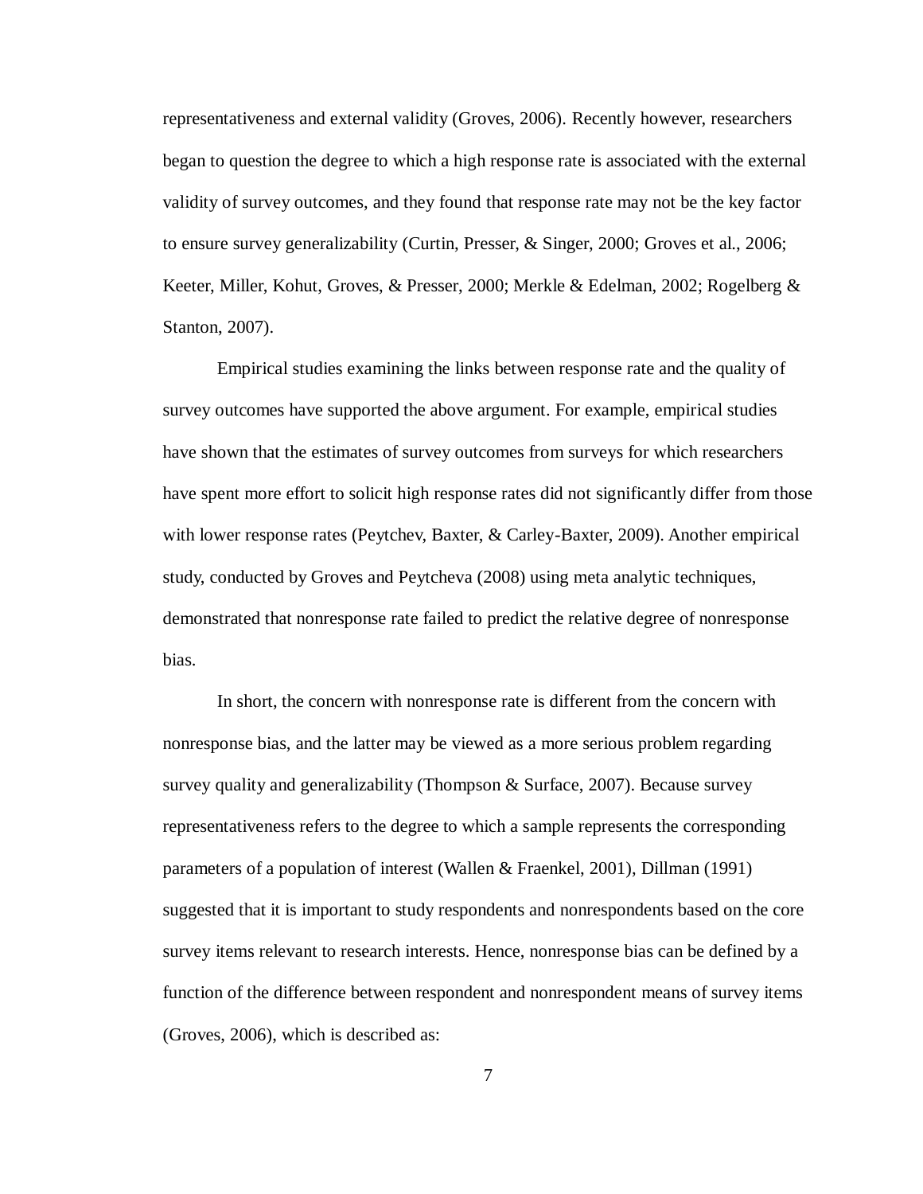representativeness and external validity (Groves, 2006). Recently however, researchers began to question the degree to which a high response rate is associated with the external validity of survey outcomes, and they found that response rate may not be the key factor to ensure survey generalizability (Curtin, Presser, & Singer, 2000; Groves et al., 2006; Keeter, Miller, Kohut, Groves, & Presser, 2000; Merkle & Edelman, 2002; Rogelberg & Stanton, 2007).

Empirical studies examining the links between response rate and the quality of survey outcomes have supported the above argument. For example, empirical studies have shown that the estimates of survey outcomes from surveys for which researchers have spent more effort to solicit high response rates did not significantly differ from those with lower response rates (Peytchev, Baxter, & Carley-Baxter, 2009). Another empirical study, conducted by Groves and Peytcheva (2008) using meta analytic techniques, demonstrated that nonresponse rate failed to predict the relative degree of nonresponse bias.

In short, the concern with nonresponse rate is different from the concern with nonresponse bias, and the latter may be viewed as a more serious problem regarding survey quality and generalizability (Thompson & Surface, 2007). Because survey representativeness refers to the degree to which a sample represents the corresponding parameters of a population of interest (Wallen & Fraenkel, 2001), Dillman (1991) suggested that it is important to study respondents and nonrespondents based on the core survey items relevant to research interests. Hence, nonresponse bias can be defined by a function of the difference between respondent and nonrespondent means of survey items (Groves, 2006), which is described as: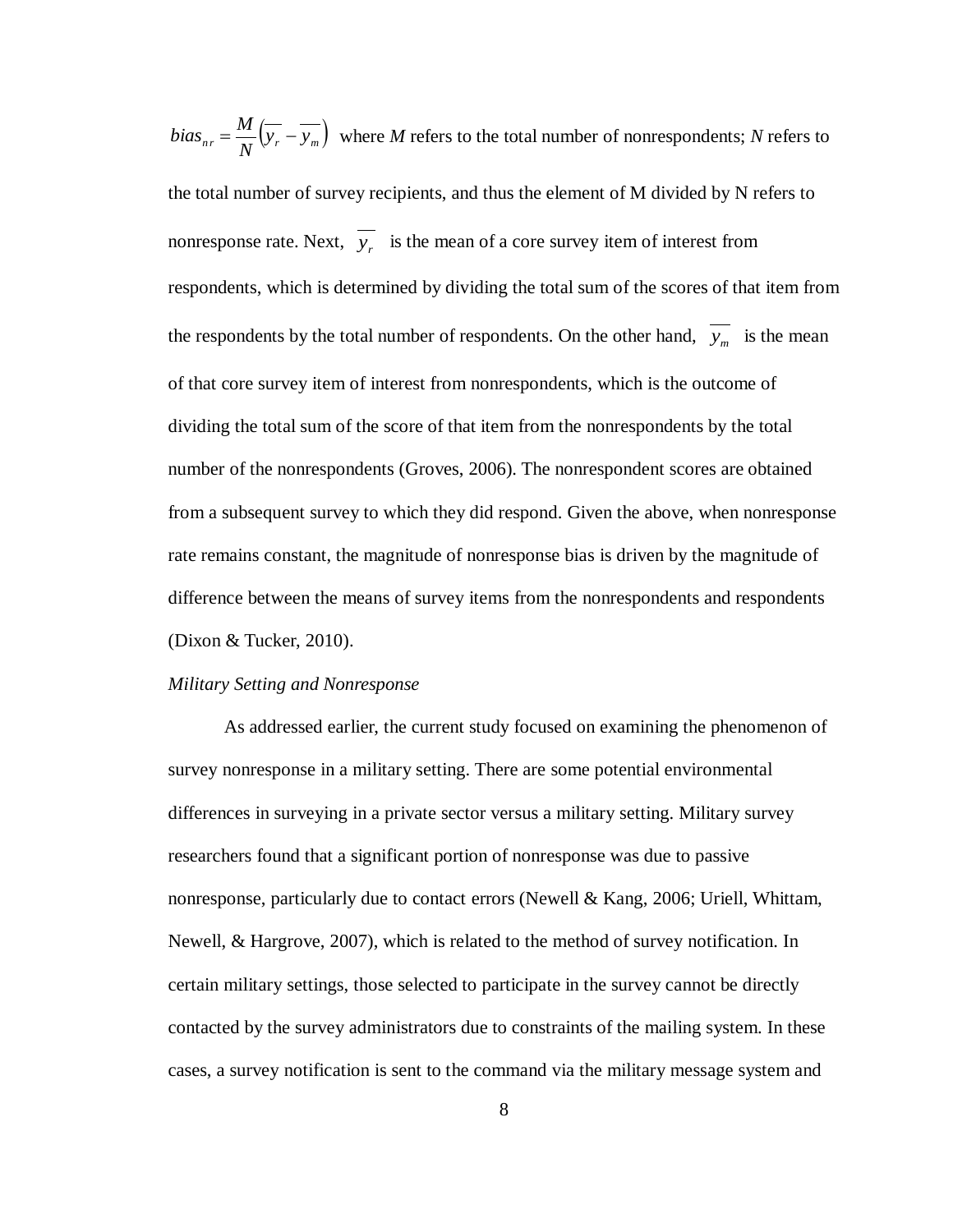$bias_{nr} = \frac{M}{N}\left(\overline{y_r} - \overline{y_m}\right)$ where *M* refers to the total number of nonrespondents; *N* refers to the total number of survey recipients, and thus the element of M divided by N refers to nonresponse rate. Next, $\overline{y_r}$ is the mean of a core survey item of interest from respondents, which is determined by dividing the total sum of the scores of that item from the respondents by the total number of respondents. On the other hand, $\overline{y_m}$ is the mean of that core survey item of interest from nonrespondents, which is the outcome of dividing the total sum of the score of that item from the nonrespondents by the total number of the nonrespondents (Groves, 2006). The nonrespondent scores are obtained from a subsequent survey to which they did respond. Given the above, when nonresponse rate remains constant, the magnitude of nonresponse bias is driven by the magnitude of difference between the means of survey items from the nonrespondents and respondents (Dixon & Tucker, 2010).

*Military Setting and Nonresponse*

As addressed earlier, the current study focused on examining the phenomenon of survey nonresponse in a military setting. There are some potential environmental differences in surveying in a private sector versus a military setting. Military survey researchers found that a significant portion of nonresponse was due to passive nonresponse, particularly due to contact errors (Newell & Kang, 2006; Uriell, Whittam, Newell, & Hargrove, 2007), which is related to the method of survey notification. In certain military settings, those selected to participate in the survey cannot be directly contacted by the survey administrators due to constraints of the mailing system. In these cases, a survey notification is sent to the command via the military message system and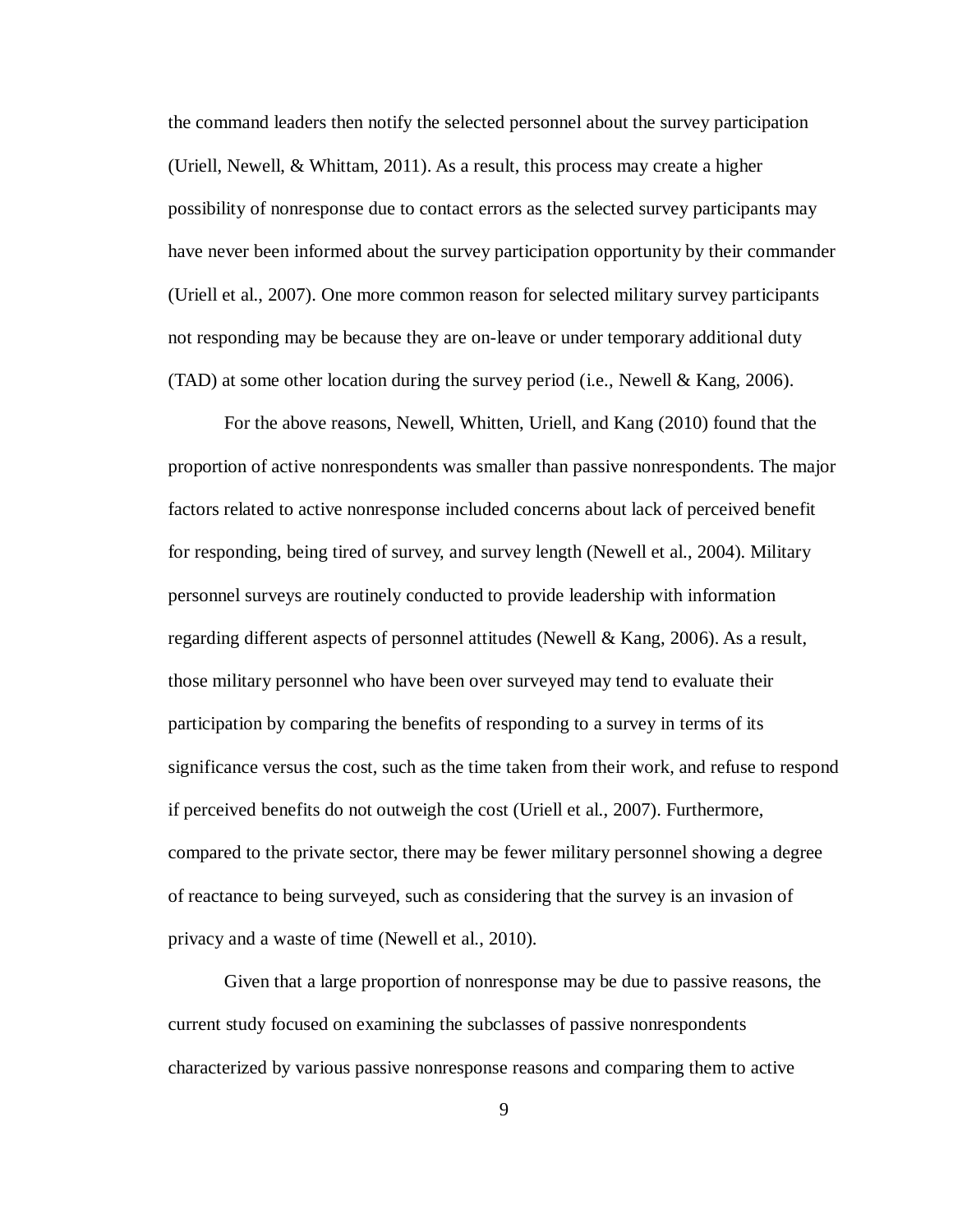the command leaders then notify the selected personnel about the survey participation (Uriell, Newell, & Whittam, 2011). As a result, this process may create a higher possibility of nonresponse due to contact errors as the selected survey participants may have never been informed about the survey participation opportunity by their commander (Uriell et al., 2007). One more common reason for selected military survey participants not responding may be because they are on-leave or under temporary additional duty (TAD) at some other location during the survey period (i.e., Newell & Kang, 2006).

For the above reasons, Newell, Whitten, Uriell, and Kang (2010) found that the proportion of active nonrespondents was smaller than passive nonrespondents. The major factors related to active nonresponse included concerns about lack of perceived benefit for responding, being tired of survey, and survey length (Newell et al., 2004). Military personnel surveys are routinely conducted to provide leadership with information regarding different aspects of personnel attitudes (Newell & Kang, 2006). As a result, those military personnel who have been over surveyed may tend to evaluate their participation by comparing the benefits of responding to a survey in terms of its significance versus the cost, such as the time taken from their work, and refuse to respond if perceived benefits do not outweigh the cost (Uriell et al., 2007). Furthermore, compared to the private sector, there may be fewer military personnel showing a degree of reactance to being surveyed, such as considering that the survey is an invasion of privacy and a waste of time (Newell et al., 2010).

Given that a large proportion of nonresponse may be due to passive reasons, the current study focused on examining the subclasses of passive nonrespondents characterized by various passive nonresponse reasons and comparing them to active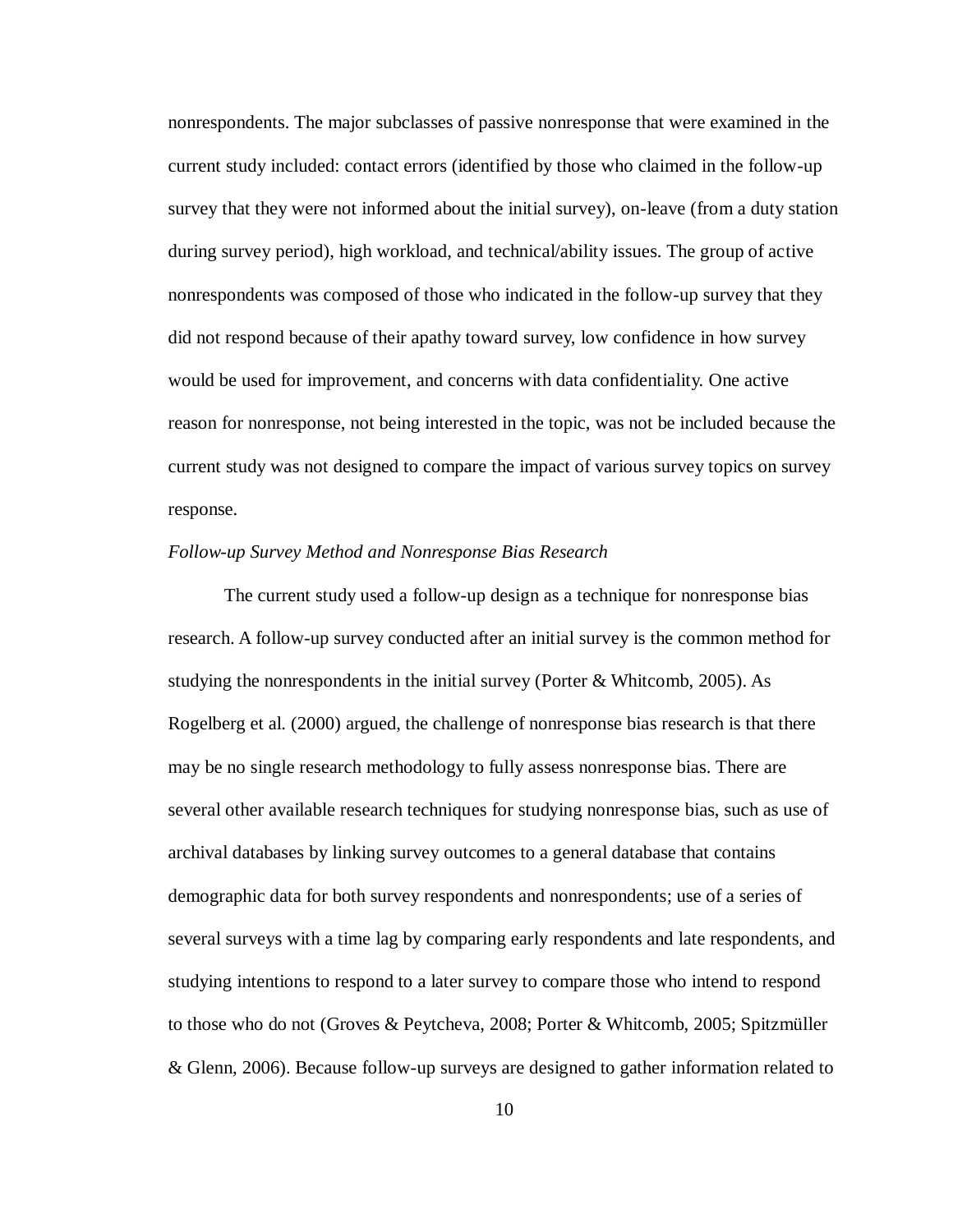nonrespondents. The major subclasses of passive nonresponse that were examined in the current study included: contact errors (identified by those who claimed in the follow-up survey that they were not informed about the initial survey), on-leave (from a duty station during survey period), high workload, and technical/ability issues. The group of active nonrespondents was composed of those who indicated in the follow-up survey that they did not respond because of their apathy toward survey, low confidence in how survey would be used for improvement, and concerns with data confidentiality. One active reason for nonresponse, not being interested in the topic, was not be included because the current study was not designed to compare the impact of various survey topics on survey response.

*Follow-up Survey Method and Nonresponse Bias Research*

The current study used a follow-up design as a technique for nonresponse bias research. A follow-up survey conducted after an initial survey is the common method for studying the nonrespondents in the initial survey (Porter & Whitcomb, 2005). As Rogelberg et al. (2000) argued, the challenge of nonresponse bias research is that there may be no single research methodology to fully assess nonresponse bias. There are several other available research techniques for studying nonresponse bias, such as use of archival databases by linking survey outcomes to a general database that contains demographic data for both survey respondents and nonrespondents; use of a series of several surveys with a time lag by comparing early respondents and late respondents, and studying intentions to respond to a later survey to compare those who intend to respond to those who do not (Groves & Peytcheva, 2008; Porter & Whitcomb, 2005; Spitzmüller & Glenn, 2006). Because follow-up surveys are designed to gather information related to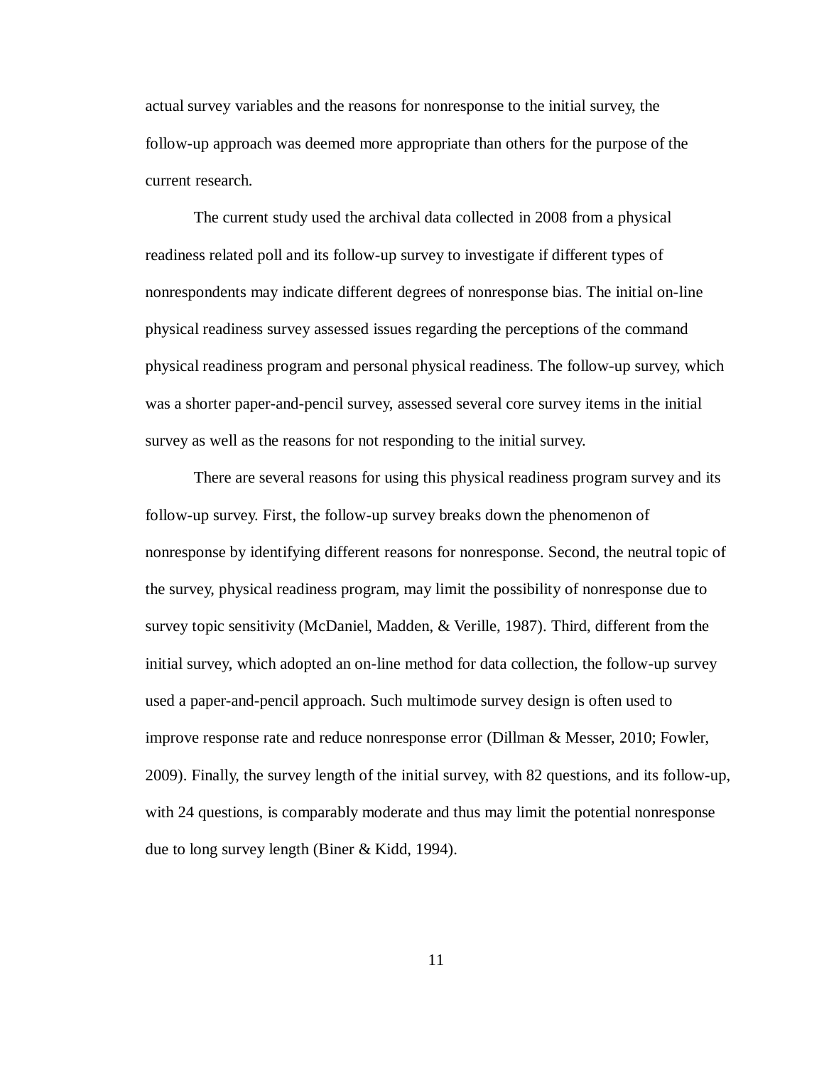actual survey variables and the reasons for nonresponse to the initial survey, the follow-up approach was deemed more appropriate than others for the purpose of the current research.

The current study used the archival data collected in 2008 from a physical readiness related poll and its follow-up survey to investigate if different types of nonrespondents may indicate different degrees of nonresponse bias. The initial on-line physical readiness survey assessed issues regarding the perceptions of the command physical readiness program and personal physical readiness. The follow-up survey, which was a shorter paper-and-pencil survey, assessed several core survey items in the initial survey as well as the reasons for not responding to the initial survey.

There are several reasons for using this physical readiness program survey and its follow-up survey. First, the follow-up survey breaks down the phenomenon of nonresponse by identifying different reasons for nonresponse. Second, the neutral topic of the survey, physical readiness program, may limit the possibility of nonresponse due to survey topic sensitivity (McDaniel, Madden, & Verille, 1987). Third, different from the initial survey, which adopted an on-line method for data collection, the follow-up survey used a paper-and-pencil approach. Such multimode survey design is often used to improve response rate and reduce nonresponse error (Dillman & Messer, 2010; Fowler, 2009). Finally, the survey length of the initial survey, with 82 questions, and its follow-up, with 24 questions, is comparably moderate and thus may limit the potential nonresponse due to long survey length (Biner & Kidd, 1994).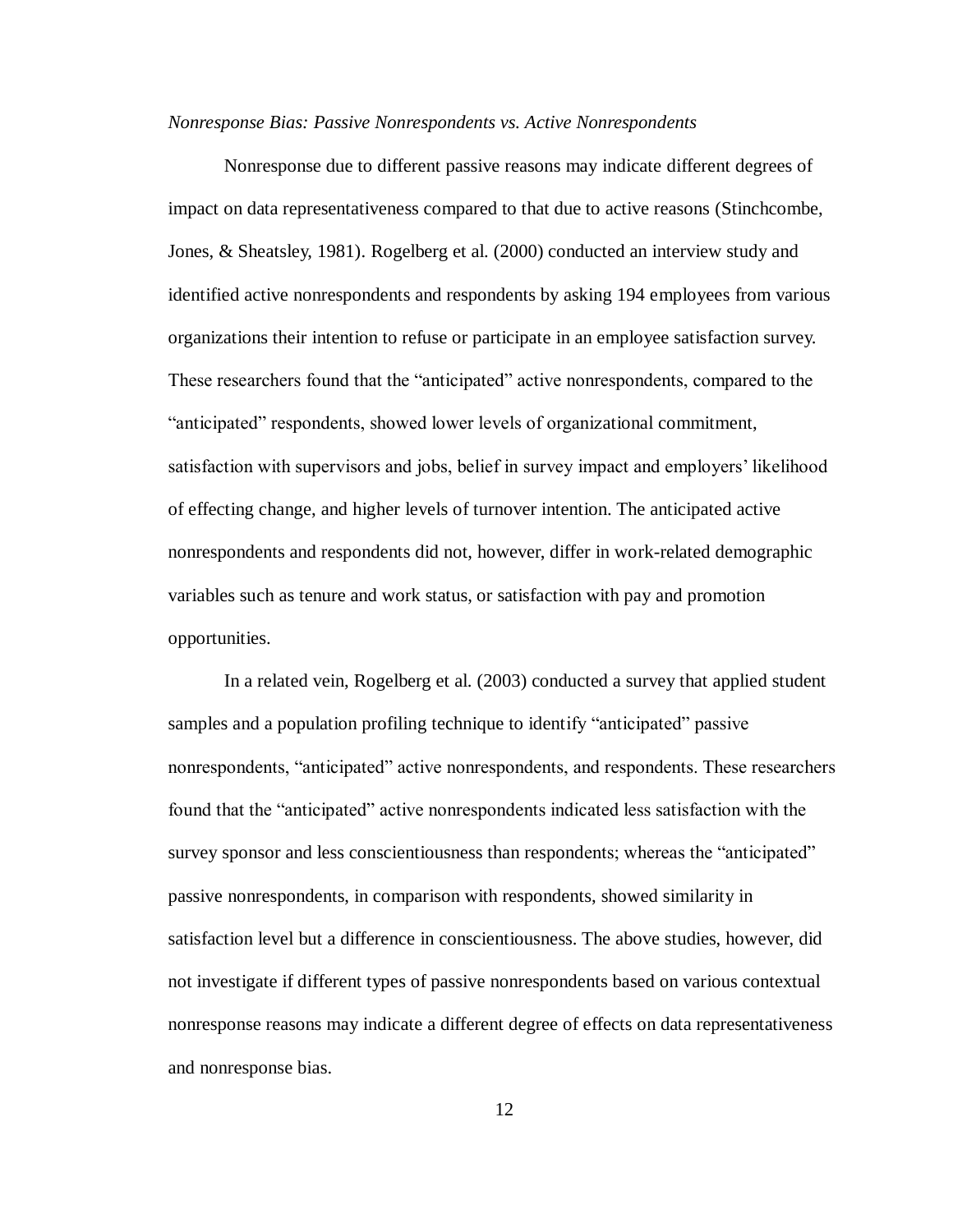*Nonresponse Bias: Passive Nonrespondents vs. Active Nonrespondents*

Nonresponse due to different passive reasons may indicate different degrees of impact on data representativeness compared to that due to active reasons (Stinchcombe, Jones, & Sheatsley, 1981). Rogelberg et al. (2000) conducted an interview study and identified active nonrespondents and respondents by asking 194 employees from various organizations their intention to refuse or participate in an employee satisfaction survey. These researchers found that the "anticipated" active nonrespondents, compared to the "anticipated" respondents, showed lower levels of organizational commitment, satisfaction with supervisors and jobs, belief in survey impact and employers' likelihood of effecting change, and higher levels of turnover intention. The anticipated active nonrespondents and respondents did not, however, differ in work-related demographic variables such as tenure and work status, or satisfaction with pay and promotion opportunities.

In a related vein, Rogelberg et al. (2003) conducted a survey that applied student samples and a population profiling technique to identify "anticipated" passive nonrespondents, "anticipated" active nonrespondents, and respondents. These researchers found that the "anticipated" active nonrespondents indicated less satisfaction with the survey sponsor and less conscientiousness than respondents; whereas the "anticipated" passive nonrespondents, in comparison with respondents, showed similarity in satisfaction level but a difference in conscientiousness. The above studies, however, did not investigate if different types of passive nonrespondents based on various contextual nonresponse reasons may indicate a different degree of effects on data representativeness and nonresponse bias.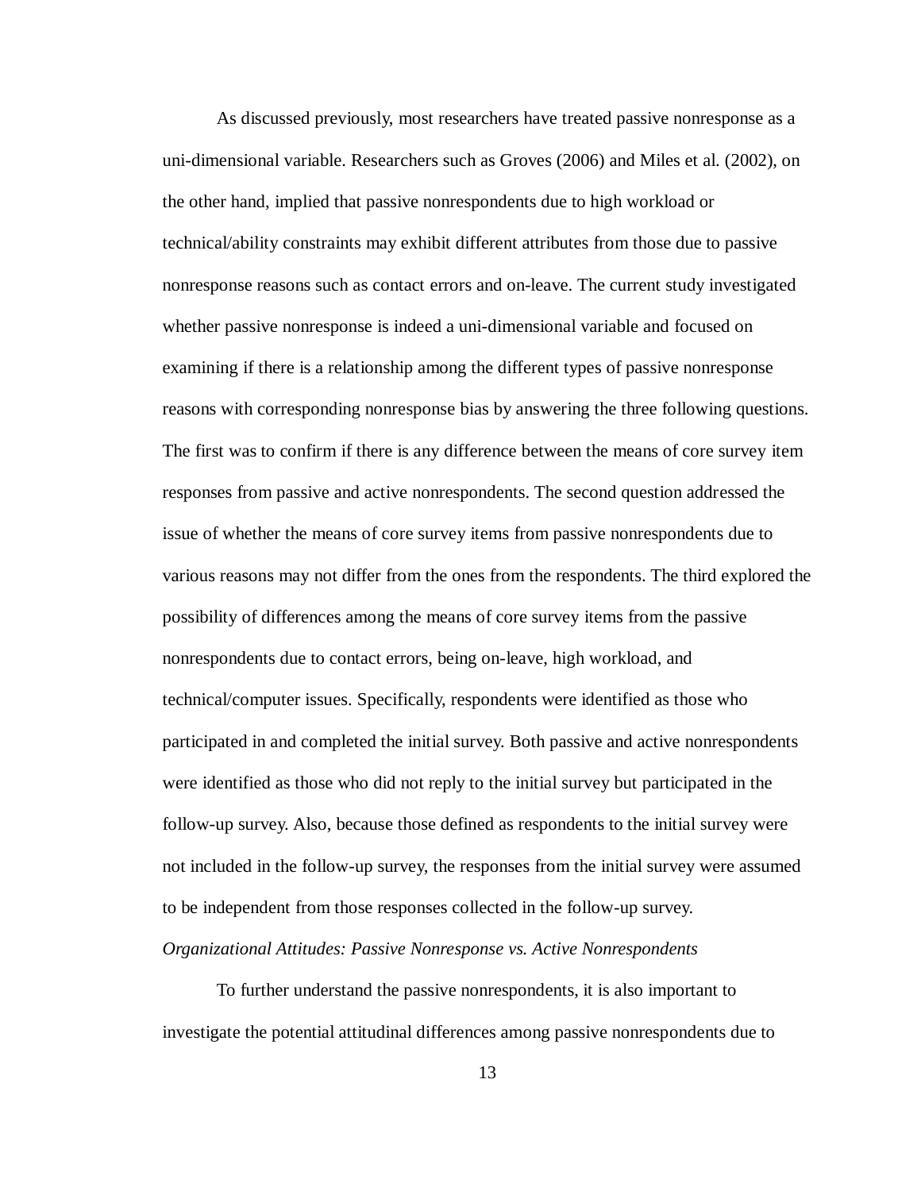As discussed previously, most researchers have treated passive nonresponse as a uni-dimensional variable. Researchers such as Groves (2006) and Miles et al. (2002), on the other hand, implied that passive nonrespondents due to high workload or technical/ability constraints may exhibit different attributes from those due to passive nonresponse reasons such as contact errors and on-leave. The current study investigated whether passive nonresponse is indeed a uni-dimensional variable and focused on examining if there is a relationship among the different types of passive nonresponse reasons with corresponding nonresponse bias by answering the three following questions. The first was to confirm if there is any difference between the means of core survey item responses from passive and active nonrespondents. The second question addressed the issue of whether the means of core survey items from passive nonrespondents due to various reasons may not differ from the ones from the respondents. The third explored the possibility of differences among the means of core survey items from the passive nonrespondents due to contact errors, being on-leave, high workload, and technical/computer issues. Specifically, respondents were identified as those who participated in and completed the initial survey. Both passive and active nonrespondents were identified as those who did not reply to the initial survey but participated in the follow-up survey. Also, because those defined as respondents to the initial survey were not included in the follow-up survey, the responses from the initial survey were assumed to be independent from those responses collected in the follow-up survey.

*Organizational Attitudes: Passive Nonresponse vs. Active Nonrespondents*

To further understand the passive nonrespondents, it is also important to investigate the potential attitudinal differences among passive nonrespondents due to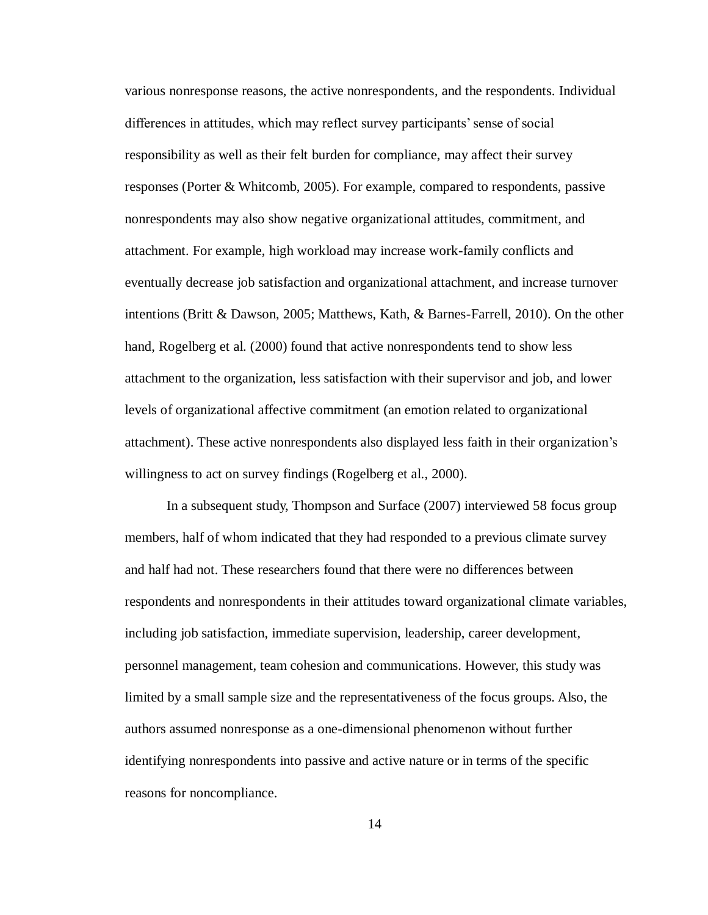various nonresponse reasons, the active nonrespondents, and the respondents. Individual differences in attitudes, which may reflect survey participants' sense of social responsibility as well as their felt burden for compliance, may affect their survey responses (Porter & Whitcomb, 2005). For example, compared to respondents, passive nonrespondents may also show negative organizational attitudes, commitment, and attachment. For example, high workload may increase work-family conflicts and eventually decrease job satisfaction and organizational attachment, and increase turnover intentions (Britt & Dawson, 2005; Matthews, Kath, & Barnes-Farrell, 2010). On the other hand, Rogelberg et al. (2000) found that active nonrespondents tend to show less attachment to the organization, less satisfaction with their supervisor and job, and lower levels of organizational affective commitment (an emotion related to organizational attachment). These active nonrespondents also displayed less faith in their organization's willingness to act on survey findings (Rogelberg et al., 2000).

In a subsequent study, Thompson and Surface (2007) interviewed 58 focus group members, half of whom indicated that they had responded to a previous climate survey and half had not. These researchers found that there were no differences between respondents and nonrespondents in their attitudes toward organizational climate variables, including job satisfaction, immediate supervision, leadership, career development, personnel management, team cohesion and communications. However, this study was limited by a small sample size and the representativeness of the focus groups. Also, the authors assumed nonresponse as a one-dimensional phenomenon without further identifying nonrespondents into passive and active nature or in terms of the specific reasons for noncompliance.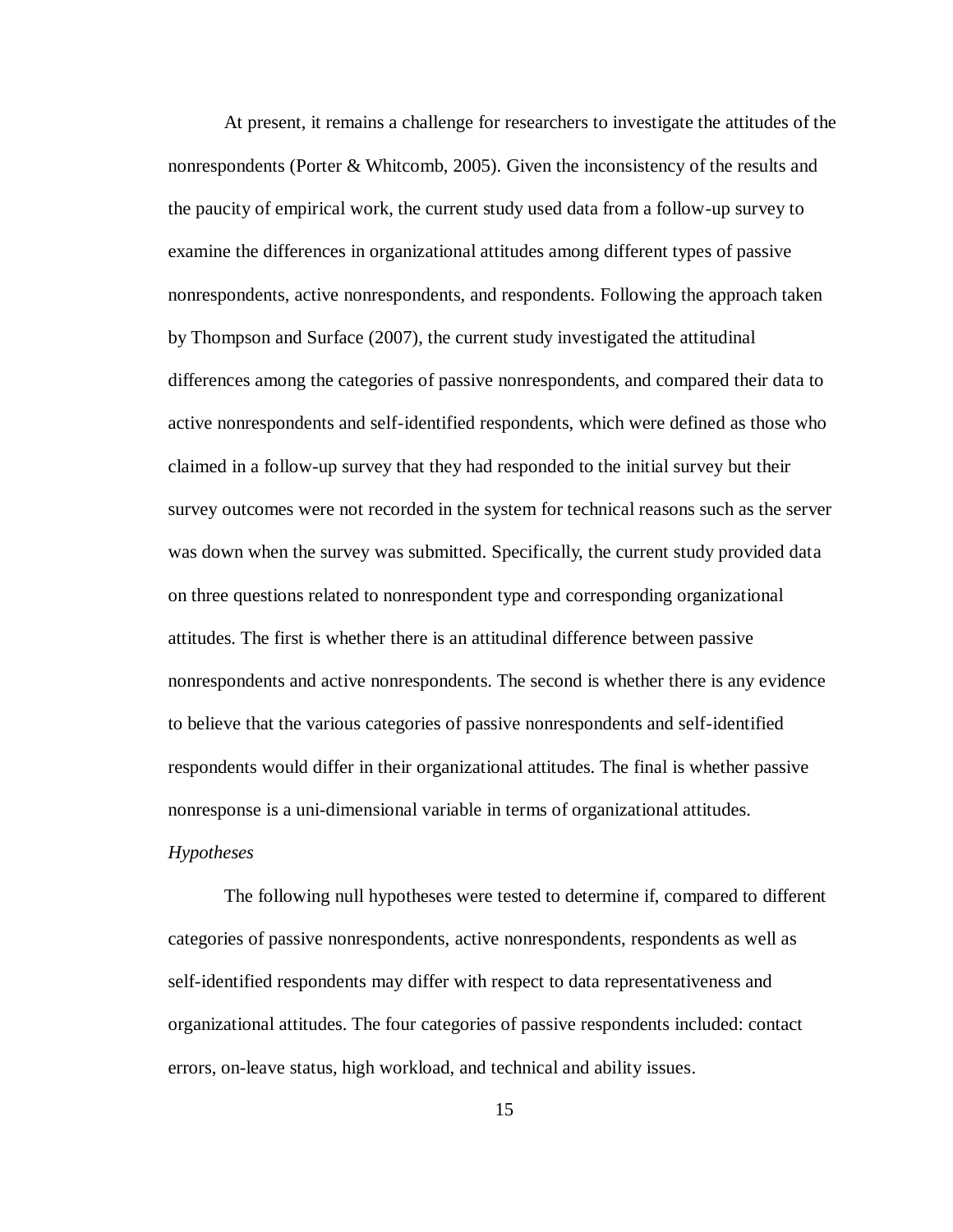At present, it remains a challenge for researchers to investigate the attitudes of the nonrespondents (Porter & Whitcomb, 2005). Given the inconsistency of the results and the paucity of empirical work, the current study used data from a follow-up survey to examine the differences in organizational attitudes among different types of passive nonrespondents, active nonrespondents, and respondents. Following the approach taken by Thompson and Surface (2007), the current study investigated the attitudinal differences among the categories of passive nonrespondents, and compared their data to active nonrespondents and self-identified respondents, which were defined as those who claimed in a follow-up survey that they had responded to the initial survey but their survey outcomes were not recorded in the system for technical reasons such as the server was down when the survey was submitted. Specifically, the current study provided data on three questions related to nonrespondent type and corresponding organizational attitudes. The first is whether there is an attitudinal difference between passive nonrespondents and active nonrespondents. The second is whether there is any evidence to believe that the various categories of passive nonrespondents and self-identified respondents would differ in their organizational attitudes. The final is whether passive nonresponse is a uni-dimensional variable in terms of organizational attitudes.

*Hypotheses*

The following null hypotheses were tested to determine if, compared to different categories of passive nonrespondents, active nonrespondents, respondents as well as self-identified respondents may differ with respect to data representativeness and organizational attitudes. The four categories of passive respondents included: contact errors, on-leave status, high workload, and technical and ability issues.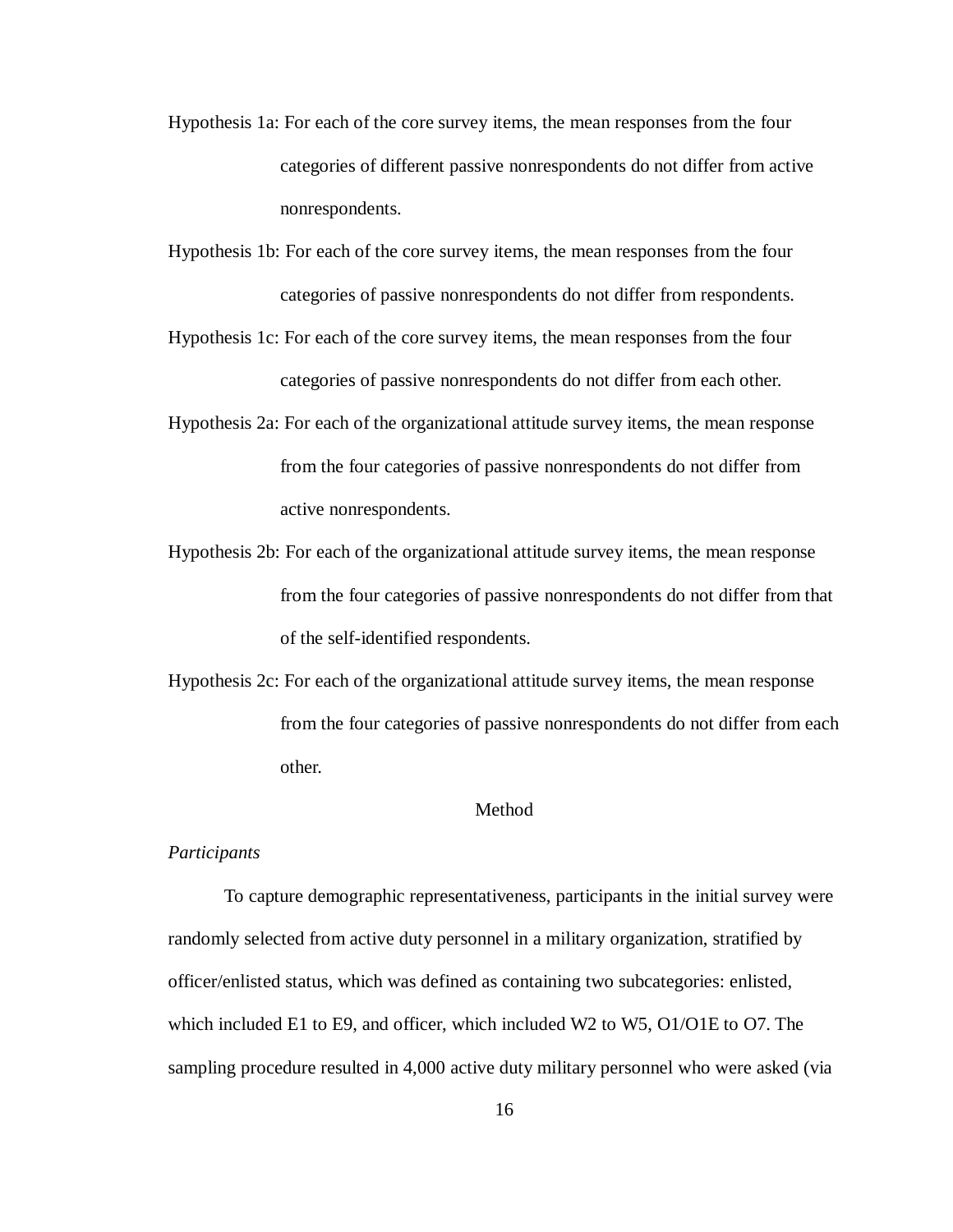Hypothesis 1a: For each of the core survey items, the mean responses from the four categories of different passive nonrespondents do not differ from active nonrespondents.

Hypothesis 1b: For each of the core survey items, the mean responses from the four categories of passive nonrespondents do not differ from respondents.

Hypothesis 1c: For each of the core survey items, the mean responses from the four categories of passive nonrespondents do not differ from each other.

Hypothesis 2a: For each of the organizational attitude survey items, the mean response from the four categories of passive nonrespondents do not differ from active nonrespondents.

Hypothesis 2b: For each of the organizational attitude survey items, the mean response from the four categories of passive nonrespondents do not differ from that of the self-identified respondents.

Hypothesis 2c: For each of the organizational attitude survey items, the mean response from the four categories of passive nonrespondents do not differ from each other.

## Method

### *Participants*

To capture demographic representativeness, participants in the initial survey were randomly selected from active duty personnel in a military organization, stratified by officer/enlisted status, which was defined as containing two subcategories: enlisted, which included E1 to E9, and officer, which included W2 to W5, O1/O1E to O7. The sampling procedure resulted in 4,000 active duty military personnel who were asked (via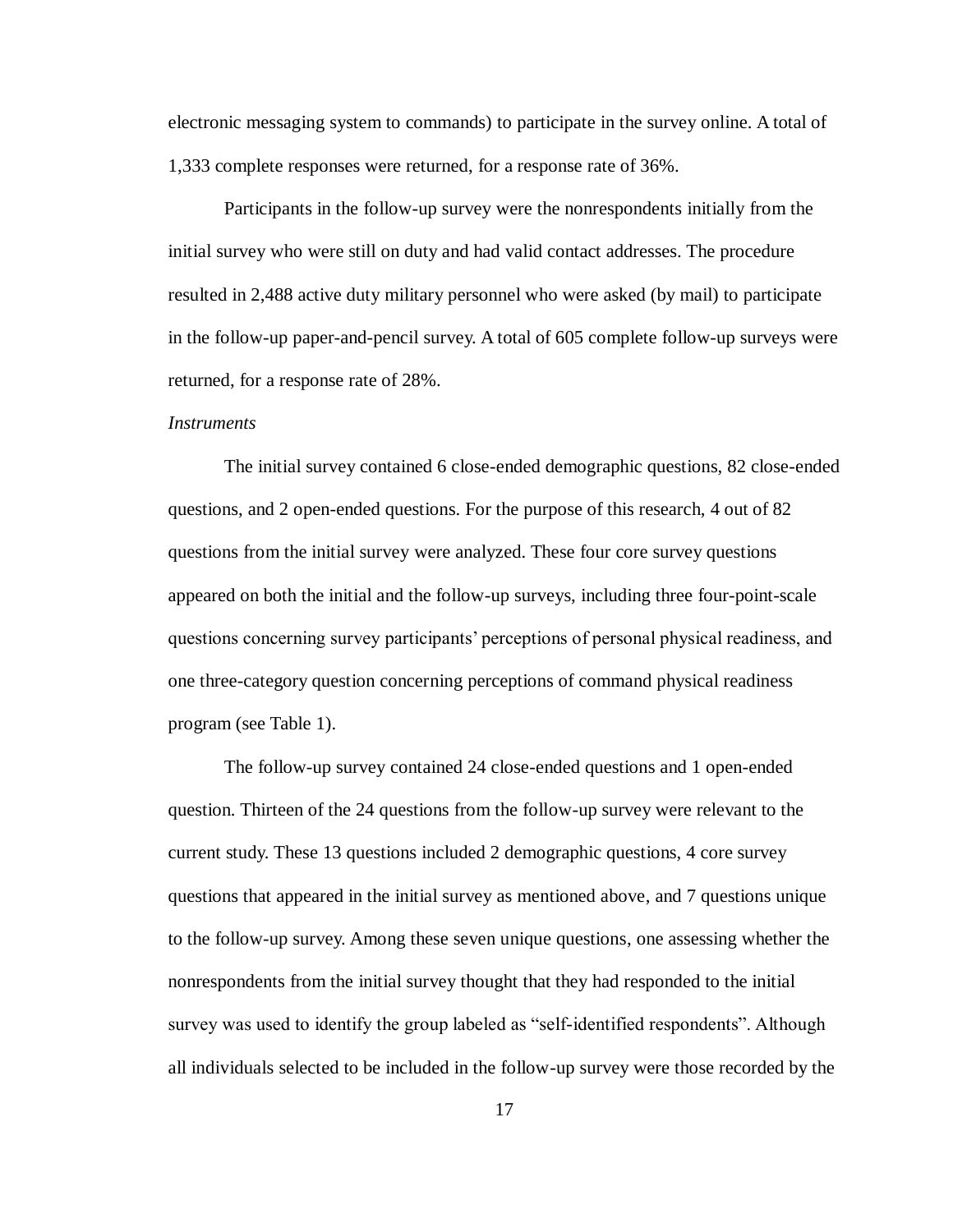electronic messaging system to commands) to participate in the survey online. A total of 1,333 complete responses were returned, for a response rate of 36%.

Participants in the follow-up survey were the nonrespondents initially from the initial survey who were still on duty and had valid contact addresses. The procedure resulted in 2,488 active duty military personnel who were asked (by mail) to participate in the follow-up paper-and-pencil survey. A total of 605 complete follow-up surveys were returned, for a response rate of 28%.

*Instruments*

The initial survey contained 6 close-ended demographic questions, 82 close-ended questions, and 2 open-ended questions. For the purpose of this research, 4 out of 82 questions from the initial survey were analyzed. These four core survey questions appeared on both the initial and the follow-up surveys, including three four-point-scale questions concerning survey participants' perceptions of personal physical readiness, and one three-category question concerning perceptions of command physical readiness program (see Table 1).

The follow-up survey contained 24 close-ended questions and 1 open-ended question. Thirteen of the 24 questions from the follow-up survey were relevant to the current study. These 13 questions included 2 demographic questions, 4 core survey questions that appeared in the initial survey as mentioned above, and 7 questions unique to the follow-up survey. Among these seven unique questions, one assessing whether the nonrespondents from the initial survey thought that they had responded to the initial survey was used to identify the group labeled as "self-identified respondents". Although all individuals selected to be included in the follow-up survey were those recorded by the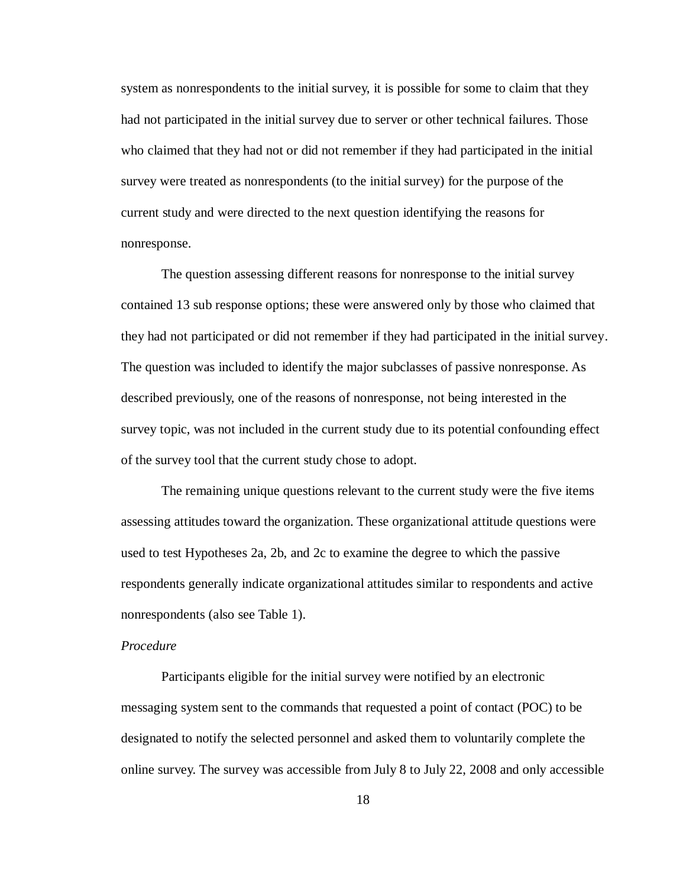system as nonrespondents to the initial survey, it is possible for some to claim that they had not participated in the initial survey due to server or other technical failures. Those who claimed that they had not or did not remember if they had participated in the initial survey were treated as nonrespondents (to the initial survey) for the purpose of the current study and were directed to the next question identifying the reasons for nonresponse.

The question assessing different reasons for nonresponse to the initial survey contained 13 sub response options; these were answered only by those who claimed that they had not participated or did not remember if they had participated in the initial survey. The question was included to identify the major subclasses of passive nonresponse. As described previously, one of the reasons of nonresponse, not being interested in the survey topic, was not included in the current study due to its potential confounding effect of the survey tool that the current study chose to adopt.

The remaining unique questions relevant to the current study were the five items assessing attitudes toward the organization. These organizational attitude questions were used to test Hypotheses 2a, 2b, and 2c to examine the degree to which the passive respondents generally indicate organizational attitudes similar to respondents and active nonrespondents (also see Table 1).

*Procedure*

Participants eligible for the initial survey were notified by an electronic messaging system sent to the commands that requested a point of contact (POC) to be designated to notify the selected personnel and asked them to voluntarily complete the online survey. The survey was accessible from July 8 to July 22, 2008 and only accessible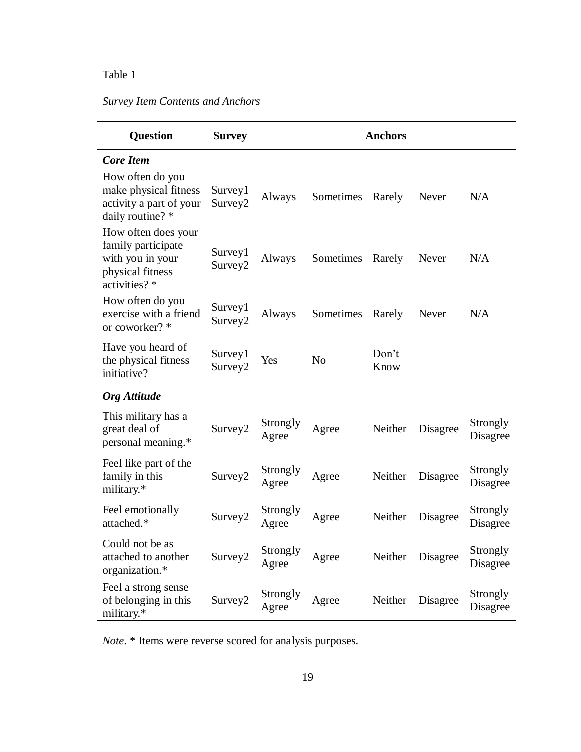Table 1

*Survey Item Contents and Anchors*

| Question | Survey | Anchors | | | | |
|---|---|---|---|---|---|---|
| ***Core Item*** | | | | | | |
| How often do you make physical fitness activity a part of your daily routine? * | Survey1 Survey2 | Always | Sometimes | Rarely | Never | N/A |
| How often does your family participate with you in your physical fitness activities? * | Survey1 Survey2 | Always | Sometimes | Rarely | Never | N/A |
| How often do you exercise with a friend or coworker? * | Survey1 Survey2 | Always | Sometimes | Rarely | Never | N/A |
| Have you heard of the physical fitness initiative? | Survey1 Survey2 | Yes | No | Don't Know | | |
| ***Org Attitude*** | | | | | | |
| This military has a great deal of personal meaning.* | Survey2 | Strongly Agree | Agree | Neither | Disagree | Strongly Disagree |
| Feel like part of the family in this military.* | Survey2 | Strongly Agree | Agree | Neither | Disagree | Strongly Disagree |
| Feel emotionally attached.* | Survey2 | Strongly Agree | Agree | Neither | Disagree | Strongly Disagree |
| Could not be as attached to another organization.* | Survey2 | Strongly Agree | Agree | Neither | Disagree | Strongly Disagree |
| Feel a strong sense of belonging in this military.* | Survey2 | Strongly Agree | Agree | Neither | Disagree | Strongly Disagree |

*Note*. * Items were reverse scored for analysis purposes.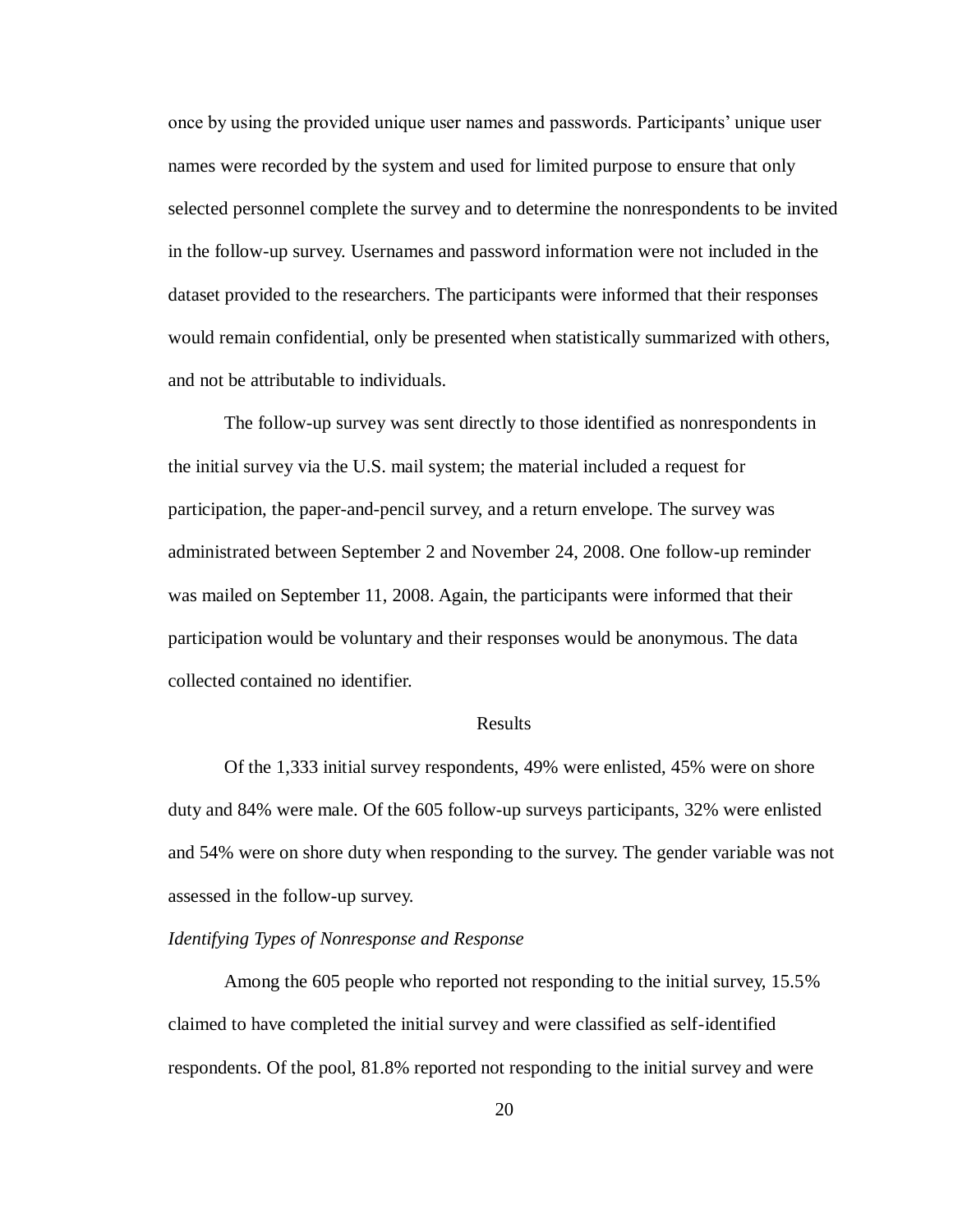once by using the provided unique user names and passwords. Participants' unique user names were recorded by the system and used for limited purpose to ensure that only selected personnel complete the survey and to determine the nonrespondents to be invited in the follow-up survey. Usernames and password information were not included in the dataset provided to the researchers. The participants were informed that their responses would remain confidential, only be presented when statistically summarized with others, and not be attributable to individuals.

The follow-up survey was sent directly to those identified as nonrespondents in the initial survey via the U.S. mail system; the material included a request for participation, the paper-and-pencil survey, and a return envelope. The survey was administrated between September 2 and November 24, 2008. One follow-up reminder was mailed on September 11, 2008. Again, the participants were informed that their participation would be voluntary and their responses would be anonymous. The data collected contained no identifier.

## Results

Of the 1,333 initial survey respondents, 49% were enlisted, 45% were on shore duty and 84% were male. Of the 605 follow-up surveys participants, 32% were enlisted and 54% were on shore duty when responding to the survey. The gender variable was not assessed in the follow-up survey.

### *Identifying Types of Nonresponse and Response*

Among the 605 people who reported not responding to the initial survey, 15.5% claimed to have completed the initial survey and were classified as self-identified respondents. Of the pool, 81.8% reported not responding to the initial survey and were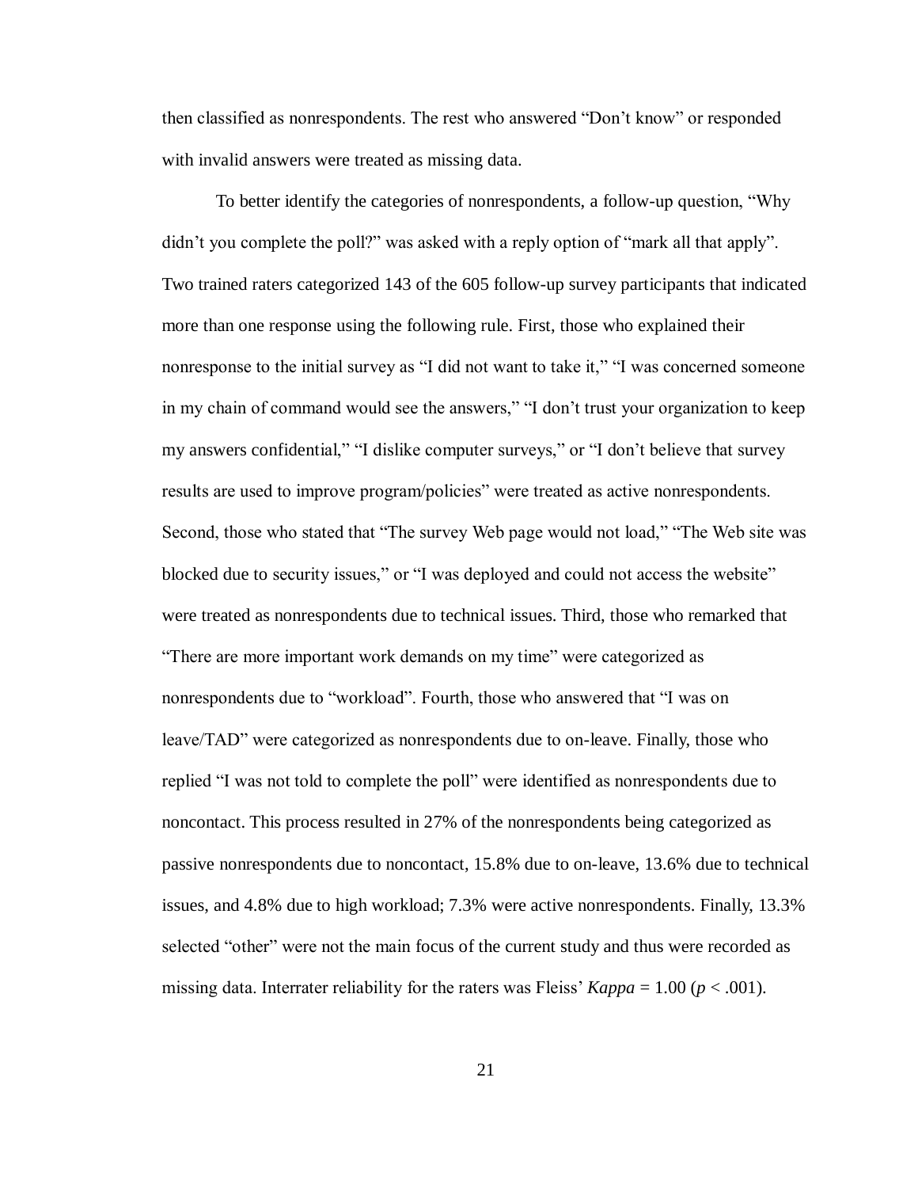then classified as nonrespondents. The rest who answered “Don’t know” or responded with invalid answers were treated as missing data.

To better identify the categories of nonrespondents, a follow-up question, “Why didn’t you complete the poll?” was asked with a reply option of “mark all that apply”. Two trained raters categorized 143 of the 605 follow-up survey participants that indicated more than one response using the following rule. First, those who explained their nonresponse to the initial survey as “I did not want to take it,” “I was concerned someone in my chain of command would see the answers,” “I don’t trust your organization to keep my answers confidential,” “I dislike computer surveys,” or “I don’t believe that survey results are used to improve program/policies” were treated as active nonrespondents. Second, those who stated that “The survey Web page would not load,” “The Web site was blocked due to security issues,” or “I was deployed and could not access the website” were treated as nonrespondents due to technical issues. Third, those who remarked that “There are more important work demands on my time” were categorized as nonrespondents due to “workload”. Fourth, those who answered that “I was on leave/TAD” were categorized as nonrespondents due to on-leave. Finally, those who replied “I was not told to complete the poll” were identified as nonrespondents due to noncontact. This process resulted in 27% of the nonrespondents being categorized as passive nonrespondents due to noncontact, 15.8% due to on-leave, 13.6% due to technical issues, and 4.8% due to high workload; 7.3% were active nonrespondents. Finally, 13.3% selected “other” were not the main focus of the current study and thus were recorded as missing data. Interrater reliability for the raters was Fleiss’ *Kappa* = 1.00 ($p < .001$).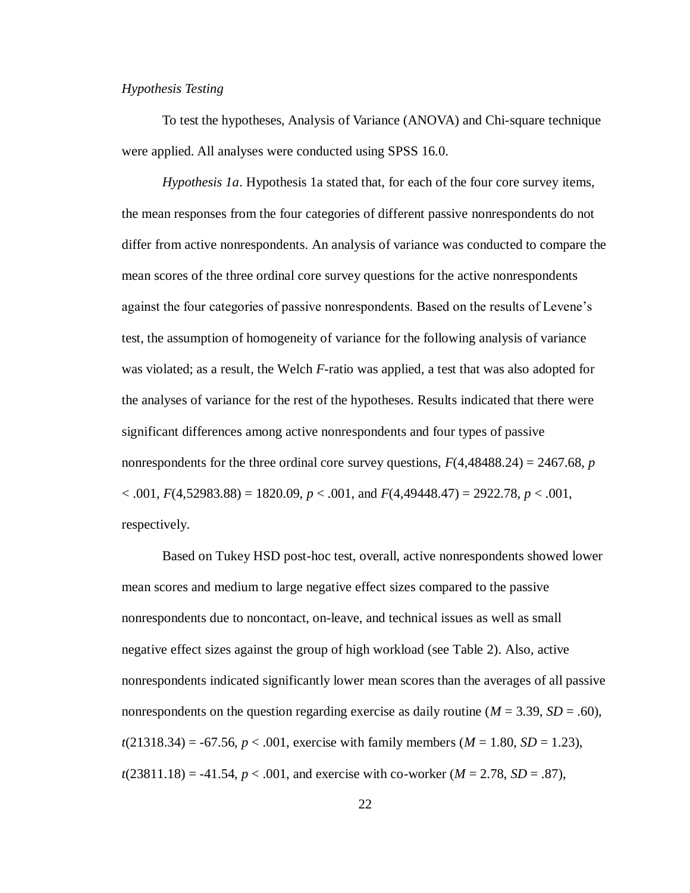*Hypothesis Testing*

To test the hypotheses, Analysis of Variance (ANOVA) and Chi-square technique were applied. All analyses were conducted using SPSS 16.0.

*Hypothesis 1a*. Hypothesis 1a stated that, for each of the four core survey items, the mean responses from the four categories of different passive nonrespondents do not differ from active nonrespondents. An analysis of variance was conducted to compare the mean scores of the three ordinal core survey questions for the active nonrespondents against the four categories of passive nonrespondents. Based on the results of Levene's test, the assumption of homogeneity of variance for the following analysis of variance was violated; as a result, the Welch $F$-ratio was applied, a test that was also adopted for the analyses of variance for the rest of the hypotheses. Results indicated that there were significant differences among active nonrespondents and four types of passive nonrespondents for the three ordinal core survey questions, $F(4,48488.24) = 2467.68$, $p < .001$, $F(4,52983.88) = 1820.09$, $p < .001$, and $F(4,49448.47) = 2922.78$, $p < .001$, respectively.

Based on Tukey HSD post-hoc test, overall, active nonrespondents showed lower mean scores and medium to large negative effect sizes compared to the passive nonrespondents due to noncontact, on-leave, and technical issues as well as small negative effect sizes against the group of high workload (see Table 2). Also, active nonrespondents indicated significantly lower mean scores than the averages of all passive nonrespondents on the question regarding exercise as daily routine ($M = 3.39$, $SD = .60$), $t(21318.34) = -67.56$, $p < .001$, exercise with family members ($M = 1.80$, $SD = 1.23$), $t(23811.18) = -41.54$, $p < .001$, and exercise with co-worker ($M = 2.78$, $SD = .87$),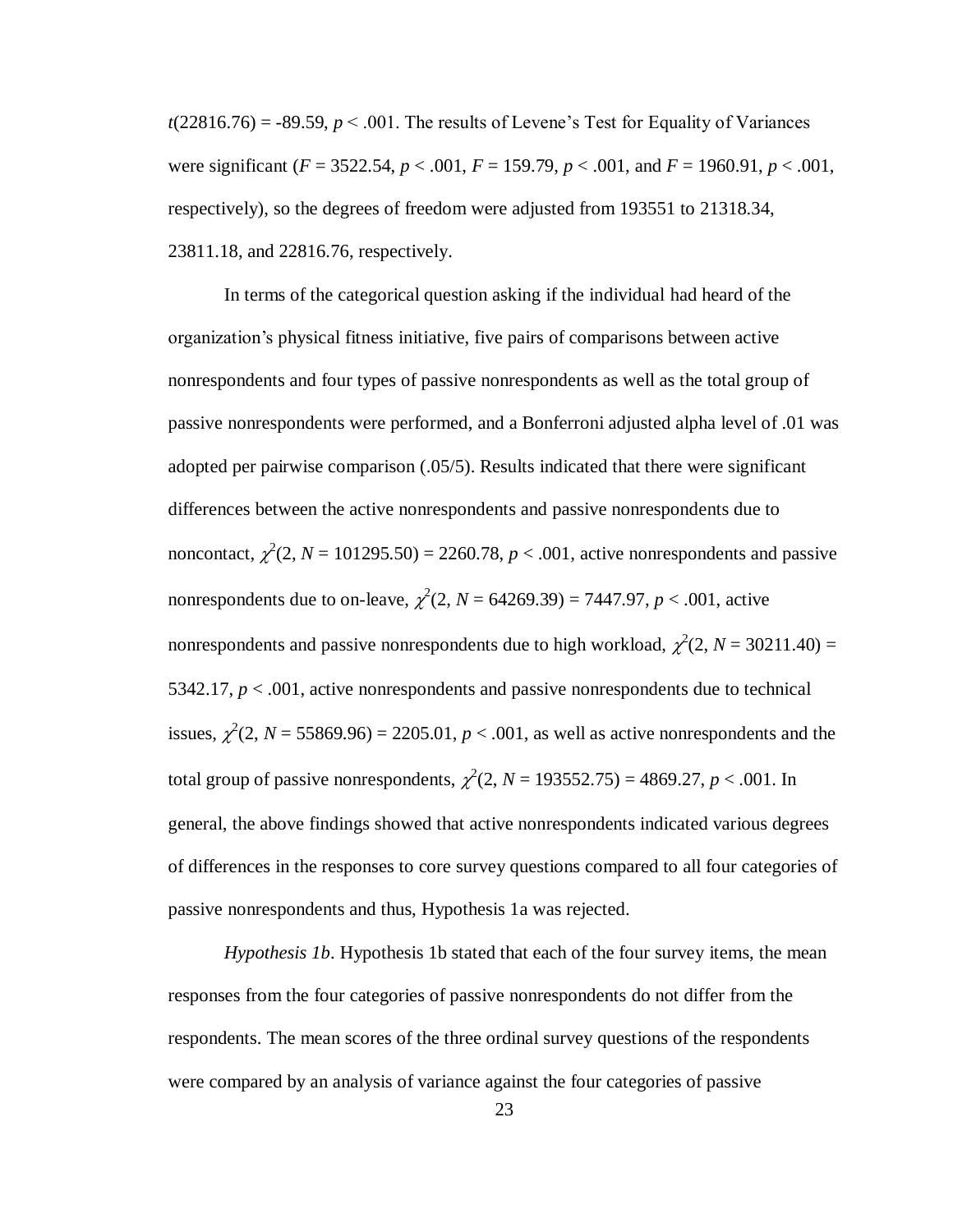$t(22816.76) = -89.59$, $p < .001$. The results of Levene's Test for Equality of Variances were significant ($F = 3522.54$, $p < .001$, $F = 159.79$, $p < .001$, and $F = 1960.91$, $p < .001$, respectively), so the degrees of freedom were adjusted from 193551 to 21318.34, 23811.18, and 22816.76, respectively.

In terms of the categorical question asking if the individual had heard of the organization's physical fitness initiative, five pairs of comparisons between active nonrespondents and four types of passive nonrespondents as well as the total group of passive nonrespondents were performed, and a Bonferroni adjusted alpha level of .01 was adopted per pairwise comparison (.05/5). Results indicated that there were significant differences between the active nonrespondents and passive nonrespondents due to noncontact, $\chi^2(2, N = 101295.50) = 2260.78$, $p < .001$, active nonrespondents and passive nonrespondents due to on-leave, $\chi^2(2, N = 64269.39) = 7447.97$, $p < .001$, active nonrespondents and passive nonrespondents due to high workload, $\chi^2(2, N = 30211.40) = 5342.17$, $p < .001$, active nonrespondents and passive nonrespondents due to technical issues, $\chi^2(2, N = 55869.96) = 2205.01$, $p < .001$, as well as active nonrespondents and the total group of passive nonrespondents, $\chi^2(2, N = 193552.75) = 4869.27$, $p < .001$. In general, the above findings showed that active nonrespondents indicated various degrees of differences in the responses to core survey questions compared to all four categories of passive nonrespondents and thus, Hypothesis 1a was rejected.

*Hypothesis 1b*. Hypothesis 1b stated that each of the four survey items, the mean responses from the four categories of passive nonrespondents do not differ from the respondents. The mean scores of the three ordinal survey questions of the respondents were compared by an analysis of variance against the four categories of passive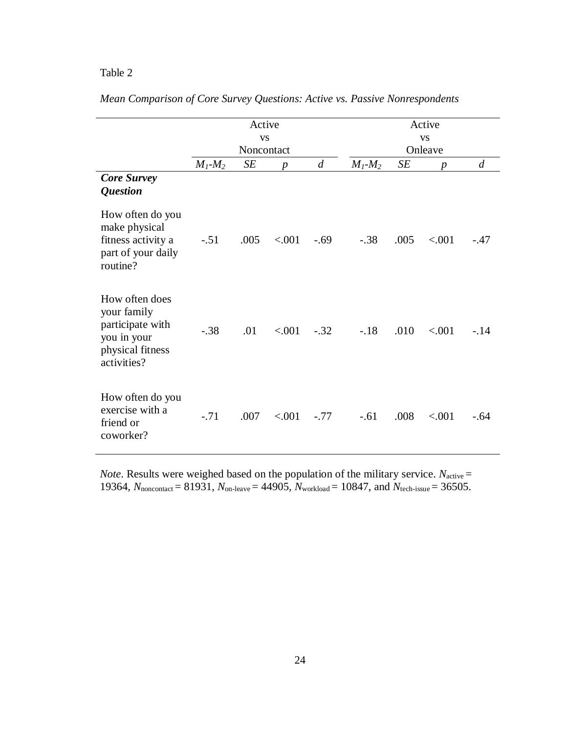Table 2

*Mean Comparison of Core Survey Questions: Active vs. Passive Nonrespondents*

| | Active vs Noncontact | | | | Active vs Onleave | | | |
|---|---|---|---|---|---|---|---|---|
| | $M_1$-$M_2$ | *SE* | *p* | *d* | $M_1$-$M_2$ | *SE* | *p* | *d* |
| ***Core Survey Question*** | | | | | | | | |
| How often do you make physical fitness activity a part of your daily routine? | -.51 | .005 | <.001 | -.69 | -.38 | .005 | <.001 | -.47 |
| How often does your family participate with you in your physical fitness activities? | -.38 | .01 | <.001 | -.32 | -.18 | .010 | <.001 | -.14 |
| How often do you exercise with a friend or coworker? | -.71 | .007 | <.001 | -.77 | -.61 | .008 | <.001 | -.64 |

*Note*. Results were weighed based on the population of the military service. $N_{\text{active}}$ = 19364, $N_{\text{noncontact}}$ = 81931, $N_{\text{on-leave}}$ = 44905, $N_{\text{workload}}$ = 10847, and $N_{\text{tech-issue}}$ = 36505.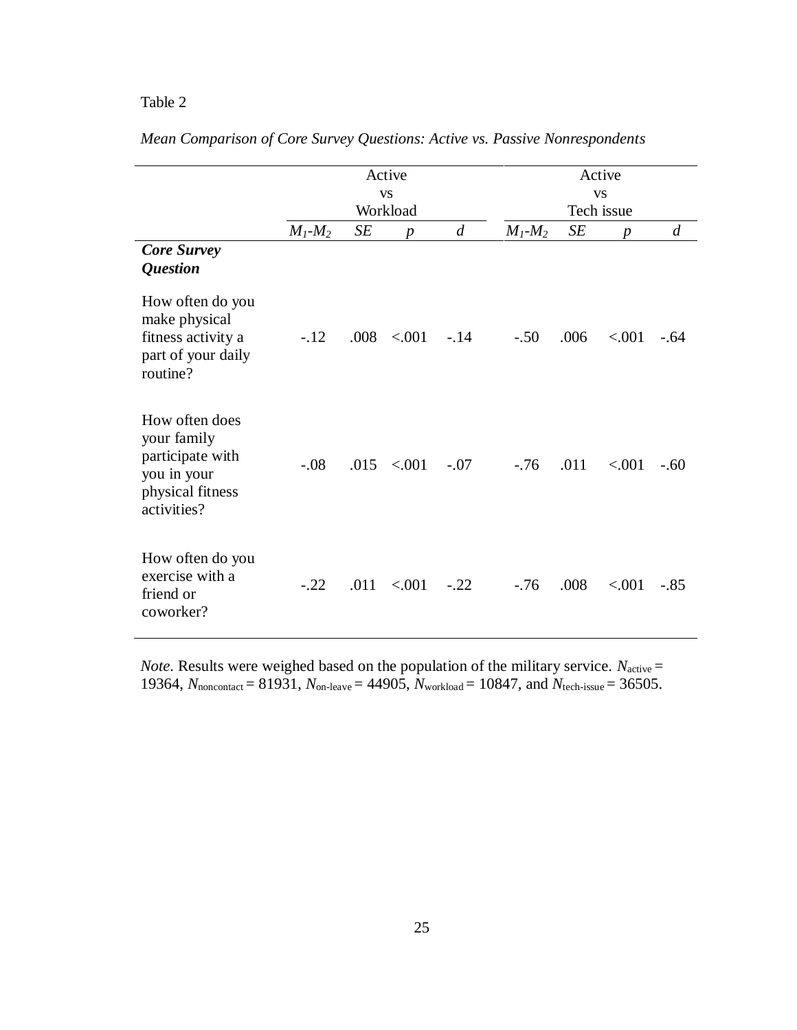Table 2

*Mean Comparison of Core Survey Questions: Active vs. Passive Nonrespondents*

| | Active vs Workload | | | | Active vs Tech issue | | | |
|---|---|---|---|---|---|---|---|---|
| | $M_1$-$M_2$ | *SE* | *p* | *d* | $M_1$-$M_2$ | *SE* | *p* | *d* |
| ***Core Survey Question*** | | | | | | | | |
| How often do you make physical fitness activity a part of your daily routine? | -.12 | .008 | <.001 | -.14 | -.50 | .006 | <.001 | -.64 |
| How often does your family participate with you in your physical fitness activities? | -.08 | .015 | <.001 | -.07 | -.76 | .011 | <.001 | -.60 |
| How often do you exercise with a friend or coworker? | -.22 | .011 | <.001 | -.22 | -.76 | .008 | <.001 | -.85 |

*Note*. Results were weighed based on the population of the military service. $N_{\text{active}}$ = 19364, $N_{\text{noncontact}}$ = 81931, $N_{\text{on-leave}}$ = 44905, $N_{\text{workload}}$ = 10847, and $N_{\text{tech-issue}}$ = 36505.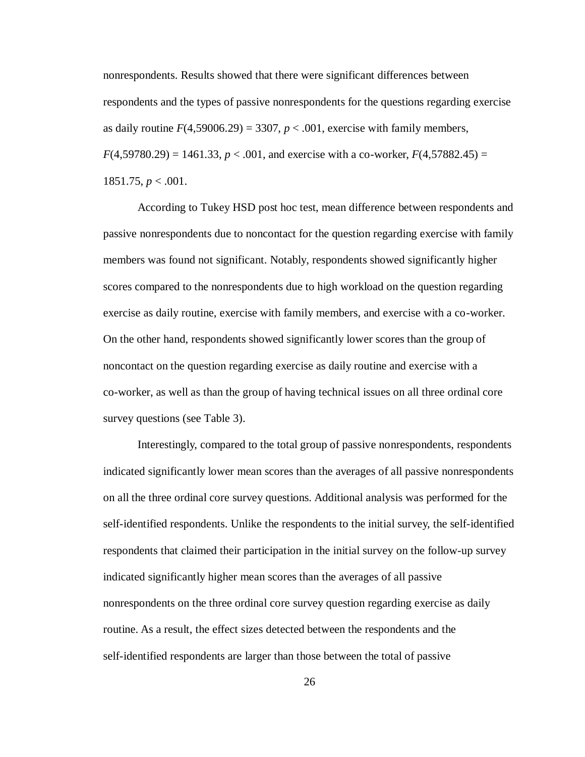nonrespondents. Results showed that there were significant differences between respondents and the types of passive nonrespondents for the questions regarding exercise as daily routine $F(4,59006.29) = 3307$, $p < .001$, exercise with family members, $F(4,59780.29) = 1461.33$, $p < .001$, and exercise with a co-worker, $F(4,57882.45) = 1851.75$, $p < .001$.

According to Tukey HSD post hoc test, mean difference between respondents and passive nonrespondents due to noncontact for the question regarding exercise with family members was found not significant. Notably, respondents showed significantly higher scores compared to the nonrespondents due to high workload on the question regarding exercise as daily routine, exercise with family members, and exercise with a co-worker. On the other hand, respondents showed significantly lower scores than the group of noncontact on the question regarding exercise as daily routine and exercise with a co-worker, as well as than the group of having technical issues on all three ordinal core survey questions (see Table 3).

Interestingly, compared to the total group of passive nonrespondents, respondents indicated significantly lower mean scores than the averages of all passive nonrespondents on all the three ordinal core survey questions. Additional analysis was performed for the self-identified respondents. Unlike the respondents to the initial survey, the self-identified respondents that claimed their participation in the initial survey on the follow-up survey indicated significantly higher mean scores than the averages of all passive nonrespondents on the three ordinal core survey question regarding exercise as daily routine. As a result, the effect sizes detected between the respondents and the self-identified respondents are larger than those between the total of passive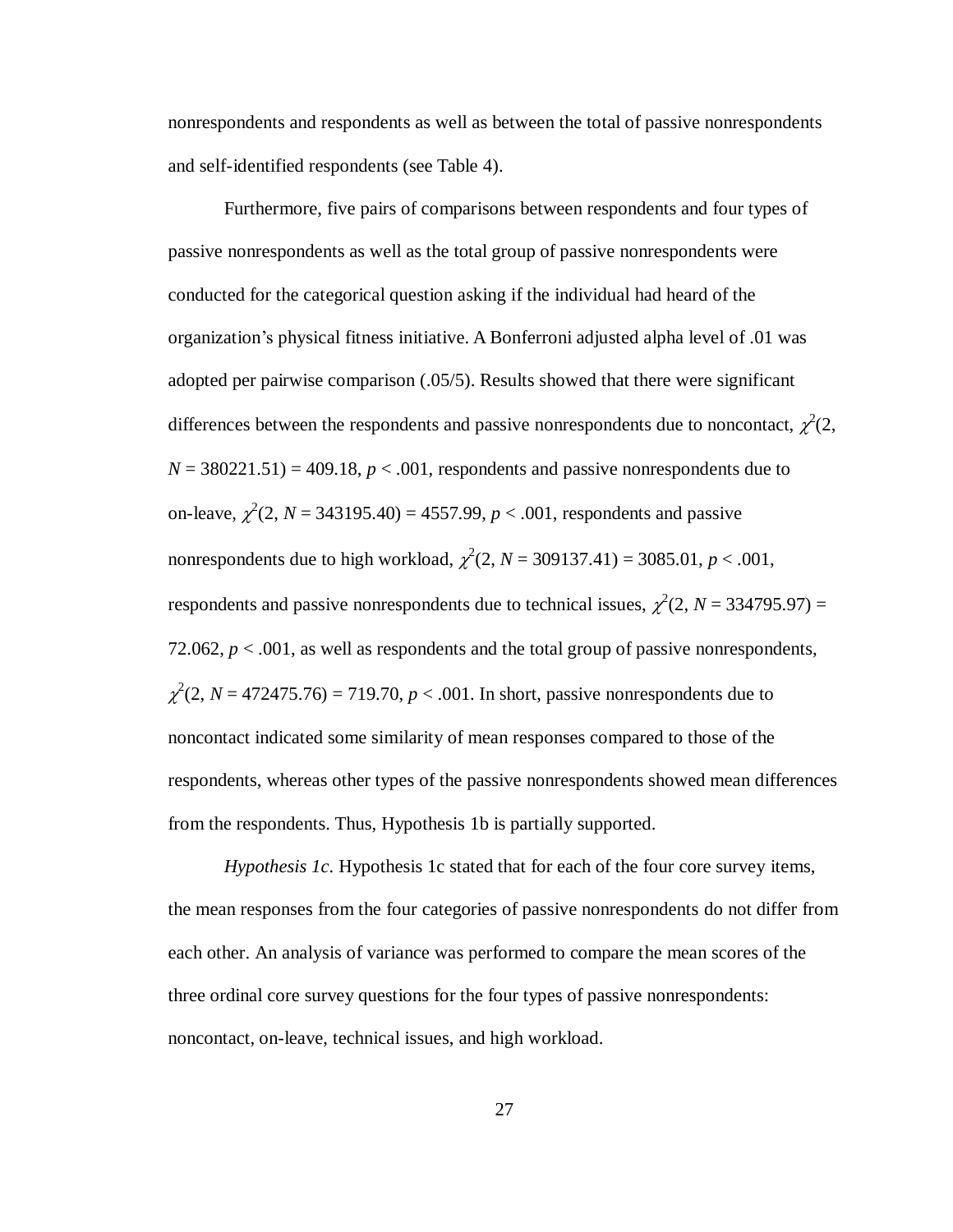nonrespondents and respondents as well as between the total of passive nonrespondents and self-identified respondents (see Table 4).

Furthermore, five pairs of comparisons between respondents and four types of passive nonrespondents as well as the total group of passive nonrespondents were conducted for the categorical question asking if the individual had heard of the organization's physical fitness initiative. A Bonferroni adjusted alpha level of .01 was adopted per pairwise comparison (.05/5). Results showed that there were significant differences between the respondents and passive nonrespondents due to noncontact, $\chi^2(2, N = 380221.51) = 409.18$, $p < .001$, respondents and passive nonrespondents due to on-leave, $\chi^2(2, N = 343195.40) = 4557.99$, $p < .001$, respondents and passive nonrespondents due to high workload, $\chi^2(2, N = 309137.41) = 3085.01$, $p < .001$, respondents and passive nonrespondents due to technical issues, $\chi^2(2, N = 334795.97) = 72.062$, $p < .001$, as well as respondents and the total group of passive nonrespondents, $\chi^2(2, N = 472475.76) = 719.70$, $p < .001$. In short, passive nonrespondents due to noncontact indicated some similarity of mean responses compared to those of the respondents, whereas other types of the passive nonrespondents showed mean differences from the respondents. Thus, Hypothesis 1b is partially supported.

*Hypothesis 1c*. Hypothesis 1c stated that for each of the four core survey items, the mean responses from the four categories of passive nonrespondents do not differ from each other. An analysis of variance was performed to compare the mean scores of the three ordinal core survey questions for the four types of passive nonrespondents: noncontact, on-leave, technical issues, and high workload.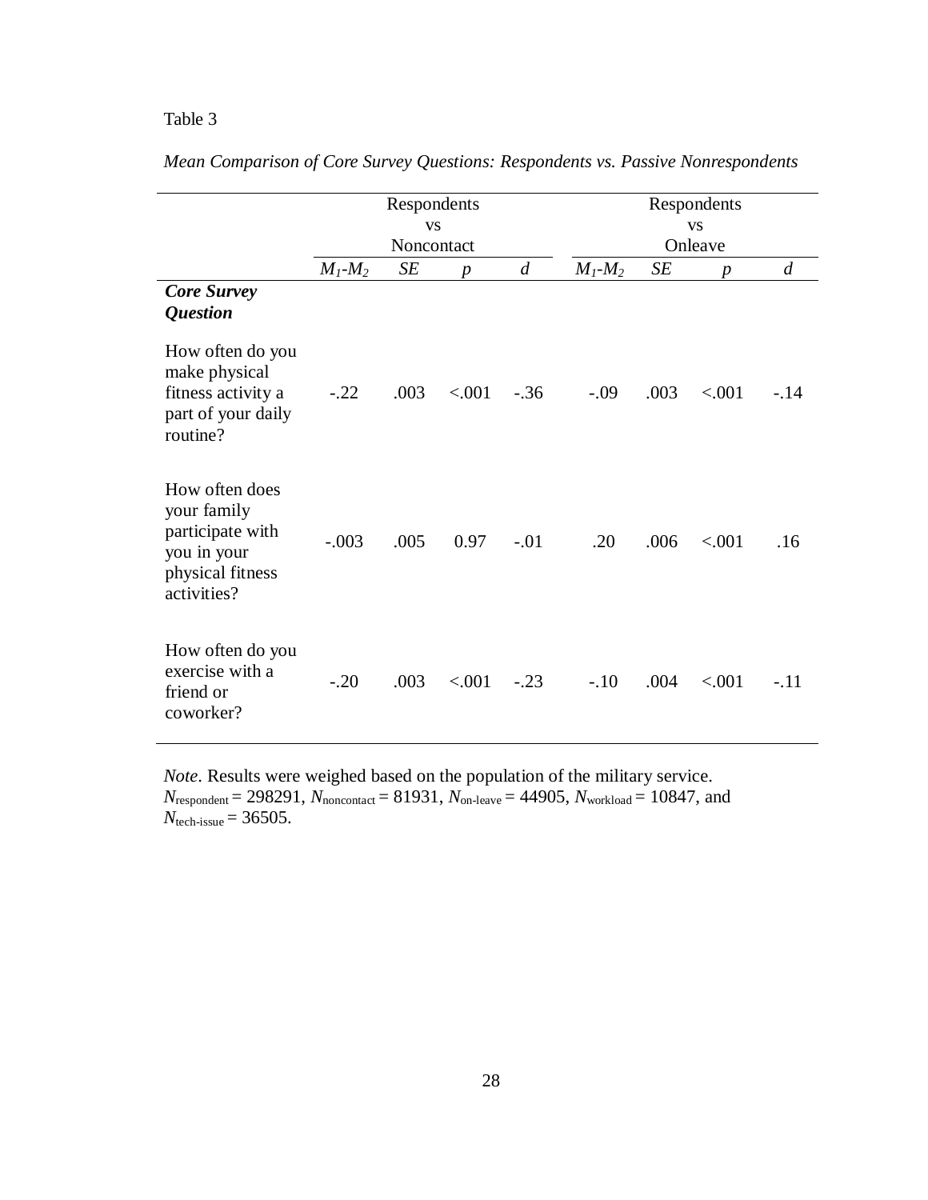Table 3

*Mean Comparison of Core Survey Questions: Respondents vs. Passive Nonrespondents*

| | Respondents vs Noncontact | | | | Respondents vs Onleave | | | |
|---|---|---|---|---|---|---|---|---|
| | $M_1$-$M_2$ | *SE* | *p* | *d* | $M_1$-$M_2$ | *SE* | *p* | *d* |
| ***Core Survey Question*** | | | | | | | | |
| How often do you make physical fitness activity a part of your daily routine? | -.22 | .003 | <.001 | -.36 | -.09 | .003 | <.001 | -.14 |
| How often does your family participate with you in your physical fitness activities? | -.003 | .005 | 0.97 | -.01 | .20 | .006 | <.001 | .16 |
| How often do you exercise with a friend or coworker? | -.20 | .003 | <.001 | -.23 | -.10 | .004 | <.001 | -.11 |

*Note*. Results were weighed based on the population of the military service. $N_{\text{respondent}}$ = 298291, $N_{\text{noncontact}}$ = 81931, $N_{\text{on-leave}}$ = 44905, $N_{\text{workload}}$ = 10847, and $N_{\text{tech-issue}}$ = 36505.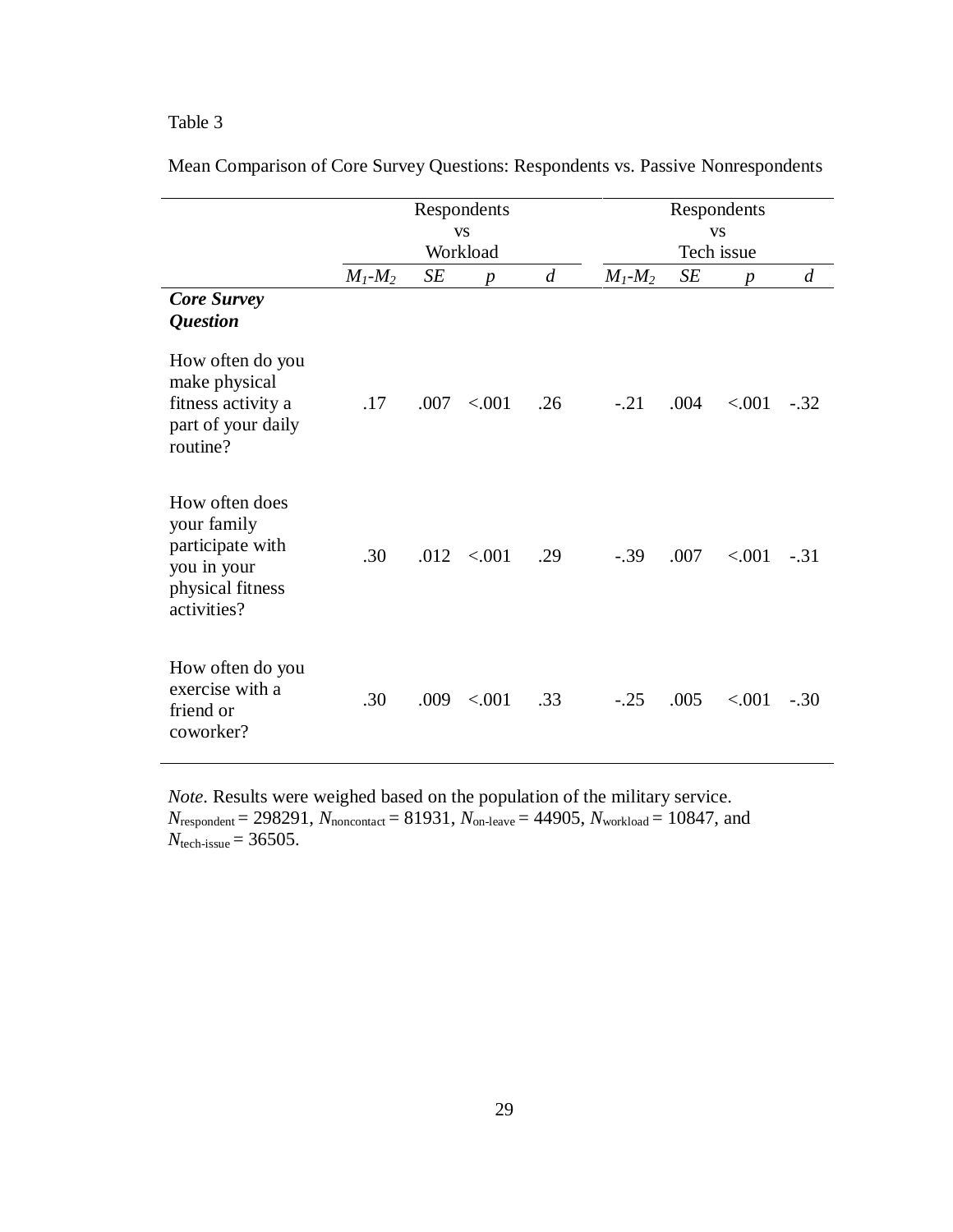Table 3

Mean Comparison of Core Survey Questions: Respondents vs. Passive Nonrespondents

| | Respondents vs Workload | | | | Respondents vs Tech issue | | | |
|---|---|---|---|---|---|---|---|---|
| | $M_1$-$M_2$ | *SE* | *p* | *d* | $M_1$-$M_2$ | *SE* | *p* | *d* |
| ***Core Survey Question*** | | | | | | | | |
| How often do you make physical fitness activity a part of your daily routine? | .17 | .007 | <.001 | .26 | -.21 | .004 | <.001 | -.32 |
| How often does your family participate with you in your physical fitness activities? | .30 | .012 | <.001 | .29 | -.39 | .007 | <.001 | -.31 |
| How often do you exercise with a friend or coworker? | .30 | .009 | <.001 | .33 | -.25 | .005 | <.001 | -.30 |

*Note*. Results were weighed based on the population of the military service. $N_{respondent}$ = 298291, $N_{noncontact}$ = 81931, $N_{on\text{-}leave}$ = 44905, $N_{workload}$ = 10847, and $N_{tech\text{-}issue}$ = 36505.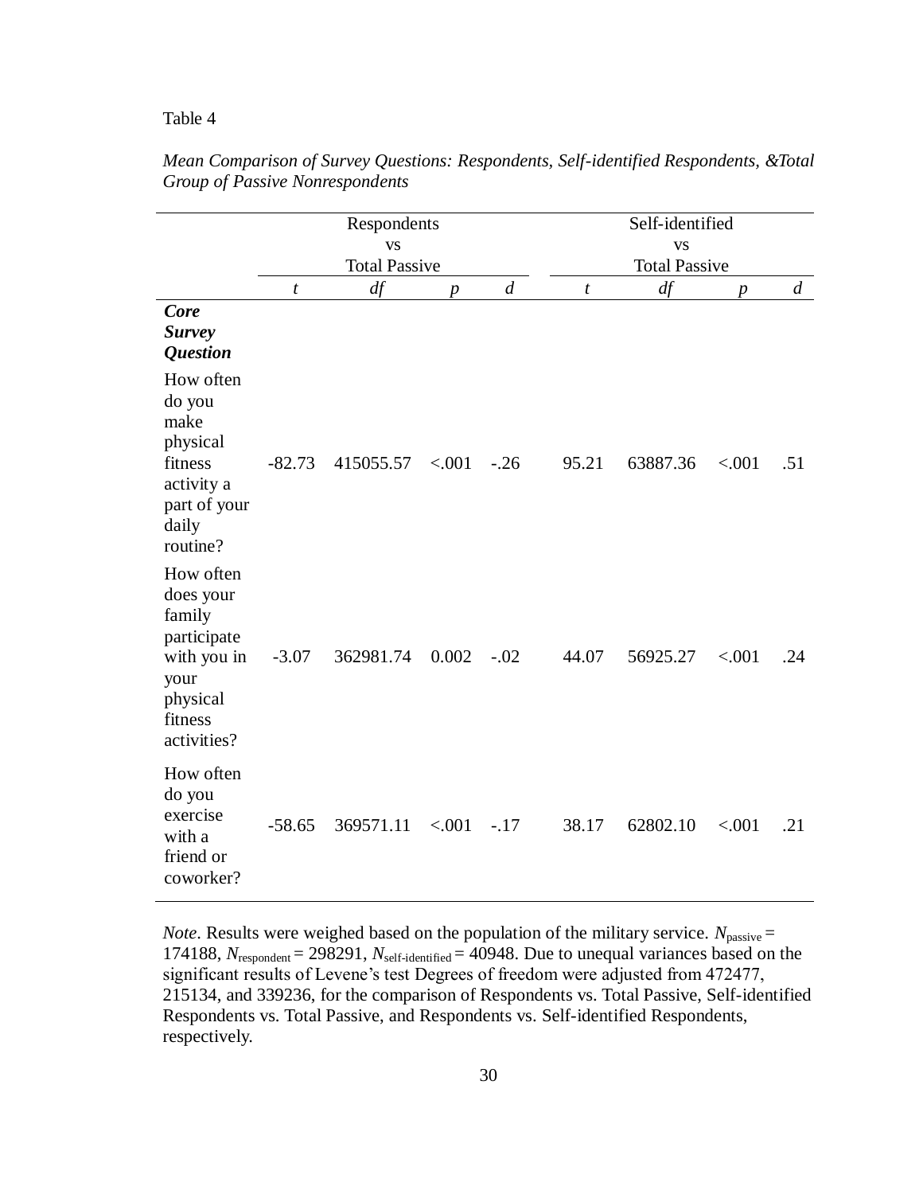Table 4

*Mean Comparison of Survey Questions: Respondents, Self-identified Respondents, &Total Group of Passive Nonrespondents*

| | Respondents vs Total Passive | | | | Self-identified vs Total Passive | | | |
|---|---|---|---|---|---|---|---|---|
| | *t* | *df* | *p* | *d* | *t* | *df* | *p* | *d* |
| ***Core Survey Question*** | | | | | | | | |
| How often do you make physical fitness activity a part of your daily routine? | -82.73 | 415055.57 | <.001 | -.26 | 95.21 | 63887.36 | <.001 | .51 |
| How often does your family participate with you in your physical fitness activities? | -3.07 | 362981.74 | 0.002 | -.02 | 44.07 | 56925.27 | <.001 | .24 |
| How often do you exercise with a friend or coworker? | -58.65 | 369571.11 | <.001 | -.17 | 38.17 | 62802.10 | <.001 | .21 |

*Note*. Results were weighed based on the population of the military service. $N_{\text{passive}}$ = 174188, $N_{\text{respondent}}$ = 298291, $N_{\text{self-identified}}$ = 40948. Due to unequal variances based on the significant results of Levene's test Degrees of freedom were adjusted from 472477, 215134, and 339236, for the comparison of Respondents vs. Total Passive, Self-identified Respondents vs. Total Passive, and Respondents vs. Self-identified Respondents, respectively.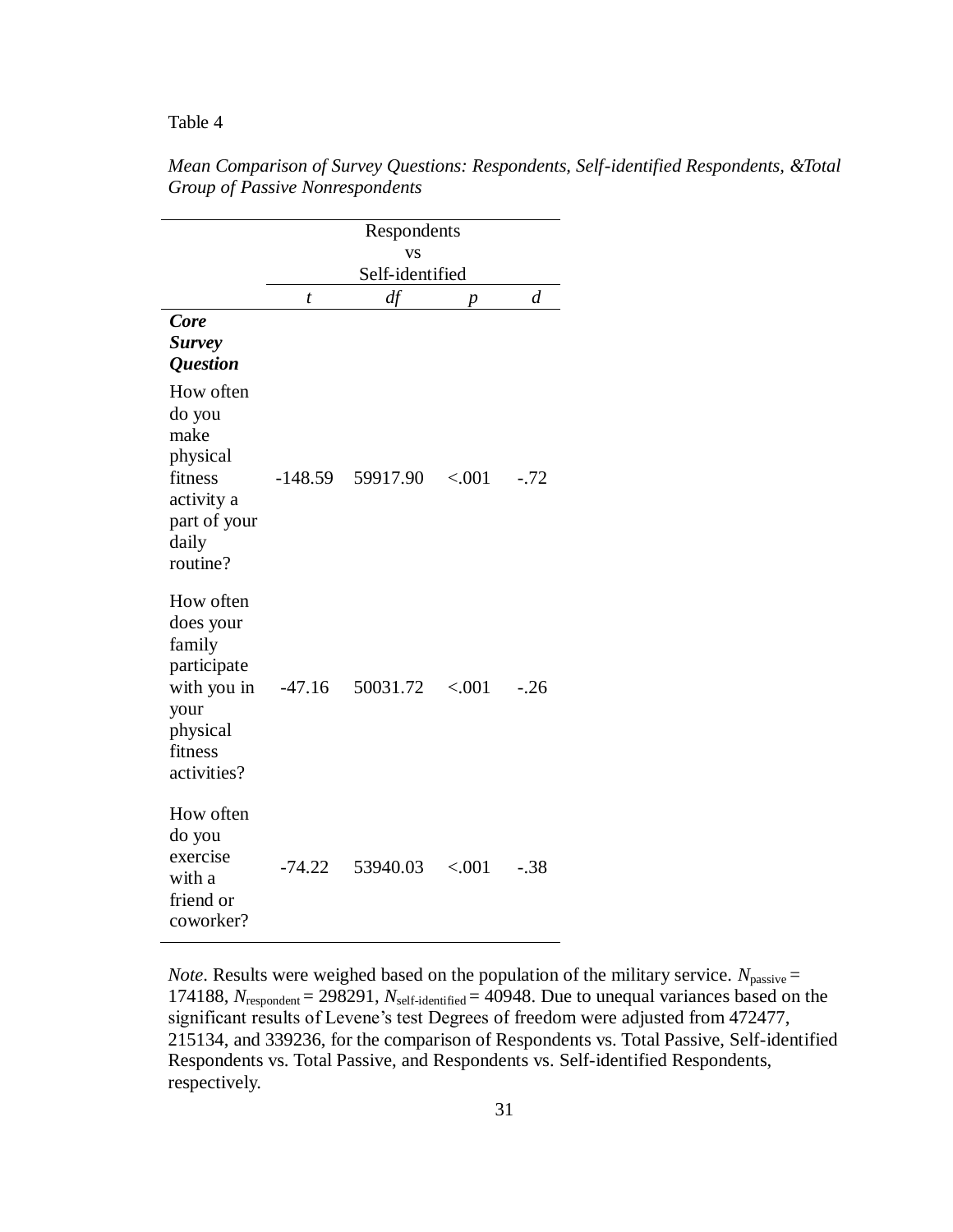Table 4

*Mean Comparison of Survey Questions: Respondents, Self-identified Respondents, &Total Group of Passive Nonrespondents*

| | Respondents vs Self-identified | | | |
|---|---|---|---|---|
| | *t* | *df* | *p* | *d* |
| ***Core Survey Question*** | | | | |
| How often do you make physical fitness activity a part of your daily routine? | -148.59 | 59917.90 | <.001 | -.72 |
| How often does your family participate with you in your physical fitness activities? | -47.16 | 50031.72 | <.001 | -.26 |
| How often do you exercise with a friend or coworker? | -74.22 | 53940.03 | <.001 | -.38 |

*Note*. Results were weighed based on the population of the military service. $N_{passive}$ = 174188, $N_{respondent}$ = 298291, $N_{self\text{-}identified}$ = 40948. Due to unequal variances based on the significant results of Levene's test Degrees of freedom were adjusted from 472477, 215134, and 339236, for the comparison of Respondents vs. Total Passive, Self-identified Respondents vs. Total Passive, and Respondents vs. Self-identified Respondents, respectively.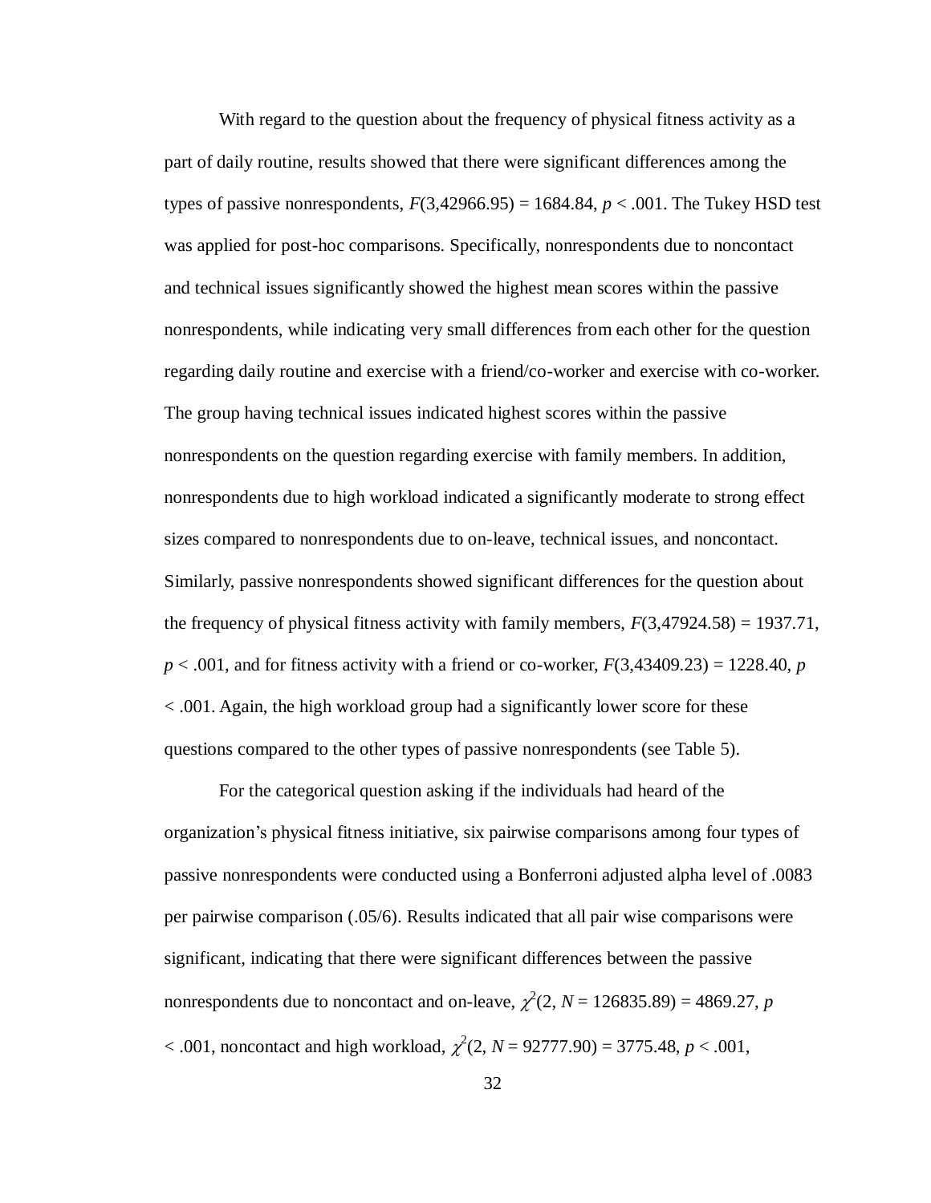With regard to the question about the frequency of physical fitness activity as a part of daily routine, results showed that there were significant differences among the types of passive nonrespondents, $F(3,42966.95) = 1684.84$, $p < .001$. The Tukey HSD test was applied for post-hoc comparisons. Specifically, nonrespondents due to noncontact and technical issues significantly showed the highest mean scores within the passive nonrespondents, while indicating very small differences from each other for the question regarding daily routine and exercise with a friend/co-worker and exercise with co-worker. The group having technical issues indicated highest scores within the passive nonrespondents on the question regarding exercise with family members. In addition, nonrespondents due to high workload indicated a significantly moderate to strong effect sizes compared to nonrespondents due to on-leave, technical issues, and noncontact. Similarly, passive nonrespondents showed significant differences for the question about the frequency of physical fitness activity with family members, $F(3,47924.58) = 1937.71$, $p < .001$, and for fitness activity with a friend or co-worker, $F(3,43409.23) = 1228.40$, $p < .001$. Again, the high workload group had a significantly lower score for these questions compared to the other types of passive nonrespondents (see Table 5).

For the categorical question asking if the individuals had heard of the organization's physical fitness initiative, six pairwise comparisons among four types of passive nonrespondents were conducted using a Bonferroni adjusted alpha level of .0083 per pairwise comparison (.05/6). Results indicated that all pair wise comparisons were significant, indicating that there were significant differences between the passive nonrespondents due to noncontact and on-leave, $\chi^2(2, N = 126835.89) = 4869.27$, $p < .001$, noncontact and high workload, $\chi^2(2, N = 92777.90) = 3775.48$, $p < .001$,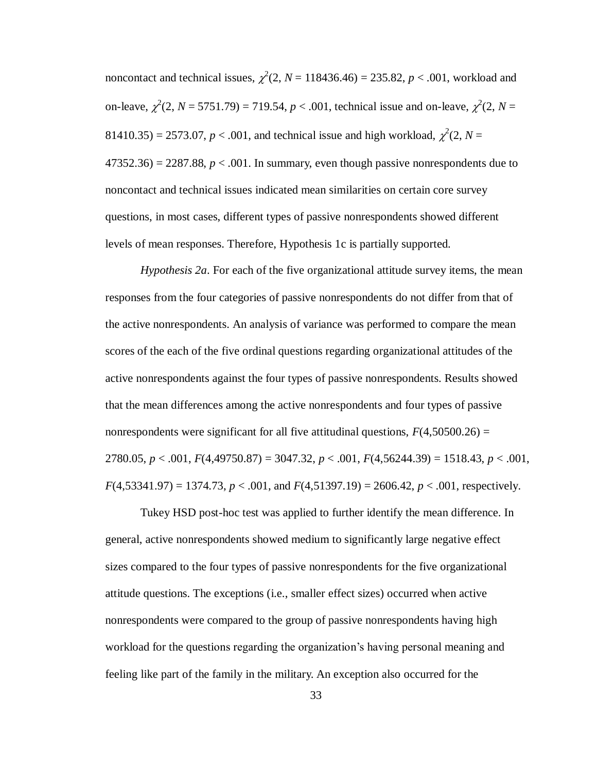noncontact and technical issues, $\chi^2(2, N = 118436.46) = 235.82$, $p < .001$, workload and on-leave, $\chi^2(2, N = 5751.79) = 719.54$, $p < .001$, technical issue and on-leave, $\chi^2(2, N = 81410.35) = 2573.07$, $p < .001$, and technical issue and high workload, $\chi^2(2, N = 47352.36) = 2287.88$, $p < .001$. In summary, even though passive nonrespondents due to noncontact and technical issues indicated mean similarities on certain core survey questions, in most cases, different types of passive nonrespondents showed different levels of mean responses. Therefore, Hypothesis 1c is partially supported.

*Hypothesis 2a*. For each of the five organizational attitude survey items, the mean responses from the four categories of passive nonrespondents do not differ from that of the active nonrespondents. An analysis of variance was performed to compare the mean scores of the each of the five ordinal questions regarding organizational attitudes of the active nonrespondents against the four types of passive nonrespondents. Results showed that the mean differences among the active nonrespondents and four types of passive nonrespondents were significant for all five attitudinal questions, $F(4,50500.26) = 2780.05$, $p < .001$, $F(4,49750.87) = 3047.32$, $p < .001$, $F(4,56244.39) = 1518.43$, $p < .001$, $F(4,53341.97) = 1374.73$, $p < .001$, and $F(4,51397.19) = 2606.42$, $p < .001$, respectively.

Tukey HSD post-hoc test was applied to further identify the mean difference. In general, active nonrespondents showed medium to significantly large negative effect sizes compared to the four types of passive nonrespondents for the five organizational attitude questions. The exceptions (i.e., smaller effect sizes) occurred when active nonrespondents were compared to the group of passive nonrespondents having high workload for the questions regarding the organization's having personal meaning and feeling like part of the family in the military. An exception also occurred for the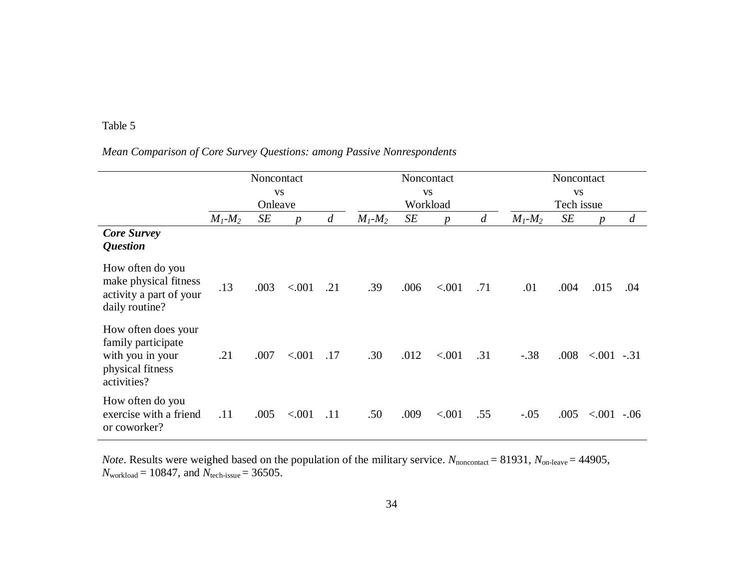Table 5

*Mean Comparison of Core Survey Questions: among Passive Nonrespondents*

| | Noncontact vs Onleave | | | | Noncontact vs Workload | | | | Noncontact vs Tech issue | | | |
|---|---|---|---|---|---|---|---|---|---|---|---|---|
| | $M_1$-$M_2$ | *SE* | *p* | *d* | $M_1$-$M_2$ | *SE* | *p* | *d* | $M_1$-$M_2$ | *SE* | *p* | *d* |
| ***Core Survey Question*** | | | | | | | | | | | | |
| How often do you make physical fitness activity a part of your daily routine? | .13 | .003 | <.001 | .21 | .39 | .006 | <.001 | .71 | .01 | .004 | .015 | .04 |
| How often does your family participate with you in your physical fitness activities? | .21 | .007 | <.001 | .17 | .30 | .012 | <.001 | .31 | -.38 | .008 | <.001 | -.31 |
| How often do you exercise with a friend or coworker? | .11 | .005 | <.001 | .11 | .50 | .009 | <.001 | .55 | -.05 | .005 | <.001 | -.06 |

*Note*. Results were weighed based on the population of the military service. $N_{\text{noncontact}}$ = 81931, $N_{\text{on-leave}}$ = 44905, $N_{\text{workload}}$ = 10847, and $N_{\text{tech-issue}}$ = 36505.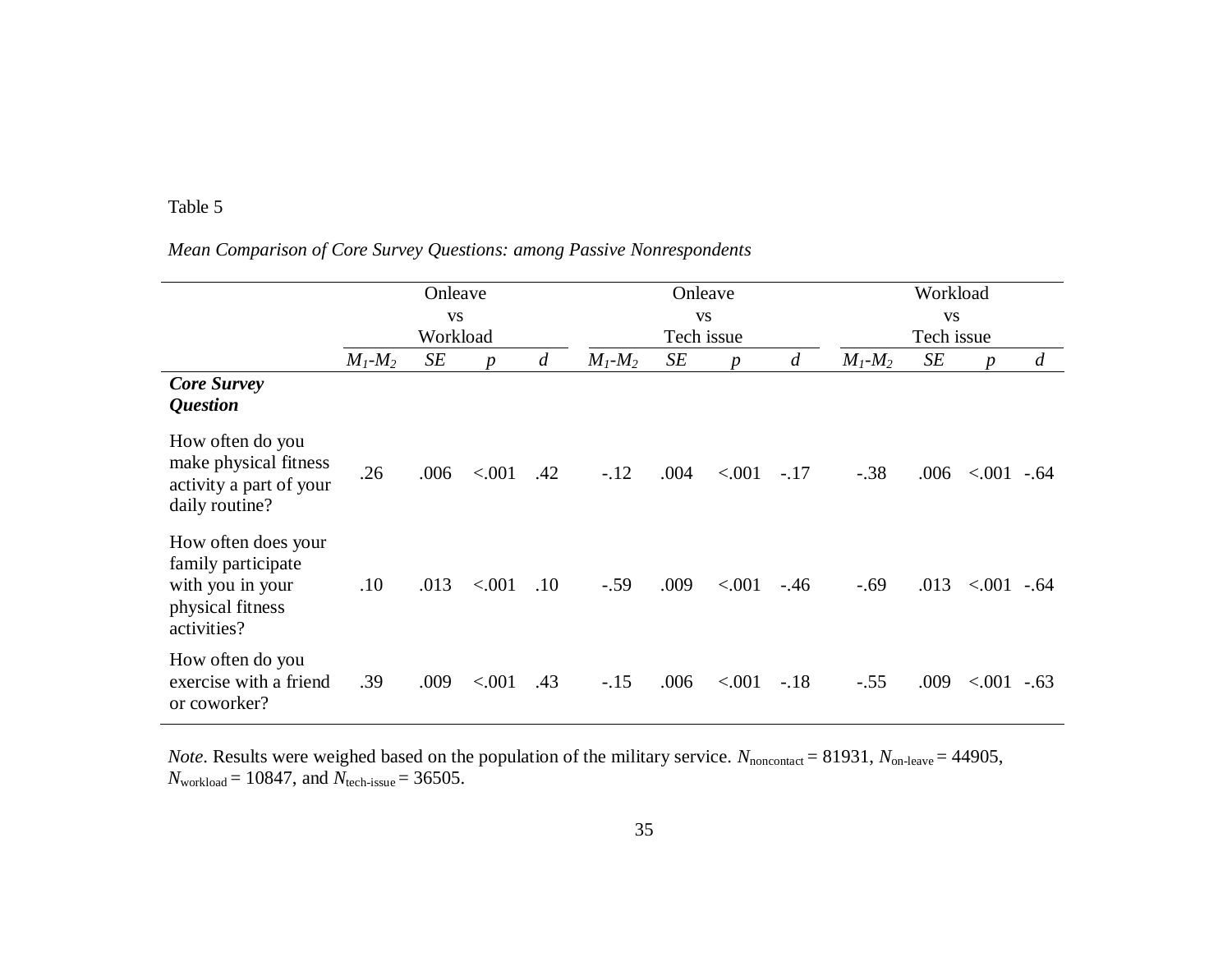Table 5

*Mean Comparison of Core Survey Questions: among Passive Nonrespondents*

| | Onleave vs Workload | | | | Onleave vs Tech issue | | | | Workload vs Tech issue | | | |
|---|---|---|---|---|---|---|---|---|---|---|---|---|
| | $M_1$-$M_2$ | *SE* | *p* | *d* | $M_1$-$M_2$ | *SE* | *p* | *d* | $M_1$-$M_2$ | *SE* | *p* | *d* |
| ***Core Survey Question*** | | | | | | | | | | | | |
| How often do you make physical fitness activity a part of your daily routine? | .26 | .006 | <.001 | .42 | -.12 | .004 | <.001 | -.17 | -.38 | .006 | <.001 | -.64 |
| How often does your family participate with you in your physical fitness activities? | .10 | .013 | <.001 | .10 | -.59 | .009 | <.001 | -.46 | -.69 | .013 | <.001 | -.64 |
| How often do you exercise with a friend or coworker? | .39 | .009 | <.001 | .43 | -.15 | .006 | <.001 | -.18 | -.55 | .009 | <.001 | -.63 |

*Note*. Results were weighed based on the population of the military service. $N_{\text{noncontact}}$ = 81931, $N_{\text{on-leave}}$ = 44905, $N_{\text{workload}}$ = 10847, and $N_{\text{tech-issue}}$ = 36505.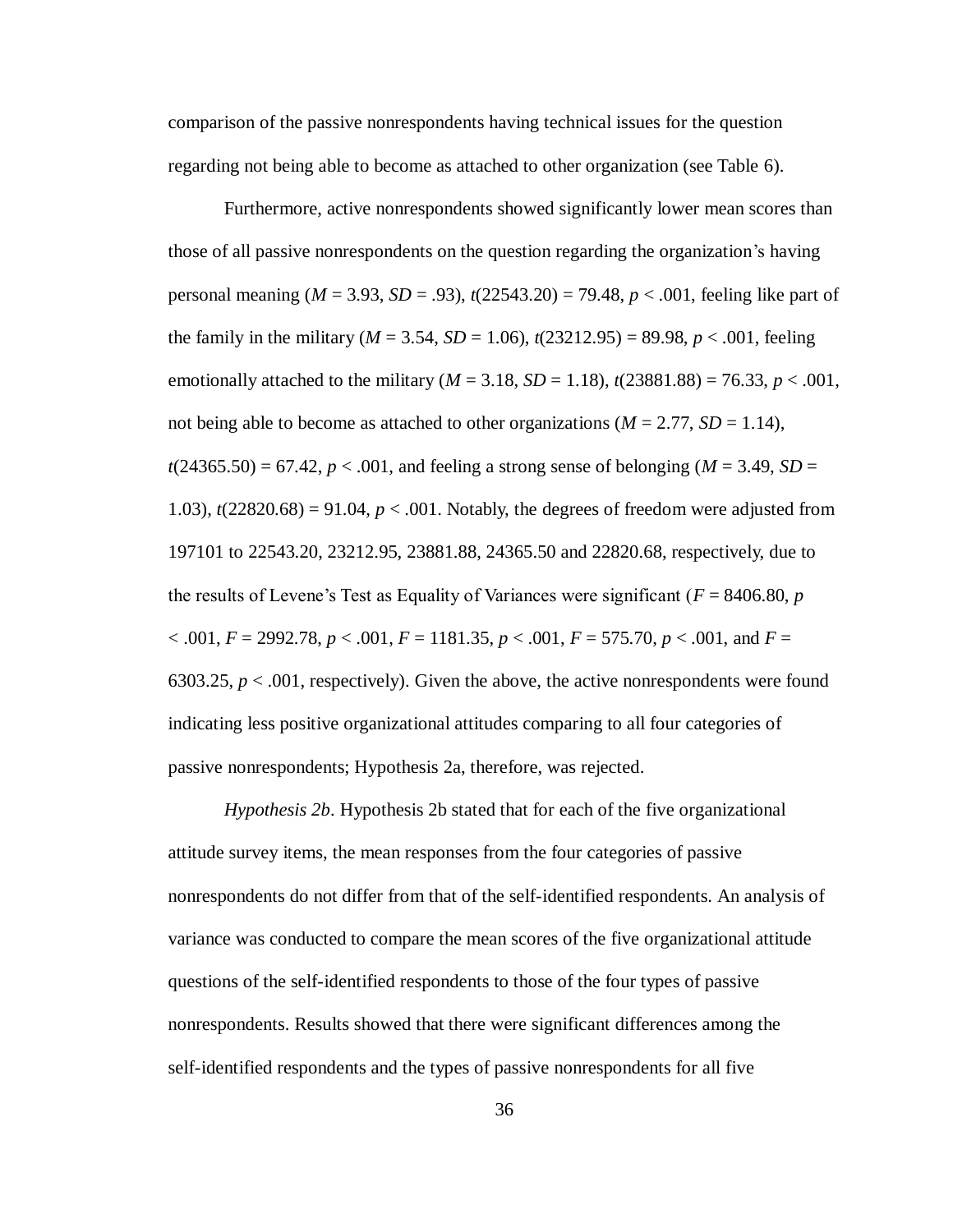comparison of the passive nonrespondents having technical issues for the question regarding not being able to become as attached to other organization (see Table 6).

Furthermore, active nonrespondents showed significantly lower mean scores than those of all passive nonrespondents on the question regarding the organization's having personal meaning ($M$ = 3.93, $SD$ = .93), $t(22543.20) = 79.48$, $p < .001$, feeling like part of the family in the military ($M$ = 3.54, $SD$ = 1.06), $t(23212.95) = 89.98$, $p < .001$, feeling emotionally attached to the military ($M$ = 3.18, $SD$ = 1.18), $t(23881.88) = 76.33$, $p < .001$, not being able to become as attached to other organizations ($M$ = 2.77, $SD$ = 1.14), $t(24365.50) = 67.42$, $p < .001$, and feeling a strong sense of belonging ($M$ = 3.49, $SD$ = 1.03), $t(22820.68) = 91.04$, $p < .001$. Notably, the degrees of freedom were adjusted from 197101 to 22543.20, 23212.95, 23881.88, 24365.50 and 22820.68, respectively, due to the results of Levene's Test as Equality of Variances were significant ($F$ = 8406.80, $p < .001$, $F$ = 2992.78, $p < .001$, $F$ = 1181.35, $p < .001$, $F$ = 575.70, $p < .001$, and $F$ = 6303.25, $p < .001$, respectively). Given the above, the active nonrespondents were found indicating less positive organizational attitudes comparing to all four categories of passive nonrespondents; Hypothesis 2a, therefore, was rejected.

*Hypothesis 2b*. Hypothesis 2b stated that for each of the five organizational attitude survey items, the mean responses from the four categories of passive nonrespondents do not differ from that of the self-identified respondents. An analysis of variance was conducted to compare the mean scores of the five organizational attitude questions of the self-identified respondents to those of the four types of passive nonrespondents. Results showed that there were significant differences among the self-identified respondents and the types of passive nonrespondents for all five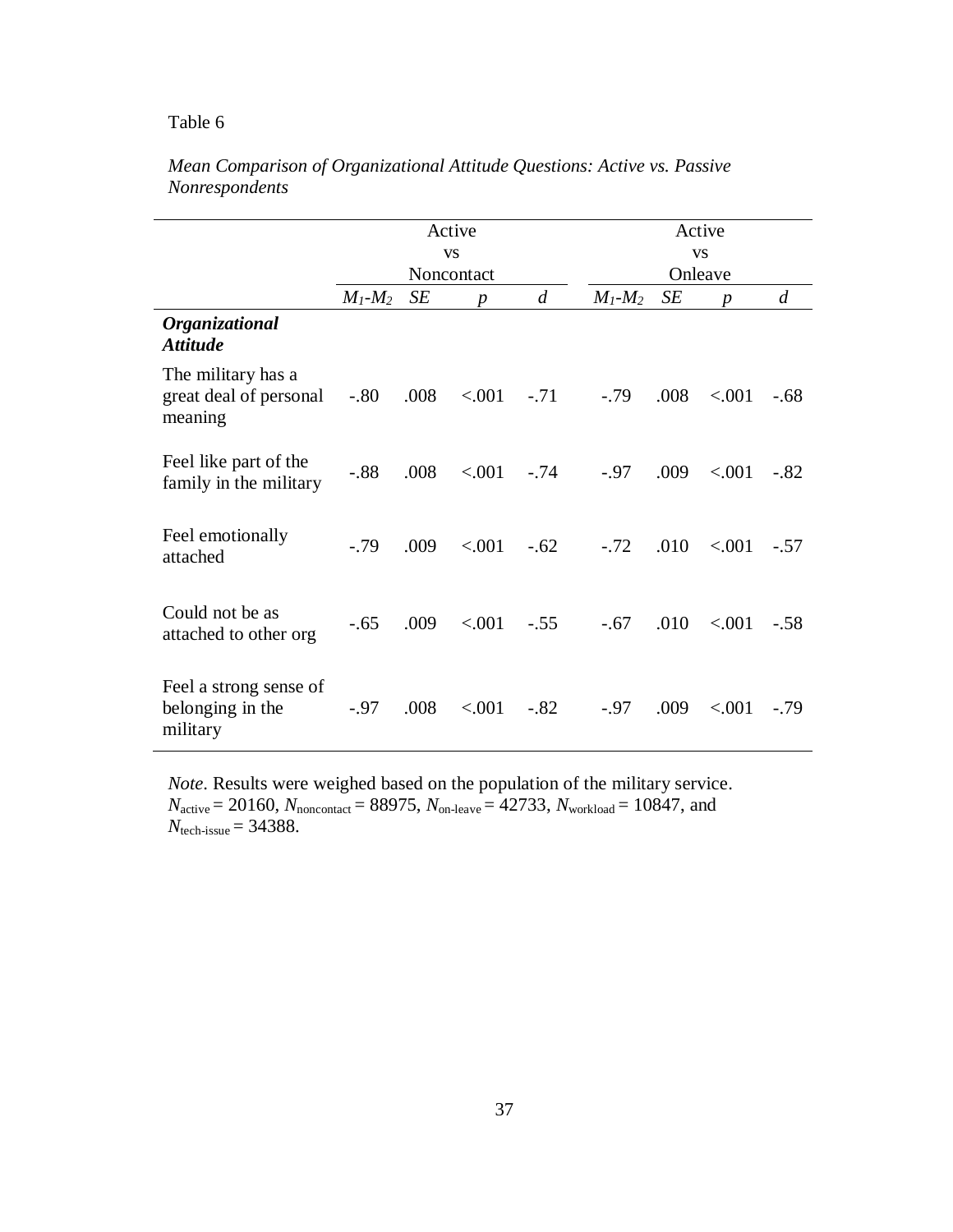Table 6

*Mean Comparison of Organizational Attitude Questions: Active vs. Passive Nonrespondents*

| | Active vs Noncontact | | | | Active vs Onleave | | | |
|---|---|---|---|---|---|---|---|---|
| | $M_1$-$M_2$ | *SE* | *p* | *d* | $M_1$-$M_2$ | *SE* | *p* | *d* |
| ***Organizational Attitude*** | | | | | | | | |
| The military has a great deal of personal meaning | -.80 | .008 | <.001 | -.71 | -.79 | .008 | <.001 | -.68 |
| Feel like part of the family in the military | -.88 | .008 | <.001 | -.74 | -.97 | .009 | <.001 | -.82 |
| Feel emotionally attached | -.79 | .009 | <.001 | -.62 | -.72 | .010 | <.001 | -.57 |
| Could not be as attached to other org | -.65 | .009 | <.001 | -.55 | -.67 | .010 | <.001 | -.58 |
| Feel a strong sense of belonging in the military | -.97 | .008 | <.001 | -.82 | -.97 | .009 | <.001 | -.79 |

*Note*. Results were weighed based on the population of the military service. $N_{\text{active}}$ = 20160, $N_{\text{noncontact}}$ = 88975, $N_{\text{on-leave}}$ = 42733, $N_{\text{workload}}$ = 10847, and $N_{\text{tech-issue}}$ = 34388.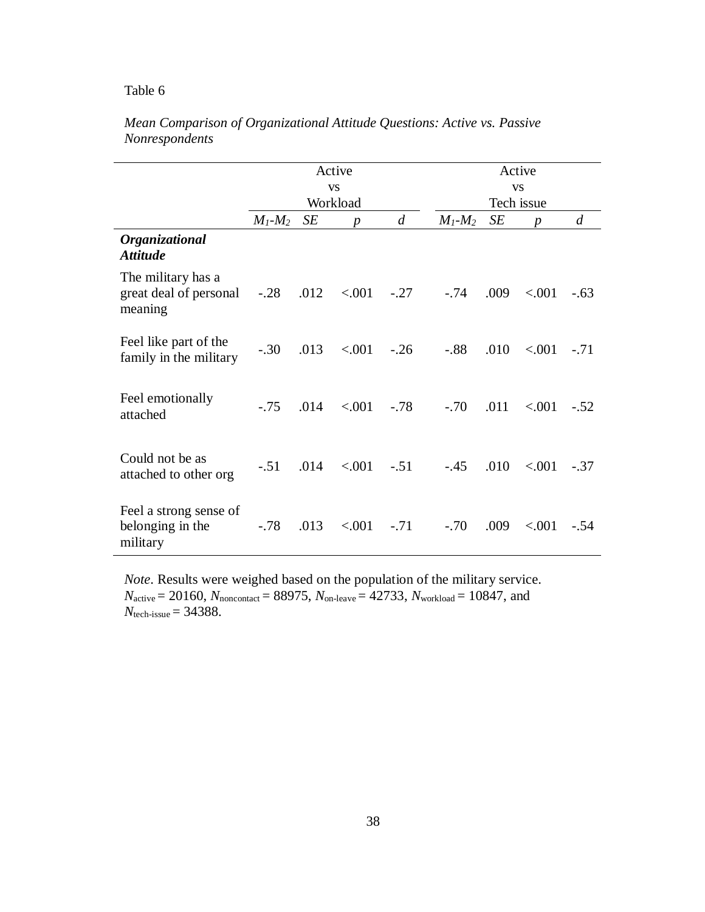Table 6

*Mean Comparison of Organizational Attitude Questions: Active vs. Passive Nonrespondents*

| | Active vs Workload | | | | Active vs Tech issue | | | |
|---|---|---|---|---|---|---|---|---|
| | $M_1$-$M_2$ | *SE* | *p* | *d* | $M_1$-$M_2$ | *SE* | *p* | *d* |
| ***Organizational Attitude*** | | | | | | | | |
| The military has a great deal of personal meaning | -.28 | .012 | <.001 | -.27 | -.74 | .009 | <.001 | -.63 |
| Feel like part of the family in the military | -.30 | .013 | <.001 | -.26 | -.88 | .010 | <.001 | -.71 |
| Feel emotionally attached | -.75 | .014 | <.001 | -.78 | -.70 | .011 | <.001 | -.52 |
| Could not be as attached to other org | -.51 | .014 | <.001 | -.51 | -.45 | .010 | <.001 | -.37 |
| Feel a strong sense of belonging in the military | -.78 | .013 | <.001 | -.71 | -.70 | .009 | <.001 | -.54 |

*Note*. Results were weighed based on the population of the military service. $N_{active}$ = 20160, $N_{noncontact}$ = 88975, $N_{on\text{-}leave}$ = 42733, $N_{workload}$ = 10847, and $N_{tech\text{-}issue}$ = 34388.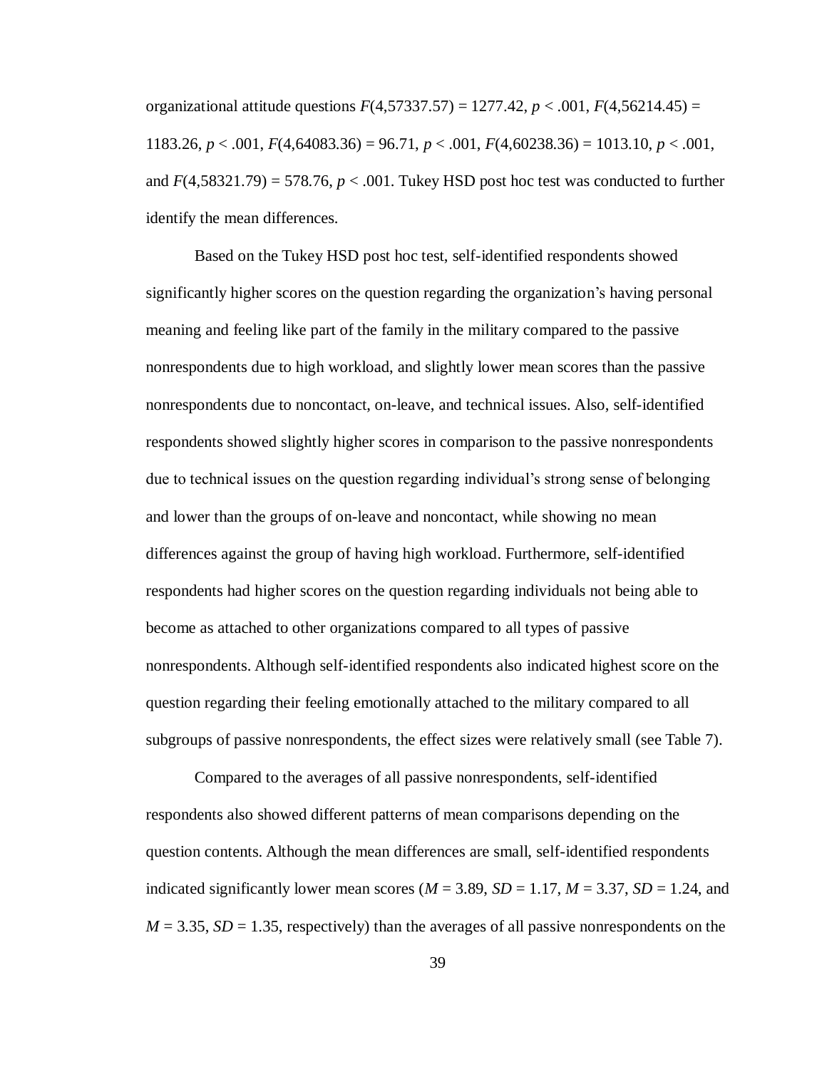organizational attitude questions $F(4,57337.57) = 1277.42$, $p < .001$, $F(4,56214.45) = 1183.26$, $p < .001$, $F(4,64083.36) = 96.71$, $p < .001$, $F(4,60238.36) = 1013.10$, $p < .001$, and $F(4,58321.79) = 578.76$, $p < .001$. Tukey HSD post hoc test was conducted to further identify the mean differences.

Based on the Tukey HSD post hoc test, self-identified respondents showed significantly higher scores on the question regarding the organization's having personal meaning and feeling like part of the family in the military compared to the passive nonrespondents due to high workload, and slightly lower mean scores than the passive nonrespondents due to noncontact, on-leave, and technical issues. Also, self-identified respondents showed slightly higher scores in comparison to the passive nonrespondents due to technical issues on the question regarding individual's strong sense of belonging and lower than the groups of on-leave and noncontact, while showing no mean differences against the group of having high workload. Furthermore, self-identified respondents had higher scores on the question regarding individuals not being able to become as attached to other organizations compared to all types of passive nonrespondents. Although self-identified respondents also indicated highest score on the question regarding their feeling emotionally attached to the military compared to all subgroups of passive nonrespondents, the effect sizes were relatively small (see Table 7).

Compared to the averages of all passive nonrespondents, self-identified respondents also showed different patterns of mean comparisons depending on the question contents. Although the mean differences are small, self-identified respondents indicated significantly lower mean scores ($M = 3.89$, $SD = 1.17$, $M = 3.37$, $SD = 1.24$, and $M = 3.35$, $SD = 1.35$, respectively) than the averages of all passive nonrespondents on the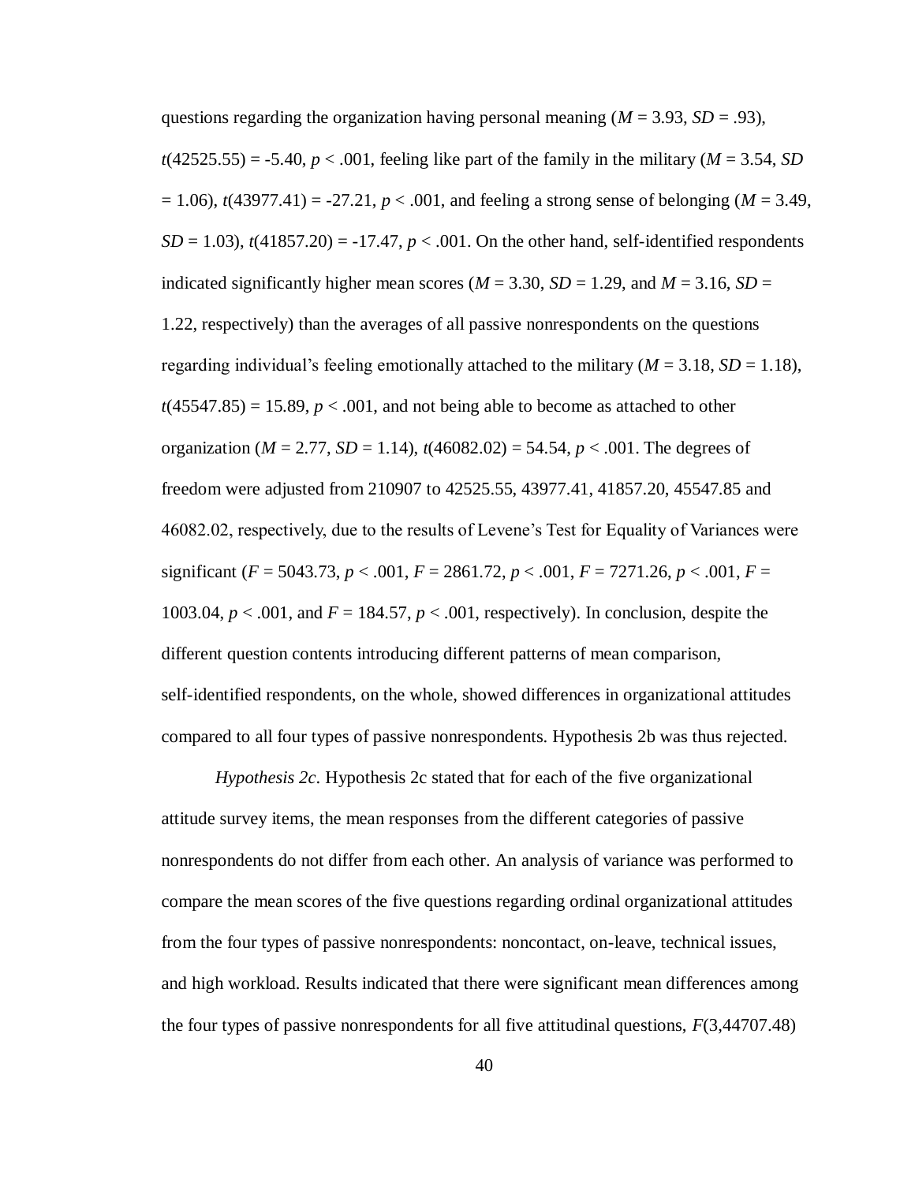questions regarding the organization having personal meaning ($M$ = 3.93, $SD$ = .93), $t$(42525.55) = -5.40, $p$ < .001, feeling like part of the family in the military ($M$ = 3.54, $SD$ = 1.06), $t$(43977.41) = -27.21, $p$ < .001, and feeling a strong sense of belonging ($M$ = 3.49, $SD$ = 1.03), $t$(41857.20) = -17.47, $p$ < .001. On the other hand, self-identified respondents indicated significantly higher mean scores ($M$ = 3.30, $SD$ = 1.29, and $M$ = 3.16, $SD$ = 1.22, respectively) than the averages of all passive nonrespondents on the questions regarding individual's feeling emotionally attached to the military ($M$ = 3.18, $SD$ = 1.18), $t$(45547.85) = 15.89, $p$ < .001, and not being able to become as attached to other organization ($M$ = 2.77, $SD$ = 1.14), $t$(46082.02) = 54.54, $p$ < .001. The degrees of freedom were adjusted from 210907 to 42525.55, 43977.41, 41857.20, 45547.85 and 46082.02, respectively, due to the results of Levene's Test for Equality of Variances were significant ($F$ = 5043.73, $p$ < .001, $F$ = 2861.72, $p$ < .001, $F$ = 7271.26, $p$ < .001, $F$ = 1003.04, $p$ < .001, and $F$ = 184.57, $p$ < .001, respectively). In conclusion, despite the different question contents introducing different patterns of mean comparison, self-identified respondents, on the whole, showed differences in organizational attitudes compared to all four types of passive nonrespondents. Hypothesis 2b was thus rejected.

*Hypothesis 2c*. Hypothesis 2c stated that for each of the five organizational attitude survey items, the mean responses from the different categories of passive nonrespondents do not differ from each other. An analysis of variance was performed to compare the mean scores of the five questions regarding ordinal organizational attitudes from the four types of passive nonrespondents: noncontact, on-leave, technical issues, and high workload. Results indicated that there were significant mean differences among the four types of passive nonrespondents for all five attitudinal questions, $F$(3,44707.48)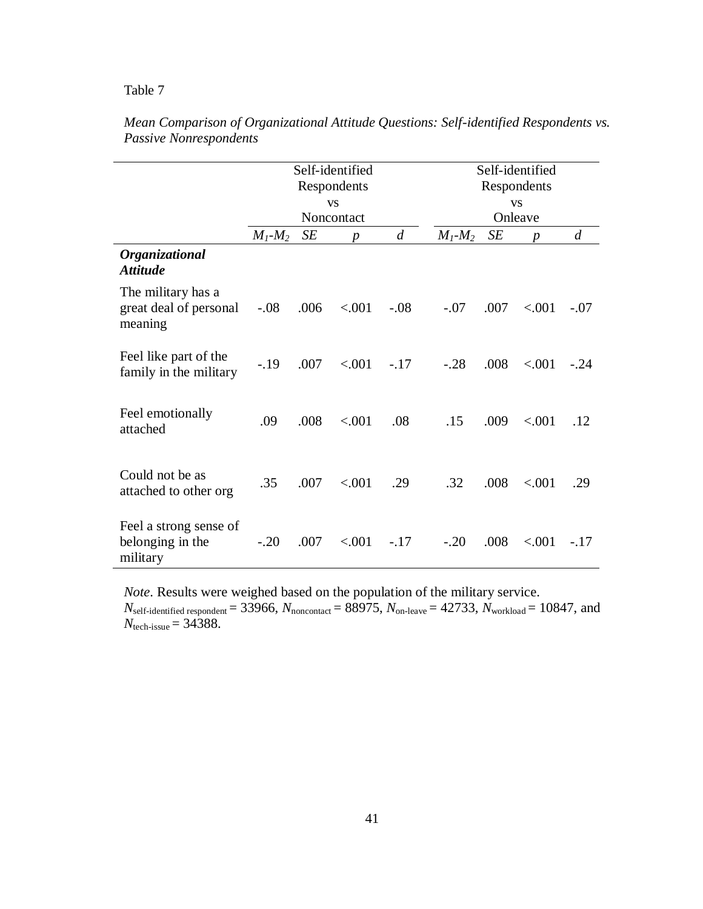Table 7

*Mean Comparison of Organizational Attitude Questions: Self-identified Respondents vs. Passive Nonrespondents*

| | Self-identified Respondents vs Noncontact | | | | Self-identified Respondents vs Onleave | | | |
|---|---|---|---|---|---|---|---|---|
| | $M_1$-$M_2$ | *SE* | *p* | *d* | $M_1$-$M_2$ | *SE* | *p* | *d* |
| ***Organizational Attitude*** | | | | | | | | |
| The military has a great deal of personal meaning | -.08 | .006 | <.001 | -.08 | -.07 | .007 | <.001 | -.07 |
| Feel like part of the family in the military | -.19 | .007 | <.001 | -.17 | -.28 | .008 | <.001 | -.24 |
| Feel emotionally attached | .09 | .008 | <.001 | .08 | .15 | .009 | <.001 | .12 |
| Could not be as attached to other org | .35 | .007 | <.001 | .29 | .32 | .008 | <.001 | .29 |
| Feel a strong sense of belonging in the military | -.20 | .007 | <.001 | -.17 | -.20 | .008 | <.001 | -.17 |

*Note*. Results were weighed based on the population of the military service. $N_{\text{self-identified respondent}}$ = 33966, $N_{\text{noncontact}}$ = 88975, $N_{\text{on-leave}}$ = 42733, $N_{\text{workload}}$ = 10847, and $N_{\text{tech-issue}}$ = 34388.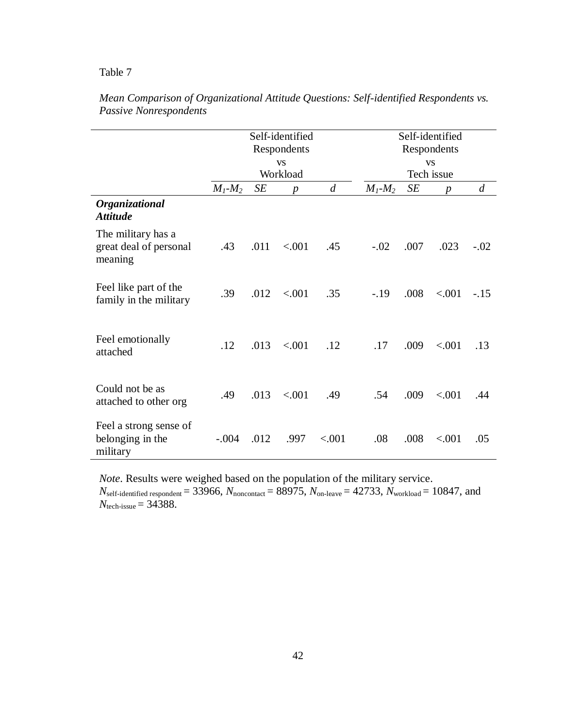Table 7

*Mean Comparison of Organizational Attitude Questions: Self-identified Respondents vs. Passive Nonrespondents*

| | Self-identified Respondents vs Workload | | | | Self-identified Respondents vs Tech issue | | | |
|---|---|---|---|---|---|---|---|---|
| | $M_1$-$M_2$ | *SE* | *p* | *d* | $M_1$-$M_2$ | *SE* | *p* | *d* |
| ***Organizational Attitude*** | | | | | | | | |
| The military has a great deal of personal meaning | .43 | .011 | <.001 | .45 | -.02 | .007 | .023 | -.02 |
| Feel like part of the family in the military | .39 | .012 | <.001 | .35 | -.19 | .008 | <.001 | -.15 |
| Feel emotionally attached | .12 | .013 | <.001 | .12 | .17 | .009 | <.001 | .13 |
| Could not be as attached to other org | .49 | .013 | <.001 | .49 | .54 | .009 | <.001 | .44 |
| Feel a strong sense of belonging in the military | -.004 | .012 | .997 | <.001 | .08 | .008 | <.001 | .05 |

*Note*. Results were weighed based on the population of the military service. $N_{\text{self-identified respondent}} = 33966$, $N_{\text{noncontact}} = 88975$, $N_{\text{on-leave}} = 42733$, $N_{\text{workload}} = 10847$, and $N_{\text{tech-issue}} = 34388$.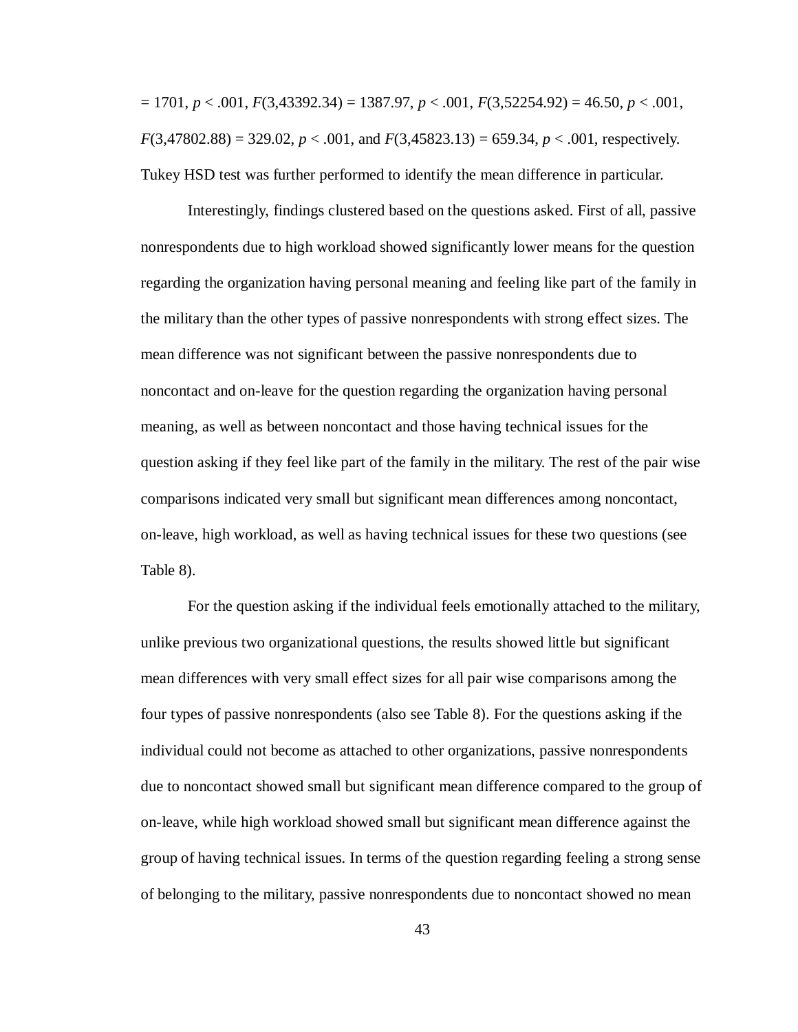= 1701, $p < .001$, $F(3,43392.34) = 1387.97$, $p < .001$, $F(3,52254.92) = 46.50$, $p < .001$, $F(3,47802.88) = 329.02$, $p < .001$, and $F(3,45823.13) = 659.34$, $p < .001$, respectively. Tukey HSD test was further performed to identify the mean difference in particular.

Interestingly, findings clustered based on the questions asked. First of all, passive nonrespondents due to high workload showed significantly lower means for the question regarding the organization having personal meaning and feeling like part of the family in the military than the other types of passive nonrespondents with strong effect sizes. The mean difference was not significant between the passive nonrespondents due to noncontact and on-leave for the question regarding the organization having personal meaning, as well as between noncontact and those having technical issues for the question asking if they feel like part of the family in the military. The rest of the pair wise comparisons indicated very small but significant mean differences among noncontact, on-leave, high workload, as well as having technical issues for these two questions (see Table 8).

For the question asking if the individual feels emotionally attached to the military, unlike previous two organizational questions, the results showed little but significant mean differences with very small effect sizes for all pair wise comparisons among the four types of passive nonrespondents (also see Table 8). For the questions asking if the individual could not become as attached to other organizations, passive nonrespondents due to noncontact showed small but significant mean difference compared to the group of on-leave, while high workload showed small but significant mean difference against the group of having technical issues. In terms of the question regarding feeling a strong sense of belonging to the military, passive nonrespondents due to noncontact showed no mean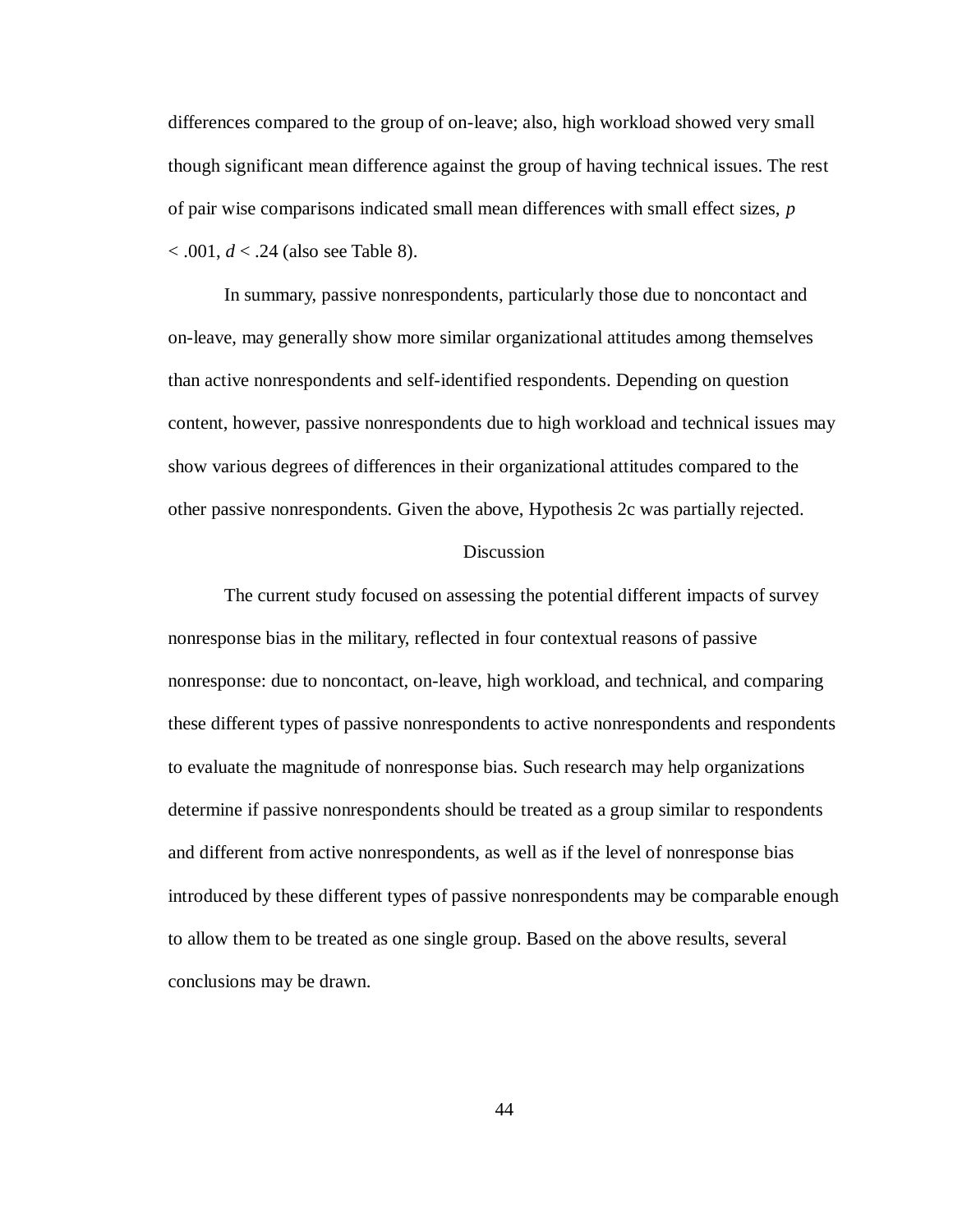differences compared to the group of on-leave; also, high workload showed very small though significant mean difference against the group of having technical issues. The rest of pair wise comparisons indicated small mean differences with small effect sizes, $p < .001$, $d < .24$ (also see Table 8).

In summary, passive nonrespondents, particularly those due to noncontact and on-leave, may generally show more similar organizational attitudes among themselves than active nonrespondents and self-identified respondents. Depending on question content, however, passive nonrespondents due to high workload and technical issues may show various degrees of differences in their organizational attitudes compared to the other passive nonrespondents. Given the above, Hypothesis 2c was partially rejected.

## Discussion

The current study focused on assessing the potential different impacts of survey nonresponse bias in the military, reflected in four contextual reasons of passive nonresponse: due to noncontact, on-leave, high workload, and technical, and comparing these different types of passive nonrespondents to active nonrespondents and respondents to evaluate the magnitude of nonresponse bias. Such research may help organizations determine if passive nonrespondents should be treated as a group similar to respondents and different from active nonrespondents, as well as if the level of nonresponse bias introduced by these different types of passive nonrespondents may be comparable enough to allow them to be treated as one single group. Based on the above results, several conclusions may be drawn.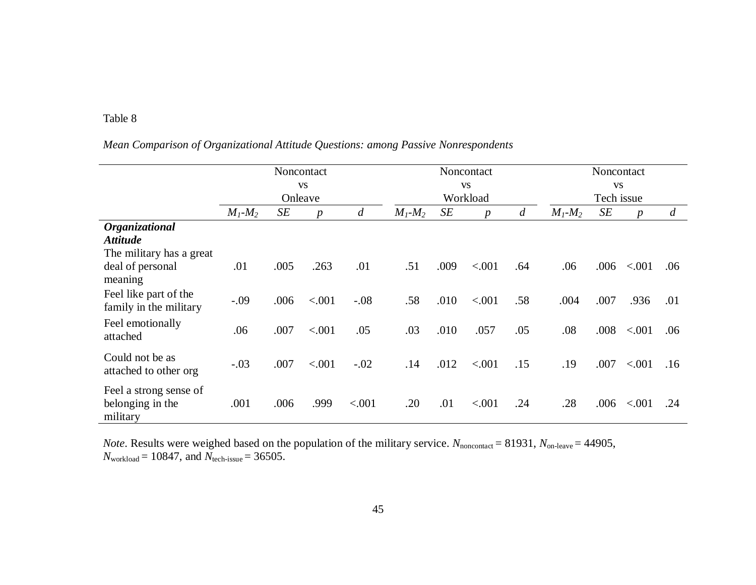Table 8

*Mean Comparison of Organizational Attitude Questions: among Passive Nonrespondents*

| | Noncontact vs Onleave | | | | Noncontact vs Workload | | | | Noncontact vs Tech issue | | | |
|---|---|---|---|---|---|---|---|---|---|---|---|---|
| | $M_1$-$M_2$ | *SE* | *p* | *d* | $M_1$-$M_2$ | *SE* | *p* | *d* | $M_1$-$M_2$ | *SE* | *p* | *d* |
| ***Organizational Attitude*** | | | | | | | | | | | | |
| The military has a great deal of personal meaning | .01 | .005 | .263 | .01 | .51 | .009 | <.001 | .64 | .06 | .006 | <.001 | .06 |
| Feel like part of the family in the military | -.09 | .006 | <.001 | -.08 | .58 | .010 | <.001 | .58 | .004 | .007 | .936 | .01 |
| Feel emotionally attached | .06 | .007 | <.001 | .05 | .03 | .010 | .057 | .05 | .08 | .008 | <.001 | .06 |
| Could not be as attached to other org | -.03 | .007 | <.001 | -.02 | .14 | .012 | <.001 | .15 | .19 | .007 | <.001 | .16 |
| Feel a strong sense of belonging in the military | .001 | .006 | .999 | <.001 | .20 | .01 | <.001 | .24 | .28 | .006 | <.001 | .24 |

*Note*. Results were weighed based on the population of the military service. $N_{\text{noncontact}}$ = 81931, $N_{\text{on-leave}}$ = 44905, $N_{\text{workload}}$ = 10847, and $N_{\text{tech-issue}}$ = 36505.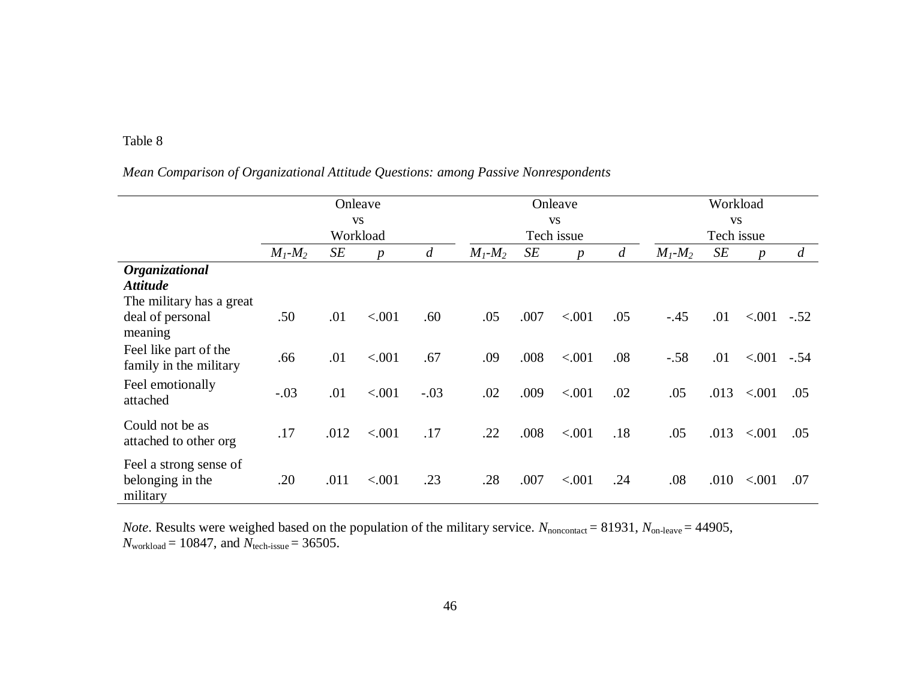Table 8

*Mean Comparison of Organizational Attitude Questions: among Passive Nonrespondents*

| | Onleave vs Workload | | | | Onleave vs Tech issue | | | | Workload vs Tech issue | | | |
|---|---|---|---|---|---|---|---|---|---|---|---|---|
| | $M_1$-$M_2$ | *SE* | *p* | *d* | $M_1$-$M_2$ | *SE* | *p* | *d* | $M_1$-$M_2$ | *SE* | *p* | *d* |
| ***Organizational Attitude*** | | | | | | | | | | | | |
| The military has a great deal of personal meaning | .50 | .01 | <.001 | .60 | .05 | .007 | <.001 | .05 | -.45 | .01 | <.001 | -.52 |
| Feel like part of the family in the military | .66 | .01 | <.001 | .67 | .09 | .008 | <.001 | .08 | -.58 | .01 | <.001 | -.54 |
| Feel emotionally attached | -.03 | .01 | <.001 | -.03 | .02 | .009 | <.001 | .02 | .05 | .013 | <.001 | .05 |
| Could not be as attached to other org | .17 | .012 | <.001 | .17 | .22 | .008 | <.001 | .18 | .05 | .013 | <.001 | .05 |
| Feel a strong sense of belonging in the military | .20 | .011 | <.001 | .23 | .28 | .007 | <.001 | .24 | .08 | .010 | <.001 | .07 |

*Note*. Results were weighed based on the population of the military service. $N_{\text{noncontact}}$ = 81931, $N_{\text{on-leave}}$ = 44905, $N_{\text{workload}}$ = 10847, and $N_{\text{tech-issue}}$ = 36505.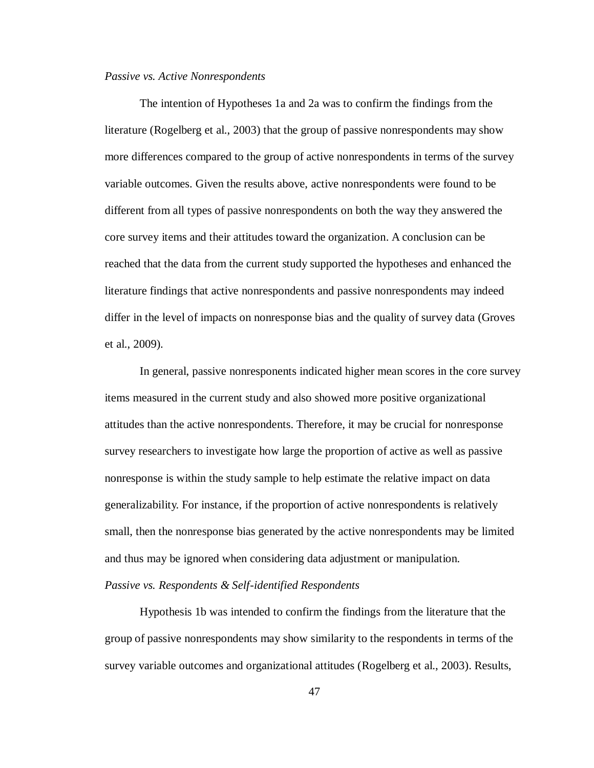*Passive vs. Active Nonrespondents*

The intention of Hypotheses 1a and 2a was to confirm the findings from the literature (Rogelberg et al., 2003) that the group of passive nonrespondents may show more differences compared to the group of active nonrespondents in terms of the survey variable outcomes. Given the results above, active nonrespondents were found to be different from all types of passive nonrespondents on both the way they answered the core survey items and their attitudes toward the organization. A conclusion can be reached that the data from the current study supported the hypotheses and enhanced the literature findings that active nonrespondents and passive nonrespondents may indeed differ in the level of impacts on nonresponse bias and the quality of survey data (Groves et al., 2009).

In general, passive nonresponents indicated higher mean scores in the core survey items measured in the current study and also showed more positive organizational attitudes than the active nonrespondents. Therefore, it may be crucial for nonresponse survey researchers to investigate how large the proportion of active as well as passive nonresponse is within the study sample to help estimate the relative impact on data generalizability. For instance, if the proportion of active nonrespondents is relatively small, then the nonresponse bias generated by the active nonrespondents may be limited and thus may be ignored when considering data adjustment or manipulation.

*Passive vs. Respondents & Self-identified Respondents*

Hypothesis 1b was intended to confirm the findings from the literature that the group of passive nonrespondents may show similarity to the respondents in terms of the survey variable outcomes and organizational attitudes (Rogelberg et al., 2003). Results,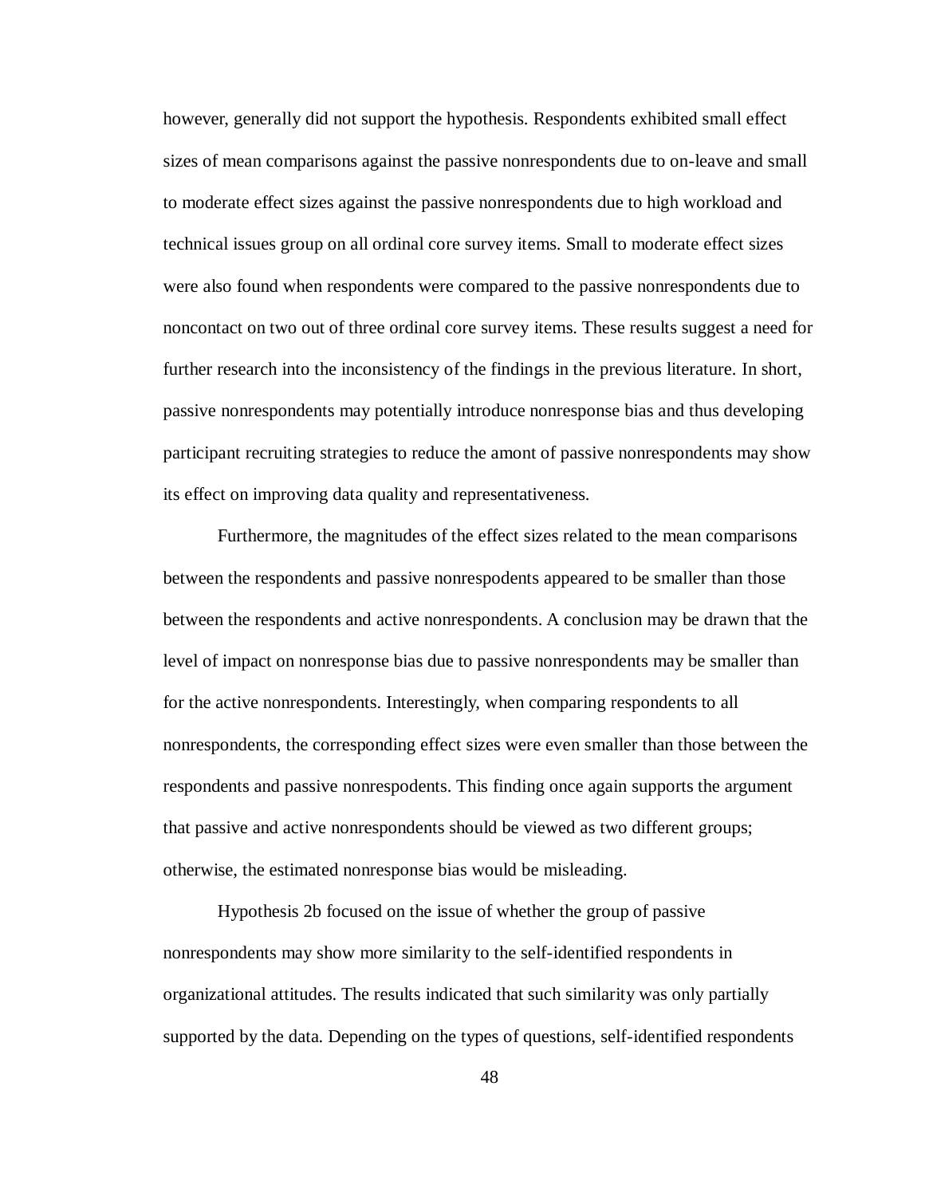however, generally did not support the hypothesis. Respondents exhibited small effect sizes of mean comparisons against the passive nonrespondents due to on-leave and small to moderate effect sizes against the passive nonrespondents due to high workload and technical issues group on all ordinal core survey items. Small to moderate effect sizes were also found when respondents were compared to the passive nonrespondents due to noncontact on two out of three ordinal core survey items. These results suggest a need for further research into the inconsistency of the findings in the previous literature. In short, passive nonrespondents may potentially introduce nonresponse bias and thus developing participant recruiting strategies to reduce the amont of passive nonrespondents may show its effect on improving data quality and representativeness.

Furthermore, the magnitudes of the effect sizes related to the mean comparisons between the respondents and passive nonrespodents appeared to be smaller than those between the respondents and active nonrespondents. A conclusion may be drawn that the level of impact on nonresponse bias due to passive nonrespondents may be smaller than for the active nonrespondents. Interestingly, when comparing respondents to all nonrespondents, the corresponding effect sizes were even smaller than those between the respondents and passive nonrespodents. This finding once again supports the argument that passive and active nonrespondents should be viewed as two different groups; otherwise, the estimated nonresponse bias would be misleading.

Hypothesis 2b focused on the issue of whether the group of passive nonrespondents may show more similarity to the self-identified respondents in organizational attitudes. The results indicated that such similarity was only partially supported by the data. Depending on the types of questions, self-identified respondents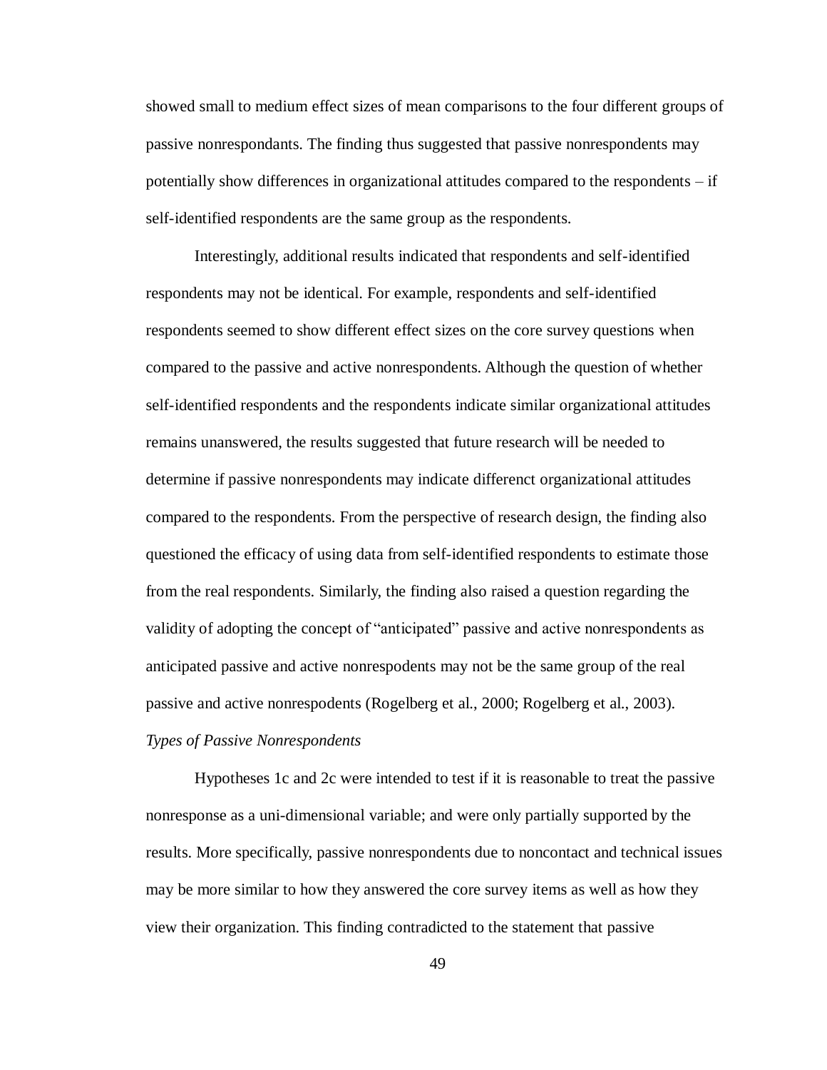showed small to medium effect sizes of mean comparisons to the four different groups of passive nonrespondants. The finding thus suggested that passive nonrespondents may potentially show differences in organizational attitudes compared to the respondents – if self-identified respondents are the same group as the respondents.

Interestingly, additional results indicated that respondents and self-identified respondents may not be identical. For example, respondents and self-identified respondents seemed to show different effect sizes on the core survey questions when compared to the passive and active nonrespondents. Although the question of whether self-identified respondents and the respondents indicate similar organizational attitudes remains unanswered, the results suggested that future research will be needed to determine if passive nonrespondents may indicate differenct organizational attitudes compared to the respondents. From the perspective of research design, the finding also questioned the efficacy of using data from self-identified respondents to estimate those from the real respondents. Similarly, the finding also raised a question regarding the validity of adopting the concept of "anticipated" passive and active nonrespondents as anticipated passive and active nonrespodents may not be the same group of the real passive and active nonrespodents (Rogelberg et al., 2000; Rogelberg et al., 2003).

*Types of Passive Nonrespondents*

Hypotheses 1c and 2c were intended to test if it is reasonable to treat the passive nonresponse as a uni-dimensional variable; and were only partially supported by the results. More specifically, passive nonrespondents due to noncontact and technical issues may be more similar to how they answered the core survey items as well as how they view their organization. This finding contradicted to the statement that passive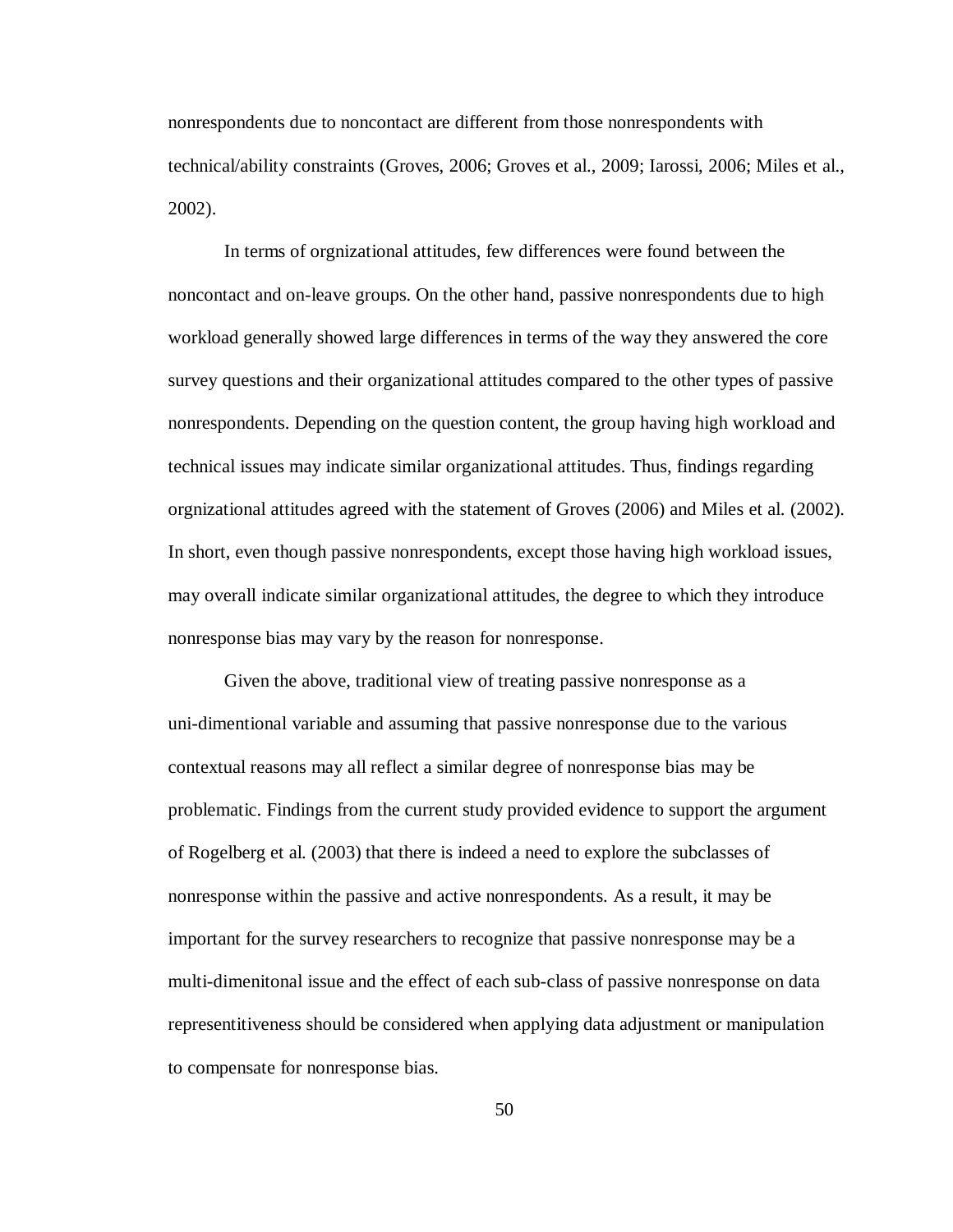nonrespondents due to noncontact are different from those nonrespondents with technical/ability constraints (Groves, 2006; Groves et al., 2009; Iarossi, 2006; Miles et al., 2002).

In terms of orgnizational attitudes, few differences were found between the noncontact and on-leave groups. On the other hand, passive nonrespondents due to high workload generally showed large differences in terms of the way they answered the core survey questions and their organizational attitudes compared to the other types of passive nonrespondents. Depending on the question content, the group having high workload and technical issues may indicate similar organizational attitudes. Thus, findings regarding orgnizational attitudes agreed with the statement of Groves (2006) and Miles et al. (2002). In short, even though passive nonrespondents, except those having high workload issues, may overall indicate similar organizational attitudes, the degree to which they introduce nonresponse bias may vary by the reason for nonresponse.

Given the above, traditional view of treating passive nonresponse as a uni-dimentional variable and assuming that passive nonresponse due to the various contextual reasons may all reflect a similar degree of nonresponse bias may be problematic. Findings from the current study provided evidence to support the argument of Rogelberg et al. (2003) that there is indeed a need to explore the subclasses of nonresponse within the passive and active nonrespondents. As a result, it may be important for the survey researchers to recognize that passive nonresponse may be a multi-dimenitonal issue and the effect of each sub-class of passive nonresponse on data representitiveness should be considered when applying data adjustment or manipulation to compensate for nonresponse bias.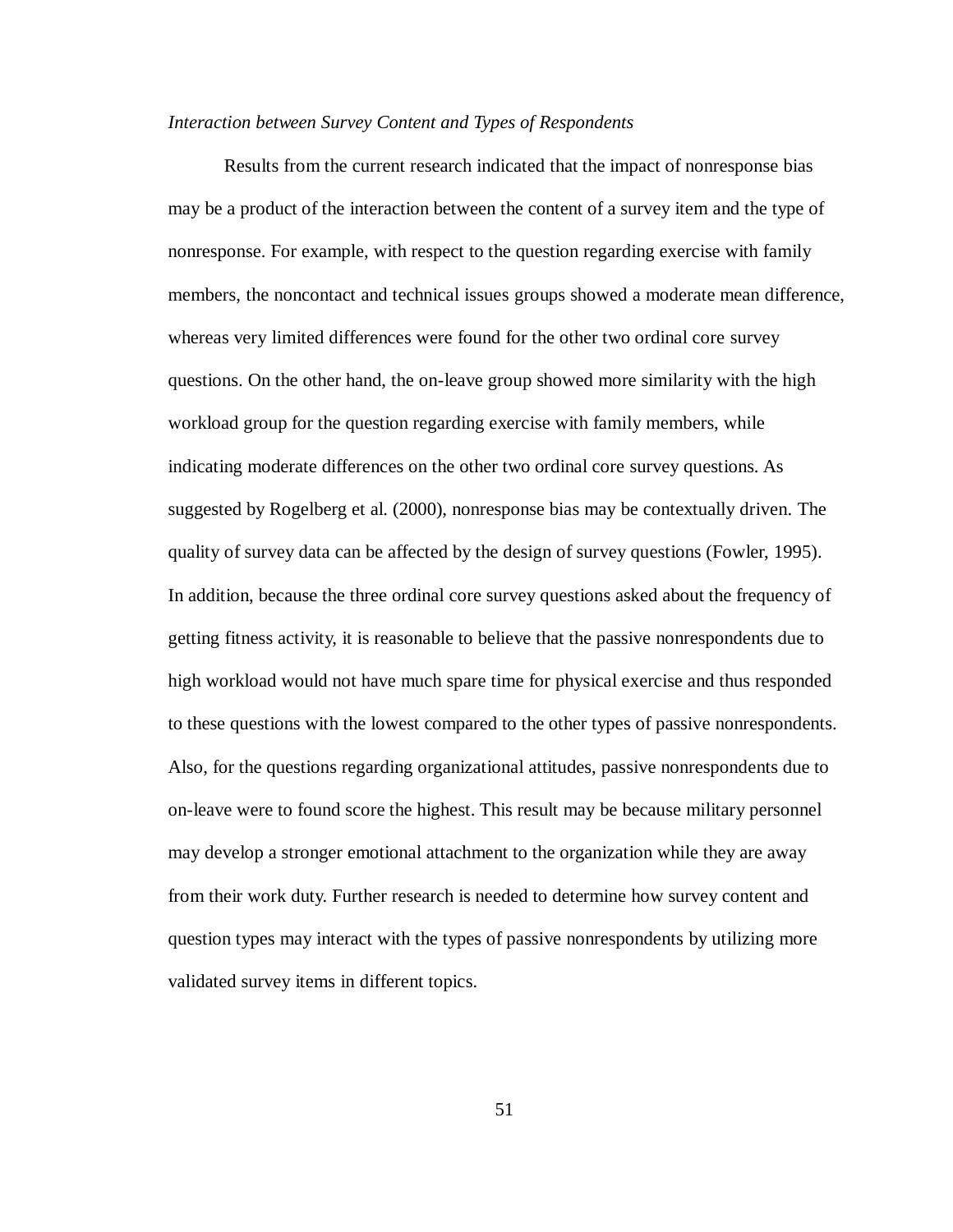*Interaction between Survey Content and Types of Respondents*

Results from the current research indicated that the impact of nonresponse bias may be a product of the interaction between the content of a survey item and the type of nonresponse. For example, with respect to the question regarding exercise with family members, the noncontact and technical issues groups showed a moderate mean difference, whereas very limited differences were found for the other two ordinal core survey questions. On the other hand, the on-leave group showed more similarity with the high workload group for the question regarding exercise with family members, while indicating moderate differences on the other two ordinal core survey questions. As suggested by Rogelberg et al. (2000), nonresponse bias may be contextually driven. The quality of survey data can be affected by the design of survey questions (Fowler, 1995). In addition, because the three ordinal core survey questions asked about the frequency of getting fitness activity, it is reasonable to believe that the passive nonrespondents due to high workload would not have much spare time for physical exercise and thus responded to these questions with the lowest compared to the other types of passive nonrespondents. Also, for the questions regarding organizational attitudes, passive nonrespondents due to on-leave were to found score the highest. This result may be because military personnel may develop a stronger emotional attachment to the organization while they are away from their work duty. Further research is needed to determine how survey content and question types may interact with the types of passive nonrespondents by utilizing more validated survey items in different topics.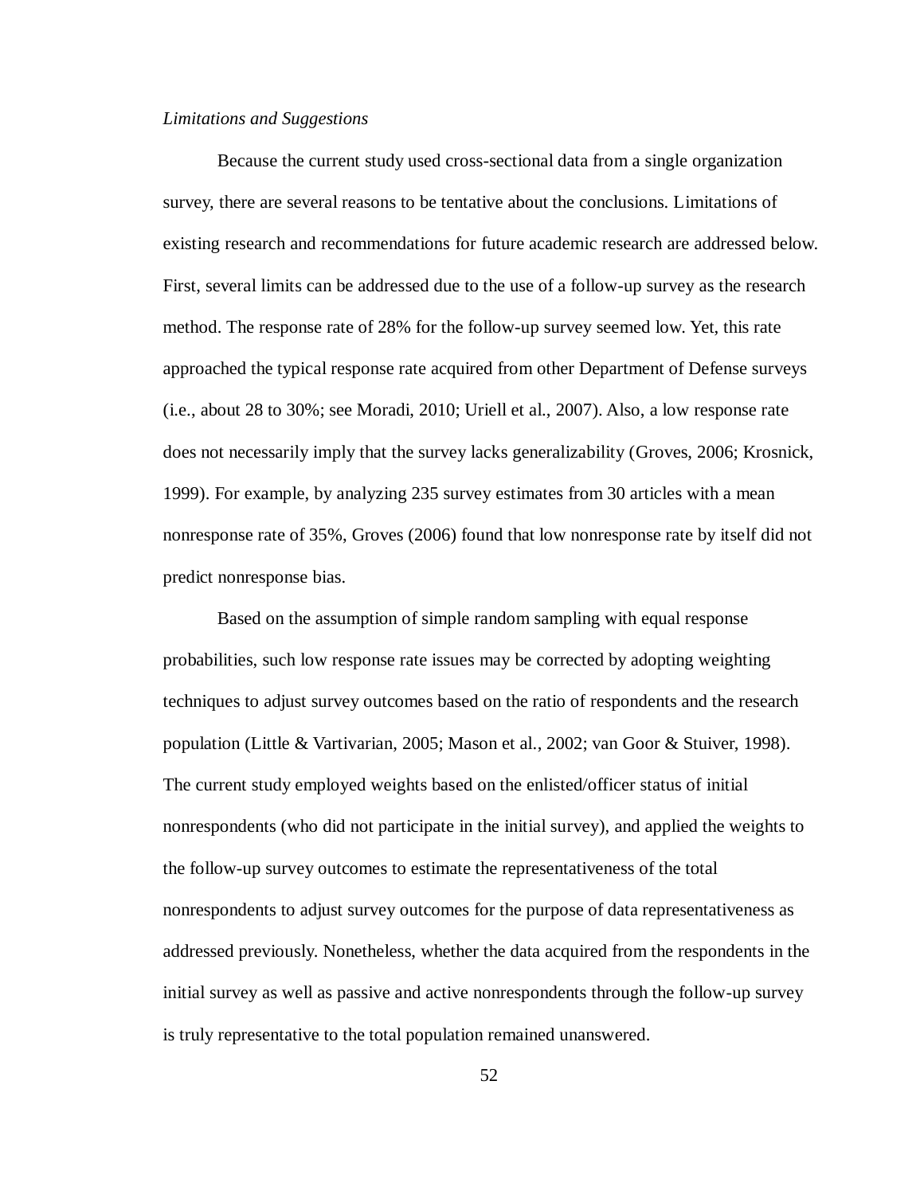*Limitations and Suggestions*

Because the current study used cross-sectional data from a single organization survey, there are several reasons to be tentative about the conclusions. Limitations of existing research and recommendations for future academic research are addressed below. First, several limits can be addressed due to the use of a follow-up survey as the research method. The response rate of 28% for the follow-up survey seemed low. Yet, this rate approached the typical response rate acquired from other Department of Defense surveys (i.e., about 28 to 30%; see Moradi, 2010; Uriell et al., 2007). Also, a low response rate does not necessarily imply that the survey lacks generalizability (Groves, 2006; Krosnick, 1999). For example, by analyzing 235 survey estimates from 30 articles with a mean nonresponse rate of 35%, Groves (2006) found that low nonresponse rate by itself did not predict nonresponse bias.

Based on the assumption of simple random sampling with equal response probabilities, such low response rate issues may be corrected by adopting weighting techniques to adjust survey outcomes based on the ratio of respondents and the research population (Little & Vartivarian, 2005; Mason et al., 2002; van Goor & Stuiver, 1998). The current study employed weights based on the enlisted/officer status of initial nonrespondents (who did not participate in the initial survey), and applied the weights to the follow-up survey outcomes to estimate the representativeness of the total nonrespondents to adjust survey outcomes for the purpose of data representativeness as addressed previously. Nonetheless, whether the data acquired from the respondents in the initial survey as well as passive and active nonrespondents through the follow-up survey is truly representative to the total population remained unanswered.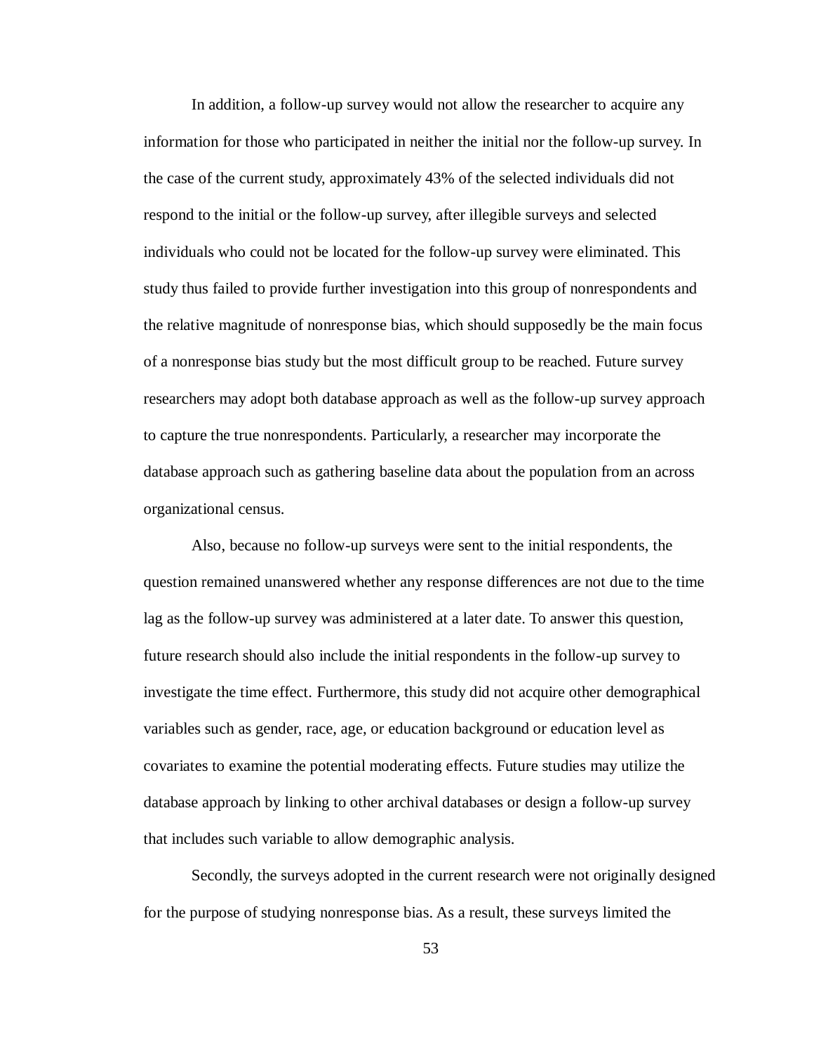In addition, a follow-up survey would not allow the researcher to acquire any information for those who participated in neither the initial nor the follow-up survey. In the case of the current study, approximately 43% of the selected individuals did not respond to the initial or the follow-up survey, after illegible surveys and selected individuals who could not be located for the follow-up survey were eliminated. This study thus failed to provide further investigation into this group of nonrespondents and the relative magnitude of nonresponse bias, which should supposedly be the main focus of a nonresponse bias study but the most difficult group to be reached. Future survey researchers may adopt both database approach as well as the follow-up survey approach to capture the true nonrespondents. Particularly, a researcher may incorporate the database approach such as gathering baseline data about the population from an across organizational census.

Also, because no follow-up surveys were sent to the initial respondents, the question remained unanswered whether any response differences are not due to the time lag as the follow-up survey was administered at a later date. To answer this question, future research should also include the initial respondents in the follow-up survey to investigate the time effect. Furthermore, this study did not acquire other demographical variables such as gender, race, age, or education background or education level as covariates to examine the potential moderating effects. Future studies may utilize the database approach by linking to other archival databases or design a follow-up survey that includes such variable to allow demographic analysis.

Secondly, the surveys adopted in the current research were not originally designed for the purpose of studying nonresponse bias. As a result, these surveys limited the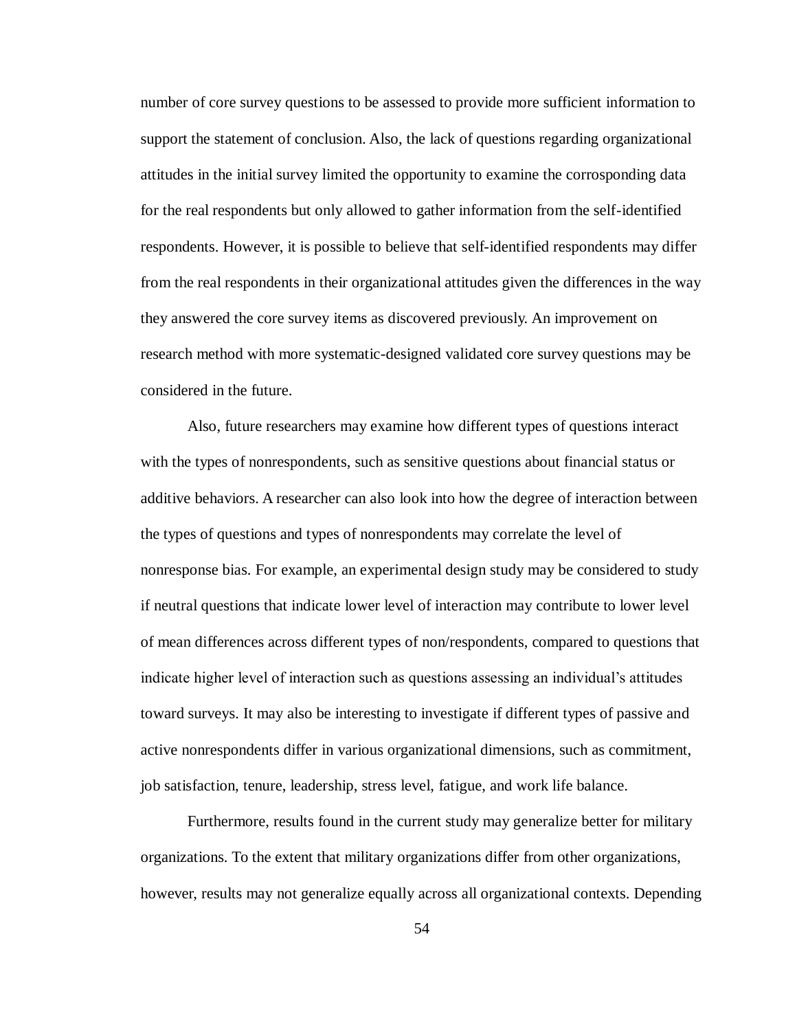number of core survey questions to be assessed to provide more sufficient information to support the statement of conclusion. Also, the lack of questions regarding organizational attitudes in the initial survey limited the opportunity to examine the corrosponding data for the real respondents but only allowed to gather information from the self-identified respondents. However, it is possible to believe that self-identified respondents may differ from the real respondents in their organizational attitudes given the differences in the way they answered the core survey items as discovered previously. An improvement on research method with more systematic-designed validated core survey questions may be considered in the future.

Also, future researchers may examine how different types of questions interact with the types of nonrespondents, such as sensitive questions about financial status or additive behaviors. A researcher can also look into how the degree of interaction between the types of questions and types of nonrespondents may correlate the level of nonresponse bias. For example, an experimental design study may be considered to study if neutral questions that indicate lower level of interaction may contribute to lower level of mean differences across different types of non/respondents, compared to questions that indicate higher level of interaction such as questions assessing an individual's attitudes toward surveys. It may also be interesting to investigate if different types of passive and active nonrespondents differ in various organizational dimensions, such as commitment, job satisfaction, tenure, leadership, stress level, fatigue, and work life balance.

Furthermore, results found in the current study may generalize better for military organizations. To the extent that military organizations differ from other organizations, however, results may not generalize equally across all organizational contexts. Depending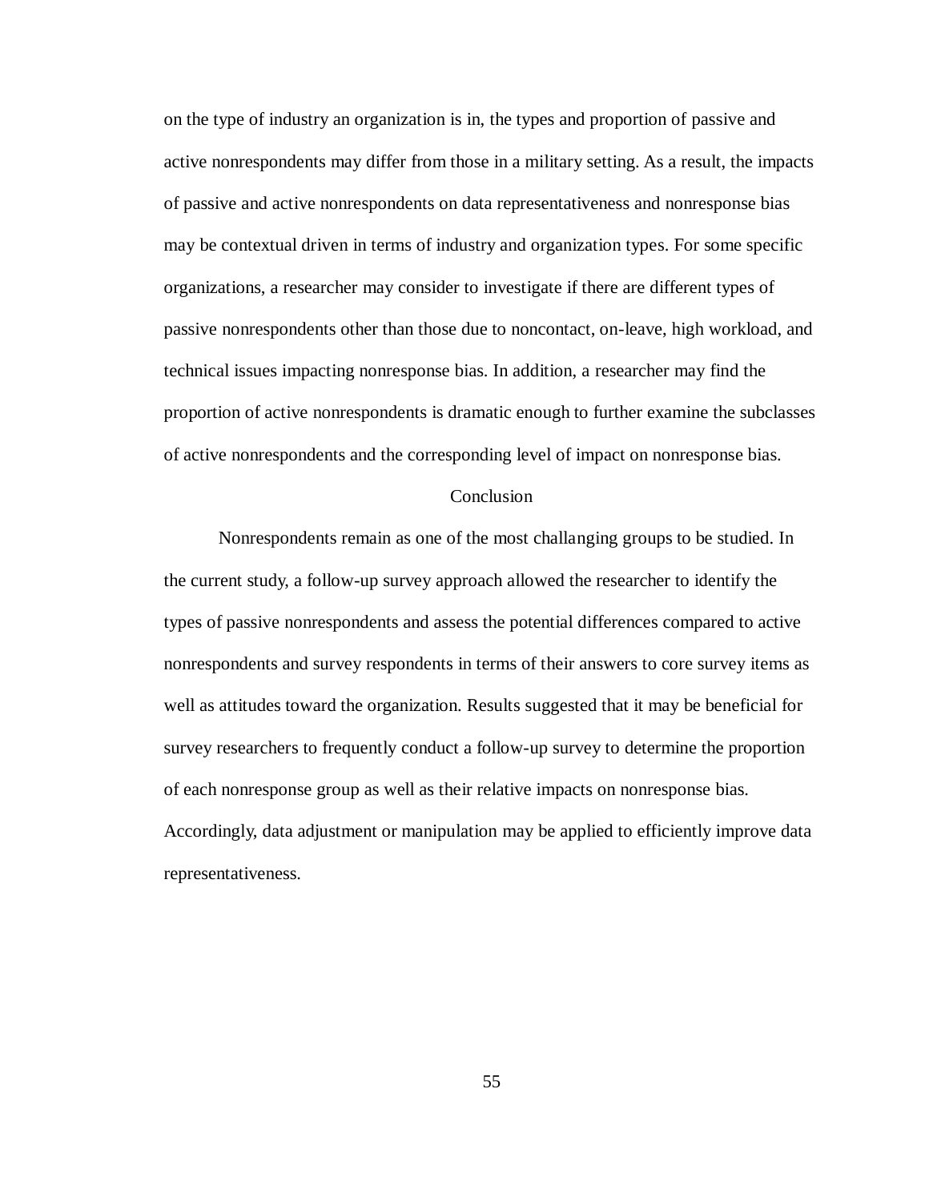on the type of industry an organization is in, the types and proportion of passive and active nonrespondents may differ from those in a military setting. As a result, the impacts of passive and active nonrespondents on data representativeness and nonresponse bias may be contextual driven in terms of industry and organization types. For some specific organizations, a researcher may consider to investigate if there are different types of passive nonrespondents other than those due to noncontact, on-leave, high workload, and technical issues impacting nonresponse bias. In addition, a researcher may find the proportion of active nonrespondents is dramatic enough to further examine the subclasses of active nonrespondents and the corresponding level of impact on nonresponse bias.

## Conclusion

Nonrespondents remain as one of the most challanging groups to be studied. In the current study, a follow-up survey approach allowed the researcher to identify the types of passive nonrespondents and assess the potential differences compared to active nonrespondents and survey respondents in terms of their answers to core survey items as well as attitudes toward the organization. Results suggested that it may be beneficial for survey researchers to frequently conduct a follow-up survey to determine the proportion of each nonresponse group as well as their relative impacts on nonresponse bias. Accordingly, data adjustment or manipulation may be applied to efficiently improve data representativeness.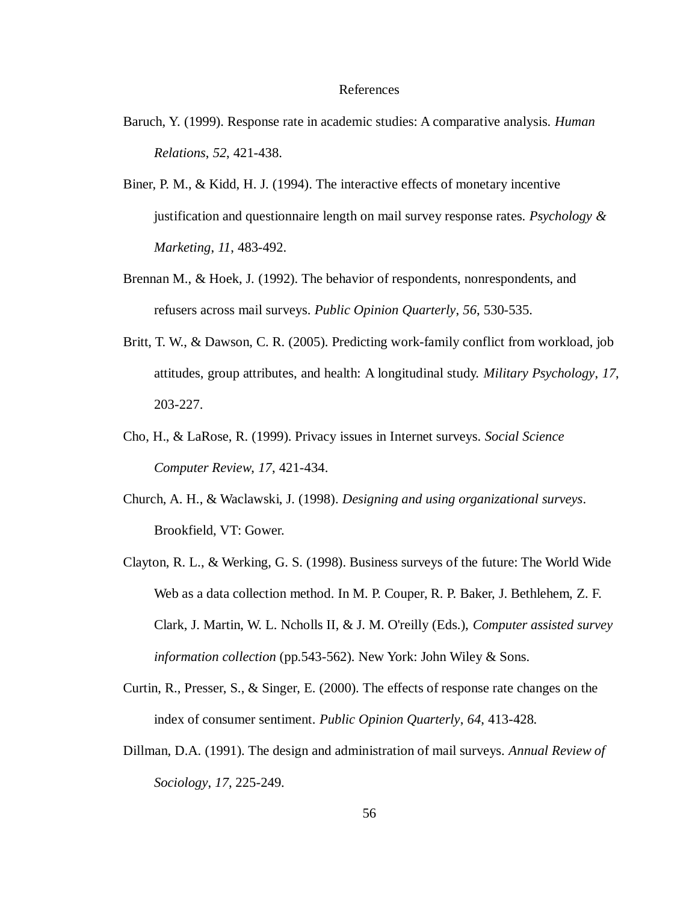# References

Baruch, Y. (1999). Response rate in academic studies: A comparative analysis. *Human Relations*, *52*, 421-438.

Biner, P. M., & Kidd, H. J. (1994). The interactive effects of monetary incentive justification and questionnaire length on mail survey response rates. *Psychology & Marketing*, *11*, 483-492.

Brennan M., & Hoek, J. (1992). The behavior of respondents, nonrespondents, and refusers across mail surveys. *Public Opinion Quarterly*, *56*, 530-535.

Britt, T. W., & Dawson, C. R. (2005). Predicting work-family conflict from workload, job attitudes, group attributes, and health: A longitudinal study. *Military Psychology*, *17*, 203-227.

Cho, H., & LaRose, R. (1999). Privacy issues in Internet surveys. *Social Science Computer Review*, *17*, 421-434.

Church, A. H., & Waclawski, J. (1998). *Designing and using organizational surveys*. Brookfield, VT: Gower.

Clayton, R. L., & Werking, G. S. (1998). Business surveys of the future: The World Wide Web as a data collection method. In M. P. Couper, R. P. Baker, J. Bethlehem, Z. F. Clark, J. Martin, W. L. Ncholls II, & J. M. O'reilly (Eds.), *Computer assisted survey information collection* (pp.543-562). New York: John Wiley & Sons.

Curtin, R., Presser, S., & Singer, E. (2000). The effects of response rate changes on the index of consumer sentiment. *Public Opinion Quarterly*, *64*, 413-428.

Dillman, D.A. (1991). The design and administration of mail surveys. *Annual Review of Sociology*, *17*, 225-249.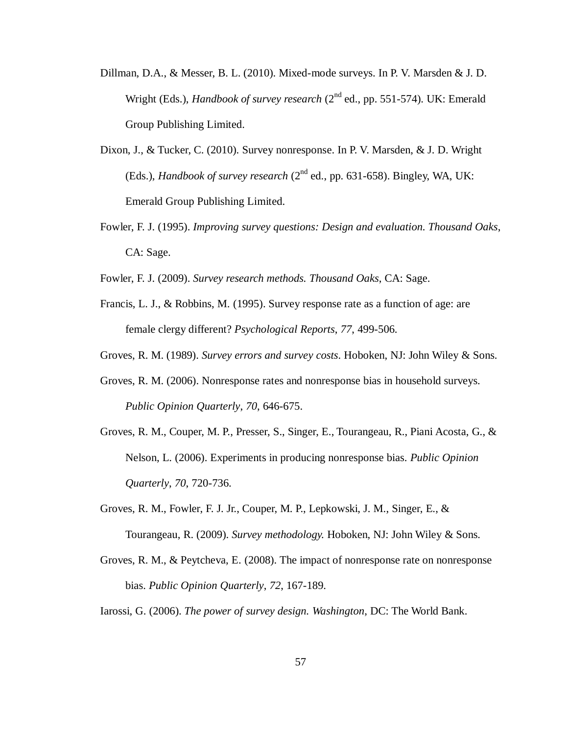Dillman, D.A., & Messer, B. L. (2010). Mixed-mode surveys. In P. V. Marsden & J. D. Wright (Eds.), *Handbook of survey research* ($2^{nd}$ ed., pp. 551-574). UK: Emerald Group Publishing Limited.

Dixon, J., & Tucker, C. (2010). Survey nonresponse. In P. V. Marsden, & J. D. Wright (Eds.), *Handbook of survey research* ($2^{nd}$ ed., pp. 631-658). Bingley, WA, UK: Emerald Group Publishing Limited.

Fowler, F. J. (1995). *Improving survey questions: Design and evaluation. Thousand Oaks*, CA: Sage.

Fowler, F. J. (2009). *Survey research methods. Thousand Oaks*, CA: Sage.

Francis, L. J., & Robbins, M. (1995). Survey response rate as a function of age: are female clergy different? *Psychological Reports*, *77*, 499-506.

Groves, R. M. (1989). *Survey errors and survey costs*. Hoboken, NJ: John Wiley & Sons.

Groves, R. M. (2006). Nonresponse rates and nonresponse bias in household surveys. *Public Opinion Quarterly*, *70*, 646-675.

Groves, R. M., Couper, M. P., Presser, S., Singer, E., Tourangeau, R., Piani Acosta, G., & Nelson, L. (2006). Experiments in producing nonresponse bias. *Public Opinion Quarterly*, *70*, 720-736.

Groves, R. M., Fowler, F. J. Jr., Couper, M. P., Lepkowski, J. M., Singer, E., & Tourangeau, R. (2009). *Survey methodology.* Hoboken, NJ: John Wiley & Sons.

Groves, R. M., & Peytcheva, E. (2008). The impact of nonresponse rate on nonresponse bias. *Public Opinion Quarterly*, *72*, 167-189.

Iarossi, G. (2006). *The power of survey design. Washington*, DC: The World Bank.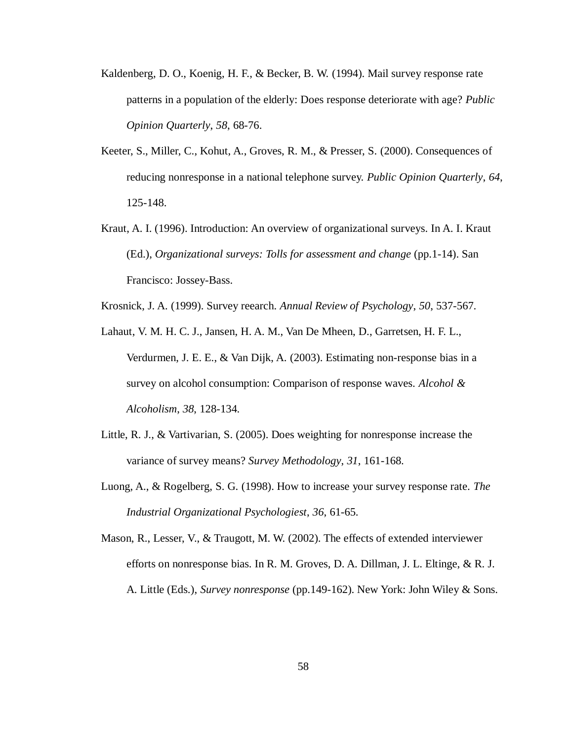Kaldenberg, D. O., Koenig, H. F., & Becker, B. W. (1994). Mail survey response rate patterns in a population of the elderly: Does response deteriorate with age? *Public Opinion Quarterly*, *58*, 68-76.

Keeter, S., Miller, C., Kohut, A., Groves, R. M., & Presser, S. (2000). Consequences of reducing nonresponse in a national telephone survey. *Public Opinion Quarterly*, *64*, 125-148.

Kraut, A. I. (1996). Introduction: An overview of organizational surveys. In A. I. Kraut (Ed.), *Organizational surveys: Tolls for assessment and change* (pp.1-14). San Francisco: Jossey-Bass.

Krosnick, J. A. (1999). Survey reearch. *Annual Review of Psychology*, *50*, 537-567.

Lahaut, V. M. H. C. J., Jansen, H. A. M., Van De Mheen, D., Garretsen, H. F. L., Verdurmen, J. E. E., & Van Dijk, A. (2003). Estimating non-response bias in a survey on alcohol consumption: Comparison of response waves. *Alcohol & Alcoholism*, *38*, 128-134.

Little, R. J., & Vartivarian, S. (2005). Does weighting for nonresponse increase the variance of survey means? *Survey Methodology*, *31*, 161-168.

Luong, A., & Rogelberg, S. G. (1998). How to increase your survey response rate. *The Industrial Organizational Psychologiest*, *36*, 61-65.

Mason, R., Lesser, V., & Traugott, M. W. (2002). The effects of extended interviewer efforts on nonresponse bias. In R. M. Groves, D. A. Dillman, J. L. Eltinge, & R. J. A. Little (Eds.), *Survey nonresponse* (pp.149-162). New York: John Wiley & Sons.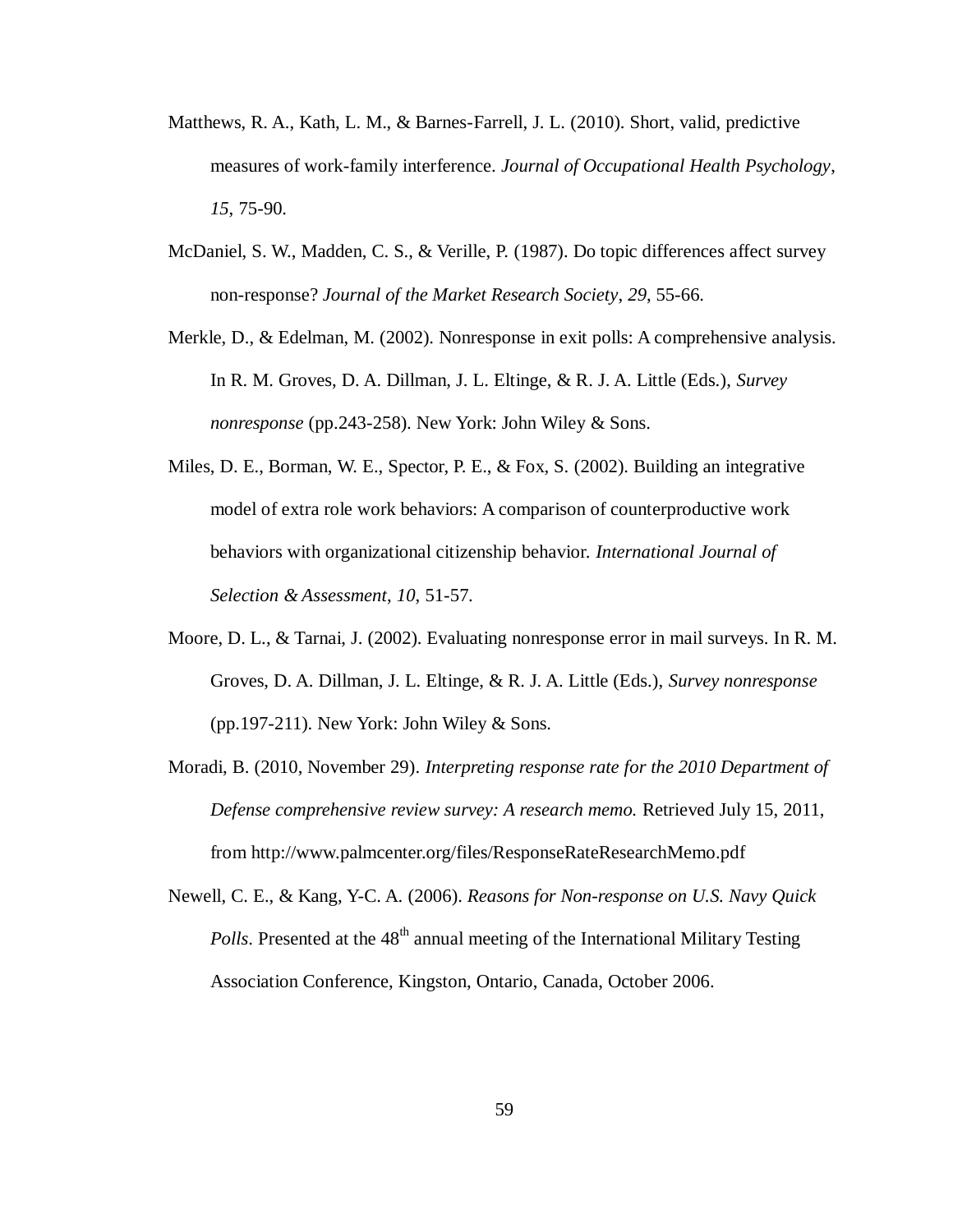Matthews, R. A., Kath, L. M., & Barnes-Farrell, J. L. (2010). Short, valid, predictive measures of work-family interference. *Journal of Occupational Health Psychology*, *15*, 75-90.

McDaniel, S. W., Madden, C. S., & Verille, P. (1987). Do topic differences affect survey non-response? *Journal of the Market Research Society*, *29*, 55-66.

Merkle, D., & Edelman, M. (2002). Nonresponse in exit polls: A comprehensive analysis. In R. M. Groves, D. A. Dillman, J. L. Eltinge, & R. J. A. Little (Eds.), *Survey nonresponse* (pp.243-258). New York: John Wiley & Sons.

Miles, D. E., Borman, W. E., Spector, P. E., & Fox, S. (2002). Building an integrative model of extra role work behaviors: A comparison of counterproductive work behaviors with organizational citizenship behavior. *International Journal of Selection & Assessment*, *10*, 51-57.

Moore, D. L., & Tarnai, J. (2002). Evaluating nonresponse error in mail surveys. In R. M. Groves, D. A. Dillman, J. L. Eltinge, & R. J. A. Little (Eds.), *Survey nonresponse* (pp.197-211). New York: John Wiley & Sons.

Moradi, B. (2010, November 29). *Interpreting response rate for the 2010 Department of Defense comprehensive review survey: A research memo.* Retrieved July 15, 2011, from http://www.palmcenter.org/files/ResponseRateResearchMemo.pdf

Newell, C. E., & Kang, Y-C. A. (2006). *Reasons for Non-response on U.S. Navy Quick Polls*. Presented at the 48th annual meeting of the International Military Testing Association Conference, Kingston, Ontario, Canada, October 2006.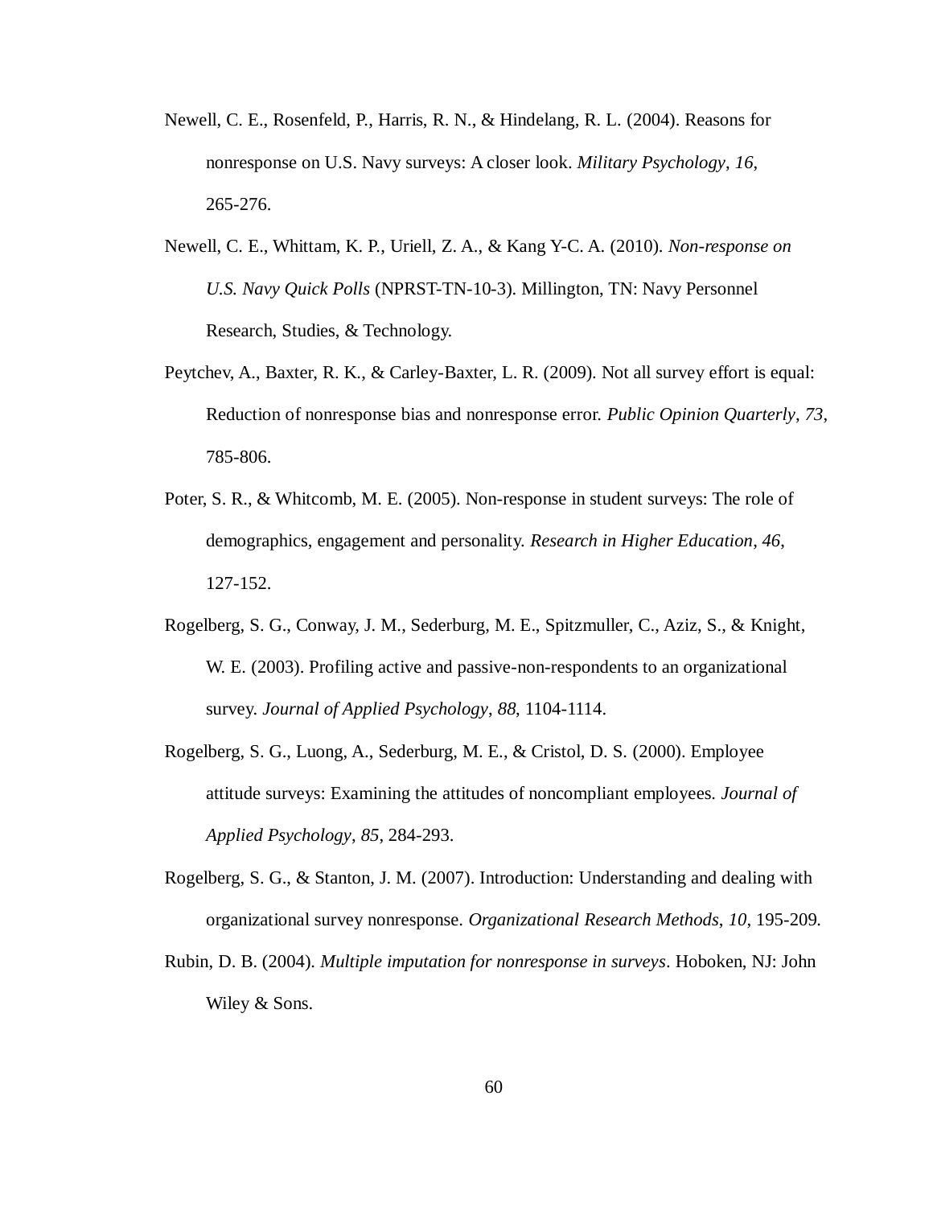Newell, C. E., Rosenfeld, P., Harris, R. N., & Hindelang, R. L. (2004). Reasons for nonresponse on U.S. Navy surveys: A closer look. *Military Psychology*, *16*, 265-276.

Newell, C. E., Whittam, K. P., Uriell, Z. A., & Kang Y-C. A. (2010). *Non-response on U.S. Navy Quick Polls* (NPRST-TN-10-3). Millington, TN: Navy Personnel Research, Studies, & Technology.

Peytchev, A., Baxter, R. K., & Carley-Baxter, L. R. (2009). Not all survey effort is equal: Reduction of nonresponse bias and nonresponse error. *Public Opinion Quarterly*, *73*, 785-806.

Poter, S. R., & Whitcomb, M. E. (2005). Non-response in student surveys: The role of demographics, engagement and personality. *Research in Higher Education*, *46*, 127-152.

Rogelberg, S. G., Conway, J. M., Sederburg, M. E., Spitzmuller, C., Aziz, S., & Knight, W. E. (2003). Profiling active and passive-non-respondents to an organizational survey. *Journal of Applied Psychology*, *88*, 1104-1114.

Rogelberg, S. G., Luong, A., Sederburg, M. E., & Cristol, D. S. (2000). Employee attitude surveys: Examining the attitudes of noncompliant employees. *Journal of Applied Psychology*, *85*, 284-293.

Rogelberg, S. G., & Stanton, J. M. (2007). Introduction: Understanding and dealing with organizational survey nonresponse. *Organizational Research Methods*, *10*, 195-209.

Rubin, D. B. (2004). *Multiple imputation for nonresponse in surveys*. Hoboken, NJ: John Wiley & Sons.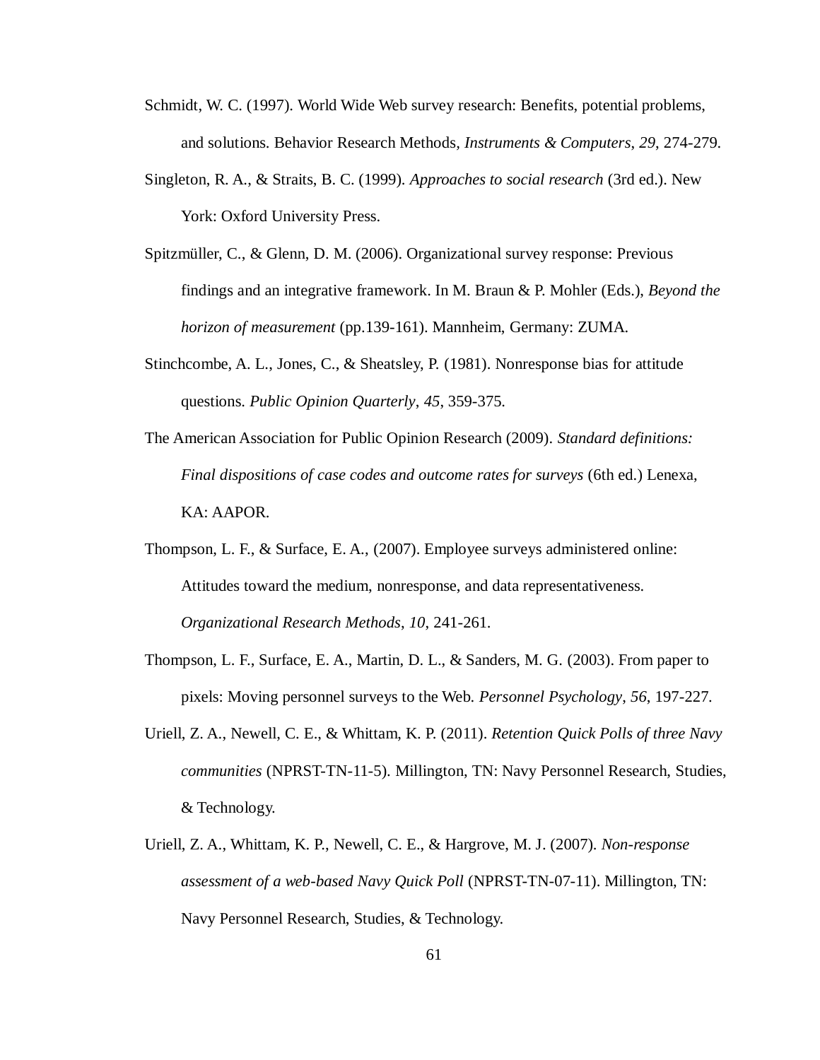Schmidt, W. C. (1997). World Wide Web survey research: Benefits, potential problems, and solutions. Behavior Research Methods, *Instruments & Computers*, *29*, 274-279.

Singleton, R. A., & Straits, B. C. (1999). *Approaches to social research* (3rd ed.). New York: Oxford University Press.

Spitzmüller, C., & Glenn, D. M. (2006). Organizational survey response: Previous findings and an integrative framework. In M. Braun & P. Mohler (Eds.), *Beyond the horizon of measurement* (pp.139-161). Mannheim, Germany: ZUMA.

Stinchcombe, A. L., Jones, C., & Sheatsley, P. (1981). Nonresponse bias for attitude questions. *Public Opinion Quarterly*, *45*, 359-375.

The American Association for Public Opinion Research (2009). *Standard definitions: Final dispositions of case codes and outcome rates for surveys* (6th ed.) Lenexa, KA: AAPOR.

Thompson, L. F., & Surface, E. A., (2007). Employee surveys administered online: Attitudes toward the medium, nonresponse, and data representativeness. *Organizational Research Methods*, *10*, 241-261.

Thompson, L. F., Surface, E. A., Martin, D. L., & Sanders, M. G. (2003). From paper to pixels: Moving personnel surveys to the Web. *Personnel Psychology*, *56*, 197-227.

Uriell, Z. A., Newell, C. E., & Whittam, K. P. (2011). *Retention Quick Polls of three Navy communities* (NPRST-TN-11-5). Millington, TN: Navy Personnel Research, Studies, & Technology.

Uriell, Z. A., Whittam, K. P., Newell, C. E., & Hargrove, M. J. (2007). *Non-response assessment of a web-based Navy Quick Poll* (NPRST-TN-07-11). Millington, TN: Navy Personnel Research, Studies, & Technology.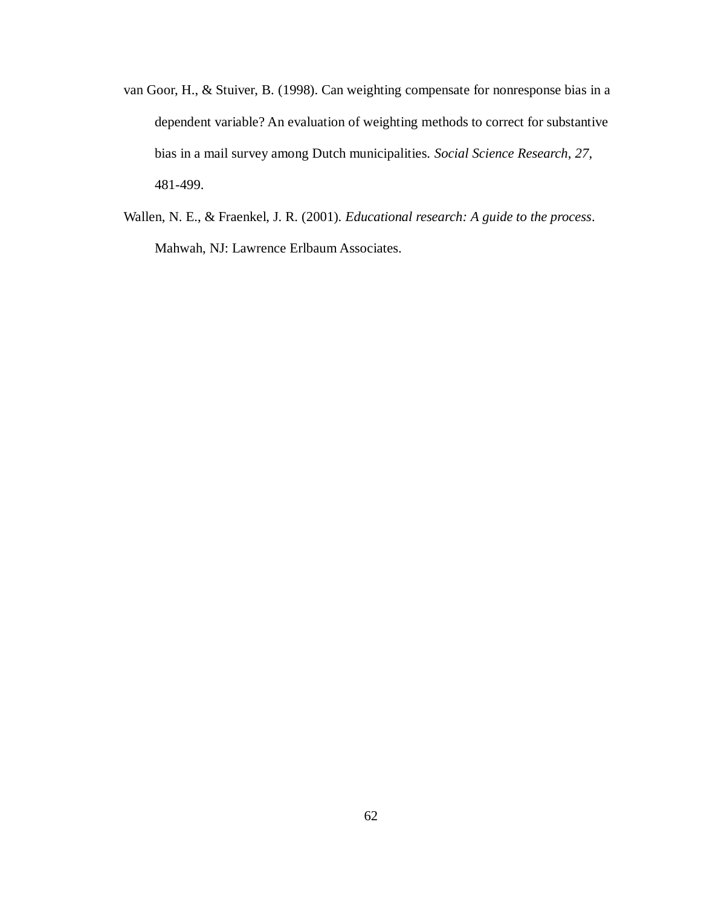van Goor, H., & Stuiver, B. (1998). Can weighting compensate for nonresponse bias in a dependent variable? An evaluation of weighting methods to correct for substantive bias in a mail survey among Dutch municipalities. *Social Science Research*, *27*, 481-499.

Wallen, N. E., & Fraenkel, J. R. (2001). *Educational research: A guide to the process*. Mahwah, NJ: Lawrence Erlbaum Associates.